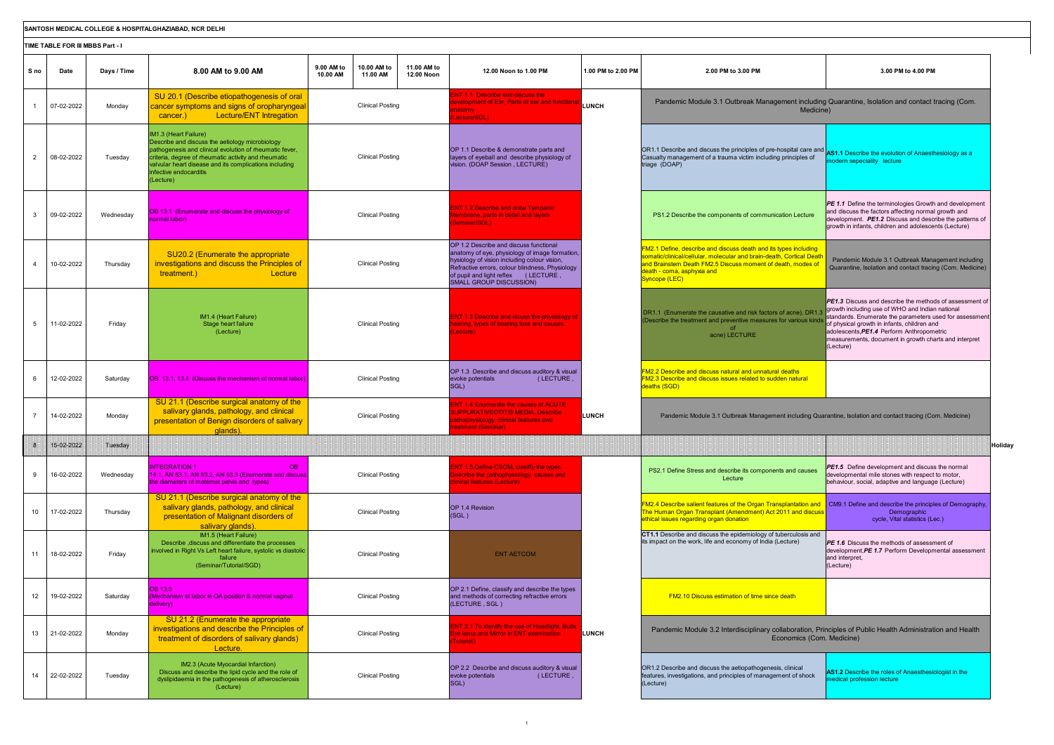**SANTOSH MEDICAL COLLEGE & HOSPITALGHAZIABAD, NCR DELHI**

**TIME TABLE FOR III MBBS Part - I**

| S no | Date | Days / Time | 8.00 AM to 9.00 AM | 9.00 AM to 10.00 AM | 10.00 AM to 11.00 AM | 11.00 AM to 12.00 Noon | 12.00 Noon to 1.00 PM | 1.00 PM to 2.00 PM | 2.00 PM to 3.00 PM | 3.00 PM to 4.00 PM |
|---|---|---|---|---|---|---|---|---|---|---|
| 1 | 07-02-2022 | Monday | SU 20.1 (Describe etiopathogenesis of oral cancer symptoms and signs of oropharyngeal cancer.) Lecture/ENT Integration | | Clinical Posting | | ENT 1.1 Describe and discuss the development of Ear, Parts of ear and functional anatomy (Lecture/SDL) | LUNCH | Pandemic Module 3.1 Outbreak Management including Quarantine, Isolation and contact tracing (Com. Medicine) | |
| 2 | 08-02-2022 | Tuesday | IM1.3 (Heart Failure) Describe and discuss the aetiology microbiology pathogenesis and clinical evolution of rheumatic fever, criteria, degree of rheumatic activity and rheumatic valvular heart disease and its complications including infective endocarditis (Lecture) | | Clinical Posting | | OP 1.1 Describe & demonstrate parts and layers of eyeball and describe physiology of vision. (DOAP Session , LECTURE) | | OR1.1 Describe and discuss the principles of pre-hospital care and Casualty management of a trauma victim including principles of triage (DOAP) | **AS1.1** Describe the evolution of Anaesthesiology as a modern speciality lecture |
| 3 | 09-02-2022 | Wednesday | OB 13.1 (Enumerate and discuss the physiology of normal labor) | | Clinical Posting | | ENT 1.2 Describe and draw Tympanic Membrane, parts in detail and layers (Seminar/SDL) | | PS1.2 Describe the components of communication Lecture | ***PE 1.1*** Define the terminologies Growth and development and discuss the factors affecting normal growth and development. ***PE1.2*** Discuss and describe the patterns of growth in infants, children and adolescents (Lecture) |
| 4 | 10-02-2022 | Thursday | SU20.2 (Enumerate the appropriate investigations and discuss the Principles of treatment.) Lecture | | Clinical Posting | | OP 1.2 Describe and discuss functional anatomy of eye, physiology of image formation, hysiology of vision including colour vision, Refractive errors, colour blindness, Physiology of pupil and light reflex ( LECTURE , SMALL GROUP DISCUSSION) | | FM2.1 Define, describe and discuss death and its types including somatic/clinical/cellular, molecular and brain-death, Cortical Death and Brainstem Death FM2.5 Discuss moment of death, modes of death - coma, asphyxia and Syncope (LEC) | Pandemic Module 3.1 Outbreak Management including Quarantine, Isolation and contact tracing (Com. Medicine) |
| 5 | 11-02-2022 | Friday | IM1.4 (Heart Failure) Stage heart failure (Lecture) | | Clinical Posting | | ENT 1.3 Describe and discuss the physiology of hearing, types of hearing loss and causes (Lecture) | | DR1.1 (Enumerate the causative and risk factors of acne), DR1.3 (Describe the treatment and preventive measures for various kinds of acne) LECTURE | ***PE1.3*** Discuss and describe the methods of assessment of growth including use of WHO and Indian national standards. Enumerate the parameters used for assessment of physical growth in infants, children and adolescents,***PE1.4*** Perform Anthropometric measurements, document in growth charts and interpret (Lecture) |
| 6 | 12-02-2022 | Saturday | OB 13.1, 13.4 (Discuss the mechanism of normal labor) | | Clinical Posting | | OP 1.3 Describe and discuss auditory & visual evoke potentials ( LECTURE , SGL) | | FM2.2 Describe and discuss natural and unnatural deaths FM2.3 Describe and discuss issues related to sudden natural deaths (SGD) | |
| 7 | 14-02-2022 | Monday | SU 21.1 (Describe surgical anatomy of the salivary glands, pathology, and clinical presentation of Benign disorders of salivary glands). | | Clinical Posting | | ENT 1.4 Enumerate the causes of ACUTE SUPPURATIVEOTITIS MEDIA. Describe pathophysiology, clinical features and treatment (Seminar) | LUNCH | Pandemic Module 3.1 Outbreak Management including Quarantine, Isolation and contact tracing (Com. Medicine) | |
| 8 | 15-02-2022 | Tuesday | Holiday | | | | | | | |
| 9 | 16-02-2022 | Wednesday | INTEGRATION 1 OB 14.1, AN 53.1, AN 53.2, AN 53.3 (Enumerate and discuss the diameters of maternal pelvis and types) | | Clinical Posting | | ENT 1.5 Define CSOM, classify the types. Describe the pathophysiology, causes and clinical features (Lecture) | | PS2.1 Define Stress and describe its components and causes Lecture | ***PE1.5*** Define development and discuss the normal developmental mile stones with respect to motor, behaviour, social, adaptive and language (Lecture) |
| 10 | 17-02-2022 | Thursday | SU 21.1 (Describe surgical anatomy of the salivary glands, pathology, and clinical presentation of Malignant disorders of salivary glands). | | Clinical Posting | | OP 1.4 Revision (SGL ) | | FM2.4 Describe salient features of the Organ Transplantation and The Human Organ Transplant (Amendment) Act 2011 and discuss ethical issues regarding organ donation | CM9.1 Define and describe the principles of Demography, Demographic cycle, Vital statistics (Lec.) |
| 11 | 18-02-2022 | Friday | IM1.5 (Heart Failure) Describe ,discuss and differentiate the processes involved in Right Vs Left heart failure, systolic vs diastolic failure (Seminar/Tutorial/SGD) | | Clinical Posting | | ENT AETCOM | | **CT1.1** Describe and discuss the epidemiology of tuberculosis and its impact on the work, life and economy of India (Lecture) | ***PE 1.6*** Discuss the methods of assessment of development,***PE 1.7*** Perform Developmental assessment and interpret, (Lecture) |
| 12 | 19-02-2022 | Saturday | OB 13.5 (Mechanism of labor in OA position & normal vaginal delivery) | | Clinical Posting | | OP 2.1 Define, classify and describe the types and methods of correcting refractive errors (LECTURE , SGL ) | | FM2.10 Discuss estimation of time since death | |
| 13 | 21-02-2022 | Monday | SU 21.2 (Enumerate the appropriate investigations and describe the Principles of treatment of disorders of salivary glands) Lecture. | | Clinical Posting | | ENT 2.1 To identify the use of Headlight, Bulls Eye lamp and Mirror in ENT examination (Tutorial) | LUNCH | Pandemic Module 3.2 Interdisciplinary collaboration, Principles of Public Health Administration and Health Economics (Com. Medicine) | |
| 14 | 22-02-2022 | Tuesday | IM2.3 (Acute Myocardial Infarction) Discuss and describe the lipid cycle and the role of dyslipidaemia in the pathogenesis of atherosclerosis (Lecture) | | Clinical Posting | | OP 2.2 Describe and discuss auditory & visual evoke potentials ( LECTURE , SGL) | | OR1.2 Describe and discuss the aetiopathogenesis, clinical features, investigations, and principles of management of shock (Lecture) | **AS1.2** Describe the roles of Anaesthesiologist in the medical profession lecture |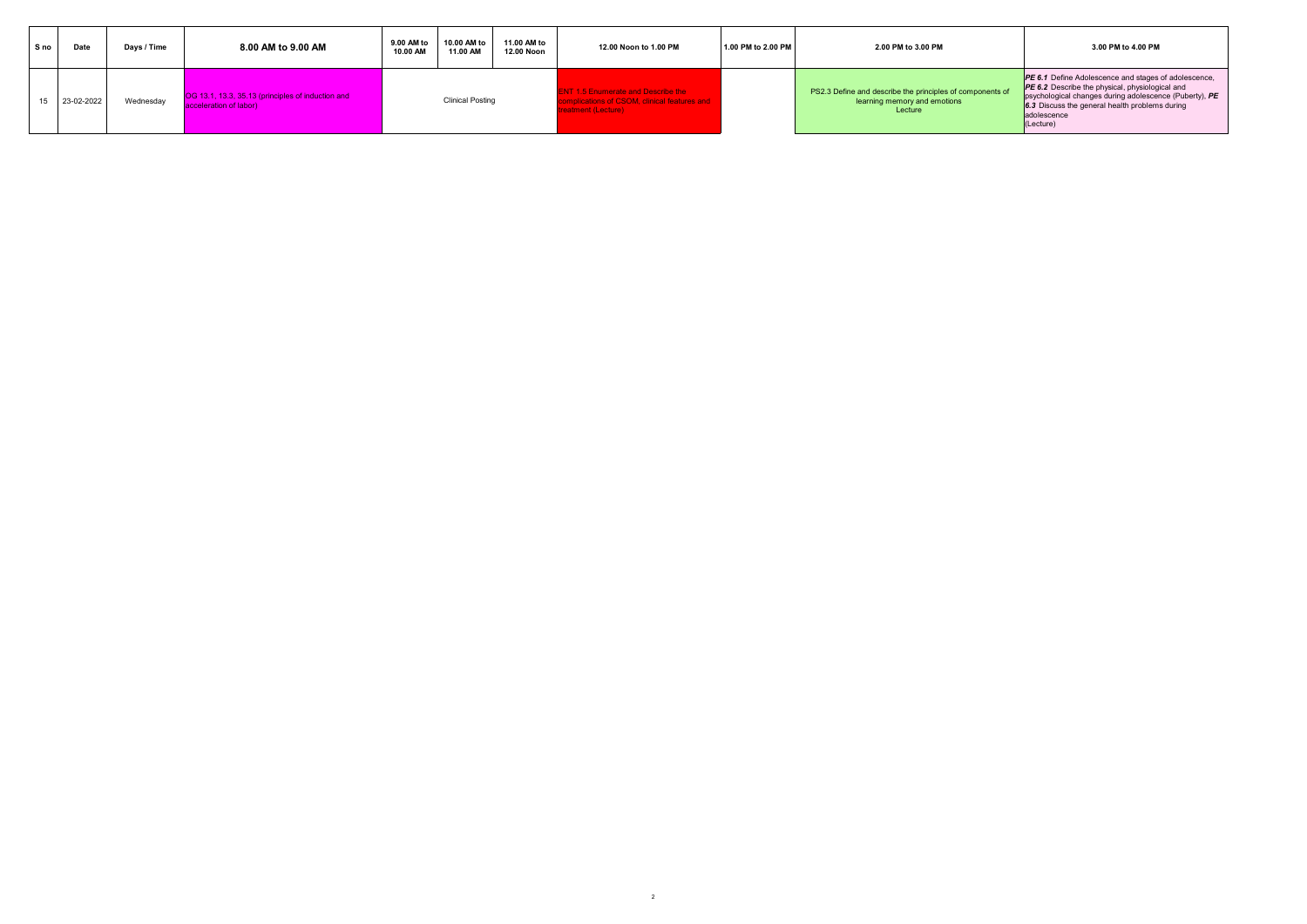| S no | Date | Days / Time | 8.00 AM to 9.00 AM | 9.00 AM to 10.00 AM | 10.00 AM to 11.00 AM | 11.00 AM to 12.00 Noon | 12.00 Noon to 1.00 PM | 1.00 PM to 2.00 PM | 2.00 PM to 3.00 PM | 3.00 PM to 4.00 PM |
|---|---|---|---|---|---|---|---|---|---|---|
| 15 | 23-02-2022 | Wednesday | OG 13.1, 13.3, 35.13 (principles of induction and acceleration of labor) | Clinical Posting | | | ENT 1.5 Enumerate and Describe the complications of CSOM: clinical features and treatment (Lecture) | | PS2.3 Define and describe the principles of components of learning memory and emotions Lecture | ***PE 6.1*** Define Adolescence and stages of adolescence, ***PE 6.2*** Describe the physical, physiological and psychological changes during adolescence (Puberty), ***PE 6.3*** Discuss the general health problems during adolescence (Lecture) |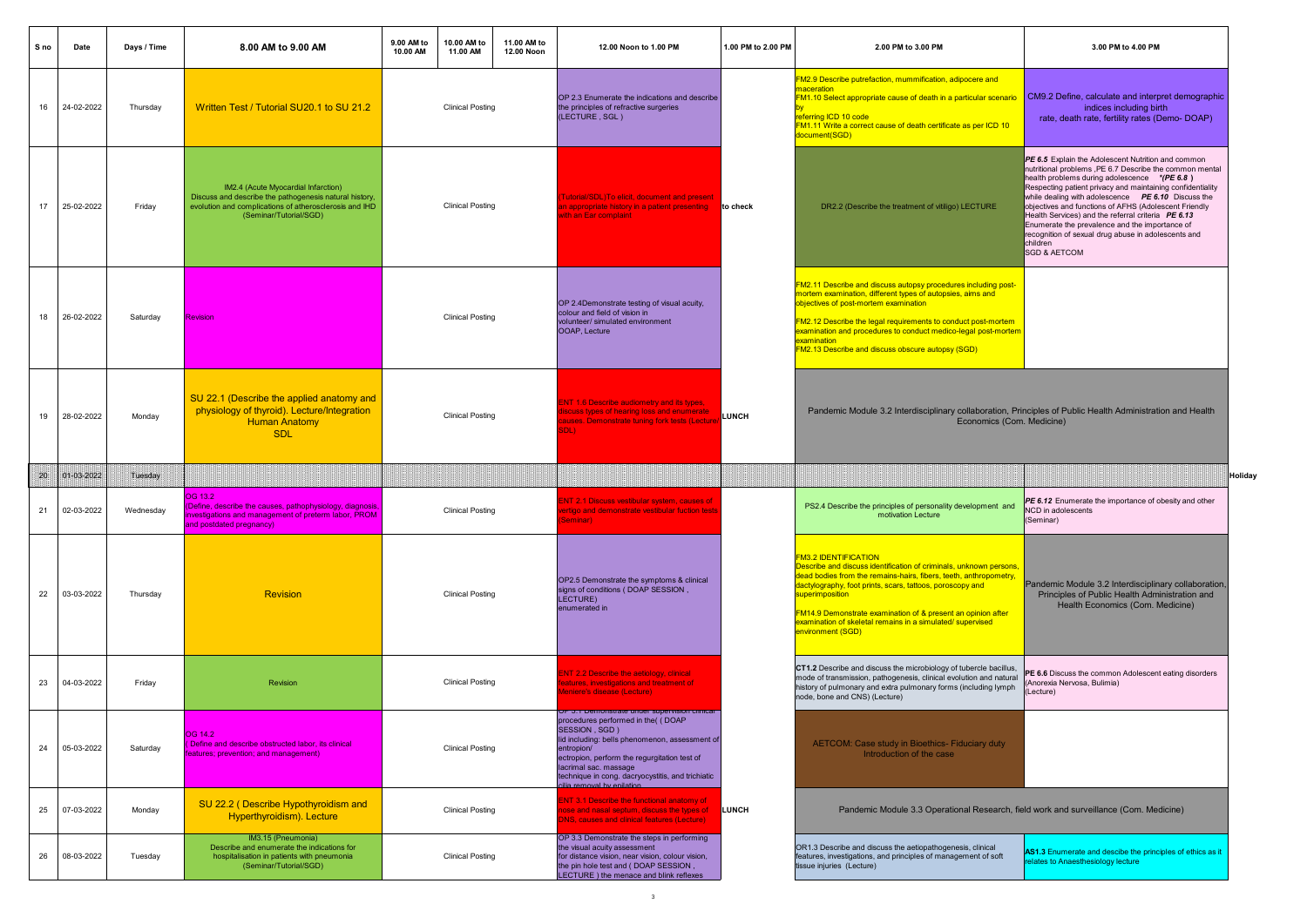| S no | Date | Days / Time | 8.00 AM to 9.00 AM | 9.00 AM to 10.00 AM | 10.00 AM to 11.00 AM | 11.00 AM to 12.00 Noon | 12.00 Noon to 1.00 PM | 1.00 PM to 2.00 PM | 2.00 PM to 3.00 PM | 3.00 PM to 4.00 PM |
|---|---|---|---|---|---|---|---|---|---|---|
| 16 | 24-02-2022 | Thursday | Written Test / Tutorial SU20.1 to SU 21.2 | | Clinical Posting | | OP 2.3 Enumerate the indications and describe the principles of refractive surgeries (LECTURE , SGL ) | | FM2.9 Describe putrefaction, mummification, adipocere and maceration FM1.10 Select appropriate cause of death in a particular scenario by referring ICD 10 code FM1.11 Write a correct cause of death certificate as per ICD 10 document(SGD) | CM9.2 Define, calculate and interpret demographic indices including birth rate, death rate, fertility rates (Demo- DOAP) |
| 17 | 25-02-2022 | Friday | IM2.4 (Acute Myocardial Infarction) Discuss and describe the pathogenesis natural history, evolution and complications of atherosclerosis and IHD (Seminar/Tutorial/SGD) | | Clinical Posting | | (Tutorial/SDL)To elicit, document and present an appropriate history in a patient presenting with an Ear complaint | to check | DR2.2 (Describe the treatment of vitiligo) LECTURE | ***PE 6.5*** Explain the Adolescent Nutrition and common nutritional problems ,PE 6.7 Describe the common mental health problems during adolescence ***\*(PE 6.8 )*** Respecting patient privacy and maintaining confidentiality while dealing with adolescence ***PE 6.10*** Discuss the objectives and functions of AFHS (Adolescent Friendly Health Services) and the referral criteria ***PE 6.13*** Enumerate the prevalence and the importance of recognition of sexual drug abuse in adolescents and children SGD & AETCOM |
| 18 | 26-02-2022 | Saturday | Revision | | Clinical Posting | | OP 2.4Demonstrate testing of visual acuity, colour and field of vision in volunteer/ simulated environment OOAP, Lecture | | FM2.11 Describe and discuss autopsy procedures including post-mortem examination, different types of autopsies, aims and objectives of post-mortem examination FM2.12 Describe the legal requirements to conduct post-mortem examination and procedures to conduct medico-legal post-mortem examination FM2.13 Describe and discuss obscure autopsy (SGD) | |
| 19 | 28-02-2022 | Monday | SU 22.1 (Describe the applied anatomy and physiology of thyroid). Lecture/Integration Human Anatomy SDL | | Clinical Posting | | ENT 1.6 Describe audiometry and its types, discuss types of hearing loss and enumerate causes. Demonstrate tuning fork tests (Lecture/ SDL) | LUNCH | Pandemic Module 3.2 Interdisciplinary collaboration, Principles of Public Health Administration and Health Economics (Com. Medicine) | |
| 20 | 01-03-2022 | Tuesday | | | | | | | | Holiday |
| 21 | 02-03-2022 | Wednesday | OG 13.2 (Define, describe the causes, pathophysiology, diagnosis, investigations and management of preterm labor, PROM and postdated pregnancy) | | Clinical Posting | | ENT 2.1 Discuss vestibular system, causes of vertigo and demonstrate vestibular fuction tests (Seminar) | | PS2.4 Describe the principles of personality development and motivation Lecture | ***PE 6.12*** Enumerate the importance of obesity and other NCD in adolescents (Seminar) |
| 22 | 03-03-2022 | Thursday | Revision | | Clinical Posting | | OP2.5 Demonstrate the symptoms & clinical signs of conditions ( DOAP SESSION , LECTURE) enumerated in | | FM3.2 IDENTIFICATION Describe and discuss identification of criminals, unknown persons, dead bodies from the remains-hairs, fibers, teeth, anthropometry, dactylography, foot prints, scars, tattoos, poroscopy and superimposition FM14.9 Demonstrate examination of & present an opinion after examination of skeletal remains in a simulated/ supervised environment (SGD) | Pandemic Module 3.2 Interdisciplinary collaboration, Principles of Public Health Administration and Health Economics (Com. Medicine) |
| 23 | 04-03-2022 | Friday | Revision | | Clinical Posting | | ENT 2.2 Describe the aetiology, clinical features, investigations and treatment of Meniere's disease (Lecture) | | **CT1.2** Describe and discuss the microbiology of tubercle bacillus, mode of transmission, pathogenesis, clinical evolution and natural history of pulmonary and extra pulmonary forms (including lymph node, bone and CNS) (Lecture) | **PE 6.6** Discuss the common Adolescent eating disorders (Anorexia Nervosa, Bulimia) (Lecture) |
| 24 | 05-03-2022 | Saturday | OG 14.2 ( Define and describe obstructed labor, its clinical features; prevention; and management) | | Clinical Posting | | OP 3.1 Demonstrate under supervision clinical procedures performed in the( ( DOAP SESSION , SGD ) lid including: bells phenomenon, assessment of entropion/ ectropion, perform the regurgitation test of lacrimal sac. massage technique in cong. dacryocystitis, and trichiatic cilia removal by epilation | | AETCOM: Case study in Bioethics- Fiduciary duty Introduction of the case | |
| 25 | 07-03-2022 | Monday | SU 22.2 ( Describe Hypothyroidism and Hyperthyroidism). Lecture | | Clinical Posting | | ENT 3.1 Describe the functional anatomy of nose and nasal septum, discuss the types of DNS, causes and clinical features (Lecture) | LUNCH | Pandemic Module 3.3 Operational Research, field work and surveillance (Com. Medicine) | |
| 26 | 08-03-2022 | Tuesday | IM3.15 (Pneumonia) Describe and enumerate the indications for hospitalisation in patients with pneumonia (Seminar/Tutorial/SGD) | | Clinical Posting | | OP 3.3 Demonstrate the steps in performing the visual acuity assessment for distance vision, near vision, colour vision, the pin hole test and ( DOAP SESSION , LECTURE ) the menace and blink reflexes | | OR1.3 Describe and discuss the aetiopathogenesis, clinical features, investigations, and principles of management of soft tissue injuries (Lecture) | **AS1.3** Enumerate and descibe the principles of ethics as it relates to Anaesthesiology lecture |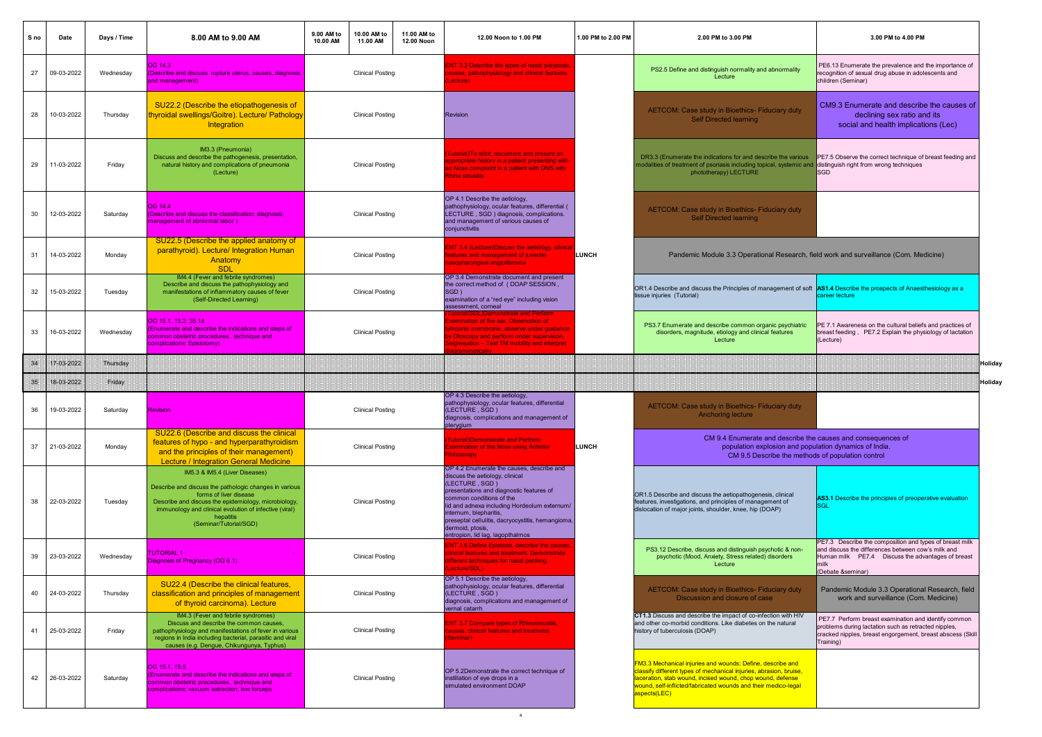| S no | Date | Days / Time | 8.00 AM to 9.00 AM | 9.00 AM to 10.00 AM | 10.00 AM to 11.00 AM | 11.00 AM to 12.00 Noon | 12.00 Noon to 1.00 PM | 1.00 PM to 2.00 PM | 2.00 PM to 3.00 PM | 3.00 PM to 4.00 PM |
|---|---|---|---|---|---|---|---|---|---|---|
| 27 | 09-03-2022 | Wednesday | OG 14.3 (Describe and discuss rupture uterus, causes, diagnosis and management) | | Clinical Posting | | ENT 3.2 Describe the types of nasal polyposis, causes, pathophysiology and clinical features (Lecture) | | PS2.5 Define and distinguish normality and abnormality Lecture | PE6.13 Enumerate the prevalence and the importance of recognition of sexual drug abuse in adolescents and children (Seminar) |
| 28 | 10-03-2022 | Thursday | SU22.2 (Describe the etiopathogenesis of thyroidal swellings/Goitre). Lecture/ Pathology Integration | | Clinical Posting | | Revision | | AETCOM: Case study in Bioethics- Fiduciary duty Self Directed learning | CM9.3 Enumerate and describe the causes of declining sex ratio and its social and health implications (Lec) |
| 29 | 11-03-2022 | Friday | IM3.3 (Pneumonia) Discuss and describe the pathogenesis, presentation, natural history and complications of pneumonia (Lecture) | | Clinical Posting | | (Tutorial)To elicit, document and present an appropriate history in a patient presenting with an Nose complaint in a patient with DNS with Rhino sinusits | | DR3.3 (Enumerate the indications for and describe the various modalities of treatment of psoriasis including topical, systemic and phototherapy) LECTURE | PE7.5 Observe the correct technique of breast feeding and distinguish right from wrong techniques SGD |
| 30 | 12-03-2022 | Saturday | OG 14.4 (Describe and discuss the classification; diagnosis; management of abnormal labor ) | | Clinical Posting | | OP 4.1 Describe the aetiology, pathophysiology, ocular features, differential ( LECTURE , SGD ) diagnosis, complications. and management of various causes of conjunctivitis | | AETCOM: Case study in Bioethics- Fiduciary duty Self Directed learning | |
| 31 | 14-03-2022 | Monday | SU22.5 (Describe the applied anatomy of parathyroid). Lecture/ Integration Human Anatomy SDL | | Clinical Posting | | ENT 3.4 (Lecture)Discuss the aetiology, clinical features and management of juvenile nasopharyngeal angiofibroma | LUNCH | Pandemic Module 3.3 Operational Research, field work and surveillance (Com. Medicine) | |
| 32 | 15-03-2022 | Tuesday | IM4.4 (Fever and febrile syndromes) Describe and discuss the pathophysiology and manifestations of inflammatory causes of fever (Self-Directed Learning) | | Clinical Posting | | OP 3.4 Demonstrate document and present the correct method of ( DOAP SESSION , SGD ) examination of a "red eye" including vision assessment, corneal | | OR1.4 Describe and discuss the Principles of management of soft tissue injuries (Tutorial) | **AS1.4** Describe the prospects of Anaesthesiology as a career lecture |
| 33 | 16-03-2022 | Wednesday | OG 15.1, 15.2, 35.14 (Enumerate and describe the indications and steps of common obstetric procedures, technique and complications: Episiotomy) | | Clinical Posting | | (Tutorial/SDL)Demonstrate and Perform Examination of the ear, Observation of tympanic membrane, observe under guidance by Otoscopy and perform under supervision. Seigleisation – Test TM mobility and interpret diagrammatically | | PS3.7 Enumerate and describe common organic psychiatric disorders, magnitude, etiology and clinical features Lecture | PE 7.1 Awareness on the cultural beliefs and practices of breast feeding , PE7.2 Explain the physiology of lactation (Lecture) |
| 34 | 17-03-2022 | Thursday | Holiday | | | | | | | |
| 35 | 18-03-2022 | Friday | Holiday | | | | | | | |
| 36 | 19-03-2022 | Saturday | Revision | | Clinical Posting | | OP 4.3 Describe the aetiology, pathophysiology, ocular features, differential (LECTURE , SGD ) diagnosis, complications and management of pterygium | | AETCOM: Case study in Bioethics- Fiduciary duty Anchoring lecture | |
| 37 | 21-03-2022 | Monday | SU22.6 (Describe and discuss the clinical features of hypo - and hyperparathyroidism and the principles of their management) Lecture / Integration General Medicine | | Clinical Posting | | (Tutorial)Demonstrate and Perform Examination of the Nose using Anterior Rhinoscopy | LUNCH | CM 9.4 Enumerate and describe the causes and consequences of population explosion and population dynamics of India. CM 9.5 Describe the methods of population control | |
| 38 | 22-03-2022 | Tuesday | IM5.3 & IM5.4 (Liver Diseases) Describe and discuss the pathologic changes in various forms of liver disease Describe and discuss the epidemiology, microbiology, immunology and clinical evolution of infective (viral) hepatitis (Seminar/Tutorial/SGD) | | Clinical Posting | | OP 4.2 Enumerate the causes, describe and discuss the aetiology, clinical (LECTURE , SGD ) presentations and diagnostic features of common conditions of the lid and adnexa including Hordeolum externum/ internum, blepharitis, preseptal cellulitis, dacryocystitis, hemangioma, dermoid, ptosis, entropion, lid lag, lagopthalmos | | OR1.5 Describe and discuss the aetiopathogenesis, clinical features, investigations, and principles of management of dislocation of major joints, shoulder, knee, hip (DOAP) | **AS3.1** Describe the principles of preoperative evaluation SGL |
| 39 | 23-03-2022 | Wednesday | TUTORIAL 1 Diagnosis of Pregnancy (OG 6.1) | | Clinical Posting | | ENT 3.6 Define Epistaxis, describe the causes, clinical features and treatment. Demonstrate different techniques for nasal packing. (Lecture/SDL) | | PS3.12 Describe, discuss and distinguish psychotic & non-psychotic (Mood, Anxiety, Stress related) disorders Lecture | PE7.3 Describe the composition and types of breast milk and discuss the differences between cow's milk and Human milk PE7.4 Discuss the advantages of breast milk (Debate &seminar) |
| 40 | 24-03-2022 | Thursday | SU22.4 (Describe the clinical features, classification and principles of management of thyroid carcinoma). Lecture | | Clinical Posting | | OP 5.1 Describe the aetiology, pathophysiology, ocular features, differential (LECTURE , SGD ) diagnosis, complications and management of vernal catarrh | | AETCOM: Case study in Bioethics- Fiduciary duty Discussion and closure of case | Pandemic Module 3.3 Operational Research, field work and surveillance (Com. Medicine) |
| 41 | 25-03-2022 | Friday | IM4.3 (Fever and febrile syndromes) Discuss and describe the common causes, pathophysiology and manifestations of fever in various regions in India including bacterial, parasitic and viral causes (e.g. Dengue, Chikungunya, Typhus) | | Clinical Posting | | ENT 3.7 Compare types of Rhinosinusitis, causes, clinical features and treatment (Seminar) | | **CT1.3** Discuss and describe the impact of co-infection with HIV and other co-morbid conditions. Like diabetes on the natural history of tuberculosis (DOAP) | PE7.7 Perform breast examination and identify common problems during lactation such as retracted nipples, cracked nipples, breast engorgement, breast abscess (Skill Training) |
| 42 | 26-03-2022 | Saturday | OG 15.1, 15.5 (Enumerate and describe the indications and steps of common obstetric procedures, technique and complications: vacuum extraction; low forceps | | Clinical Posting | | OP 5.2Demonstrate the correct technique of instillation of eye drops in a simulated environment DOAP | | FM3.3 Mechanical injuries and wounds: Define, describe and classify different types of mechanical injuries, abrasion, bruise, laceration, stab wound, incised wound, chop wound, defense wound, self-inflicted/fabricated wounds and their medico-legal aspects(LEC) | |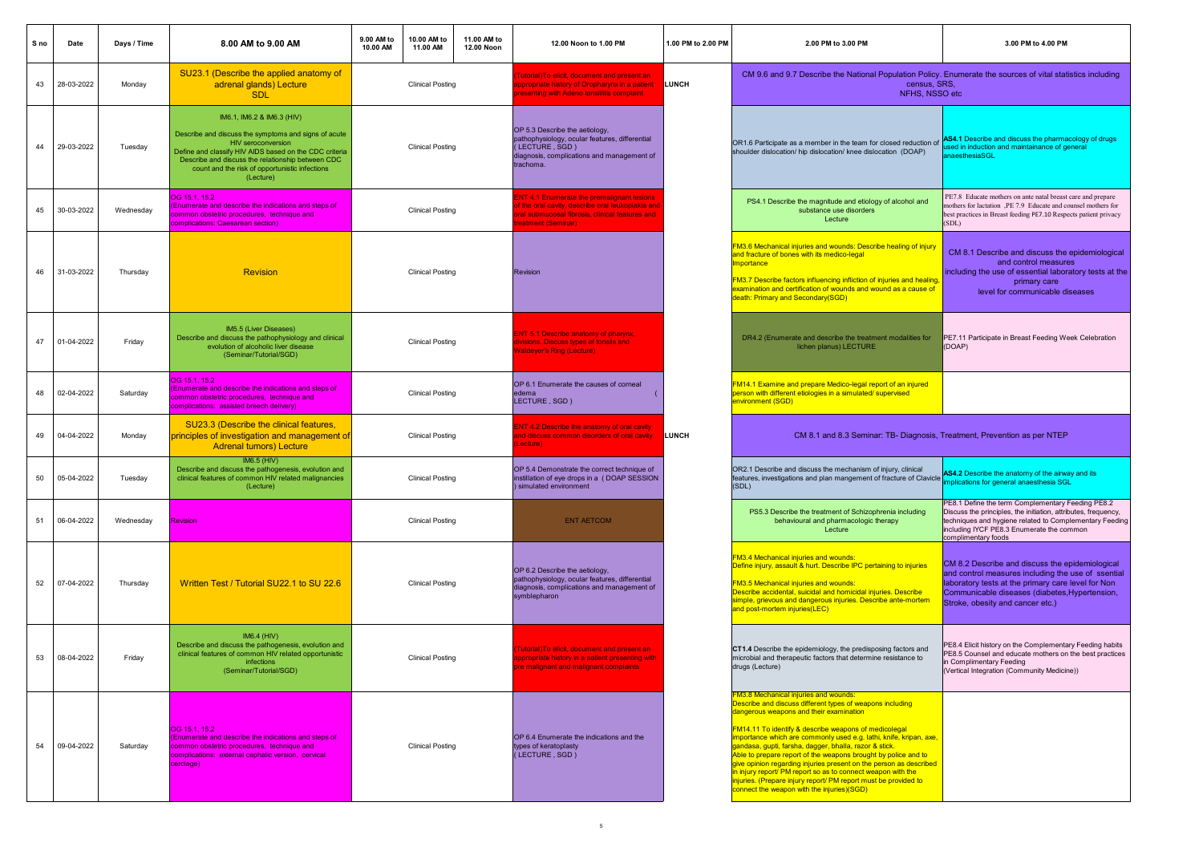| S no | Date | Days / Time | 8.00 AM to 9.00 AM | 9.00 AM to 10.00 AM | 10.00 AM to 11.00 AM | 11.00 AM to 12.00 Noon | 12.00 Noon to 1.00 PM | 1.00 PM to 2.00 PM | 2.00 PM to 3.00 PM | 3.00 PM to 4.00 PM |
|---|---|---|---|---|---|---|---|---|---|---|
| 43 | 28-03-2022 | Monday | SU23.1 (Describe the applied anatomy of adrenal glands) Lecture SDL | | Clinical Posting | | (Tutorial)To elicit, document and present an appropriate history of Oropharynx in a patient presenting with Adeno tonsillitis complaint | LUNCH | CM 9.6 and 9.7 Describe the National Population Policy. Enumerate the sources of vital statistics including census, SRS, NFHS, NSSO etc | |
| 44 | 29-03-2022 | Tuesday | IM6.1, IM6.2 & IM6.3 (HIV) Describe and discuss the symptoms and signs of acute HIV seroconversion Define and classify HIV AIDS based on the CDC criteria Describe and discuss the relationship between CDC count and the risk of opportunistic infections (Lecture) | | Clinical Posting | | OP 5.3 Describe the aetiology, pathophysiology, ocular features, differential ( LECTURE , SGD ) diagnosis, complications and management of trachoma. | | OR1.6 Participate as a member in the team for closed reduction of shoulder dislocation/ hip dislocation/ knee dislocation (DOAP) | **AS4.1** Describe and discuss the pharmacology of drugs used in induction and maintainance of general anaesthesiaSGL |
| 45 | 30-03-2022 | Wednesday | OG 15.1, 15.2 (Enumerate and describe the indications and steps of common obstetric procedures, technique and complications: Caesarean section) | | Clinical Posting | | ENT 4.1 Enumerate the premalignant lesions of the oral cavity, describe oral leukoplakia and oral submucosal fibrosis, clinical features and treatment (Seminar) | | PS4.1 Describe the magnitude and etiology of alcohol and substance use disorders Lecture | PE7.8 Educate mothers on ante natal breast care and prepare mothers for lactation ,PE 7.9 Educate and counsel mothers for best practices in Breast feeding PE7.10 Respects patient privacy (SDL) |
| 46 | 31-03-2022 | Thursday | Revision | | Clinical Posting | | Revision | | FM3.6 Mechanical injuries and wounds: Describe healing of injury and fracture of bones with its medico-legal Importance FM3.7 Describe factors influencing infliction of injuries and healing, examination and certification of wounds and wound as a cause of death: Primary and Secondary(SGD) | CM 8.1 Describe and discuss the epidemiological and control measures including the use of essential laboratory tests at the primary care level for communicable diseases |
| 47 | 01-04-2022 | Friday | IM5.5 (Liver Diseases) Describe and discuss the pathophysiology and clinical evolution of alcoholic liver disease (Seminar/Tutorial/SGD) | | Clinical Posting | | ENT 5.1 Describe anatomy of pharynx, divisions. Discuss types of tonsils and Waldeyer's Ring (Lecture) | | DR4.2 (Enumerate and describe the treatment modalities for lichen planus) LECTURE | PE7.11 Participate in Breast Feeding Week Celebration (DOAP) |
| 48 | 02-04-2022 | Saturday | OG 15.1, 15.2 (Enumerate and describe the indications and steps of common obstetric procedures, technique and complications: assisted breech delivery) | | Clinical Posting | | OP 6.1 Enumerate the causes of corneal edema ( LECTURE , SGD ) | | FM14.1 Examine and prepare Medico-legal report of an injured person with different etiologies in a simulated/ supervised environment (SGD) | |
| 49 | 04-04-2022 | Monday | SU23.3 (Describe the clinical features, principles of investigation and management of Adrenal tumors) Lecture | | Clinical Posting | | ENT 4.2 Describe the anatomy of oral cavity and discuss common disorders of oral cavity (Lecture) | LUNCH | CM 8.1 and 8.3 Seminar: TB- Diagnosis, Treatment, Prevention as per NTEP | |
| 50 | 05-04-2022 | Tuesday | IM6.5 (HIV) Describe and discuss the pathogenesis, evolution and clinical features of common HIV related malignancies (Lecture) | | Clinical Posting | | OP 5.4 Demonstrate the correct technique of instillation of eye drops in a ( DOAP SESSION ) simulated environment | | OR2.1 Describe and discuss the mechanism of injury, clinical features, investigations and plan mangement of fracture of Clavicle (SDL) | **AS4.2** Describe the anatomy of the airway and its implications for general anaesthesia SGL |
| 51 | 06-04-2022 | Wednesday | Revision | | Clinical Posting | | ENT AETCOM | | PS5.3 Describe the treatment of Schizophrenia including behavioural and pharmacologic therapy Lecture | PE8.1 Define the term Complementary Feeding PE8.2 Discuss the principles, the initiation, attributes, frequency, techniques and hygiene related to Complementary Feeding including IYCF PE8.3 Enumerate the common complimentary foods |
| 52 | 07-04-2022 | Thursday | Written Test / Tutorial SU22.1 to SU 22.6 | | Clinical Posting | | OP 6.2 Describe the aetiology, pathophysiology, ocular features, differential diagnosis, complications and management of symblepharon | | FM3.4 Mechanical injuries and wounds: Define injury, assault & hurt. Describe IPC pertaining to injuries FM3.5 Mechanical injuries and wounds: Describe accidental, suicidal and homicidal injuries. Describe simple, grievous and dangerous injuries. Describe ante-mortem and post-mortem injuries(LEC) | CM 8.2 Describe and discuss the epidemiological and control measures including the use of ssential laboratory tests at the primary care level for Non Communicable diseases (diabetes,Hypertension, Stroke, obesity and cancer etc.) |
| 53 | 08-04-2022 | Friday | IM6.4 (HIV) Describe and discuss the pathogenesis, evolution and clinical features of common HIV related opportunistic infections (Seminar/Tutorial/SGD) | | Clinical Posting | | (Tutorial)To elicit, document and present an appropriate history in a patient presenting with pre malignant and malignant complaints | | **CT1.4** Describe the epidemiology, the predisposing factors and microbial and therapeutic factors that determine resistance to drugs (Lecture) | PE8.4 Elicit history on the Complementary Feeding habits PE8.5 Counsel and educate mothers on the best practices in Complimentary Feeding (Vertical Integration (Community Medicine)) |
| 54 | 09-04-2022 | Saturday | OG 15.1, 15.2 (Enumerate and describe the indications and steps of common obstetric procedures, technique and complications: external cephalic version, cervical cerclage) | | Clinical Posting | | OP 6.4 Enumerate the indications and the types of keratoplasty ( LECTURE , SGD ) | | FM3.8 Mechanical injuries and wounds: Describe and discuss different types of weapons including dangerous weapons and their examination FM14.11 To identify & describe weapons of medicolegal importance which are commonly used e.g. lathi, knife, kripan, axe, gandasa, gupti, farsha, dagger, bhalla, razor & stick. Able to prepare report of the weapons brought by police and to give opinion regarding injuries present on the person as described in injury report/ PM report so as to connect weapon with the injuries. (Prepare injury report/ PM report must be provided to connect the weapon with the injuries)(SGD) | |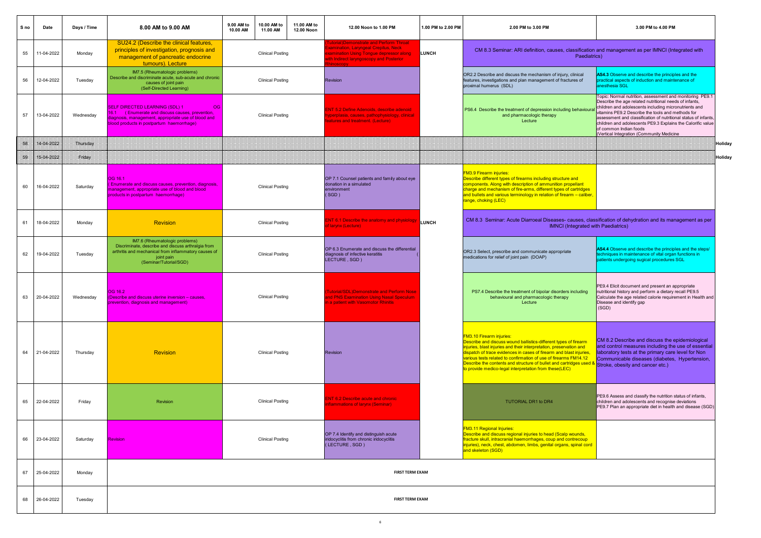| S no | Date | Days / Time | 8.00 AM to 9.00 AM | 9.00 AM to 10.00 AM | 10.00 AM to 11.00 AM | 11.00 AM to 12.00 Noon | 12.00 Noon to 1.00 PM | 1.00 PM to 2.00 PM | 2.00 PM to 3.00 PM | 3.00 PM to 4.00 PM | |
|---|---|---|---|---|---|---|---|---|---|---|---|
| 55 | 11-04-2022 | Monday | SU24.2 (Describe the clinical features, principles of investigation, prognosis and management of pancreatic endocrine tumours). Lecture | Clinical Posting | | | (Tutorial)Demonstrate and Perform Throat Examination, Laryngeal Crepitus, Neck examination Using Tongue depressor along with Indirect laryngoscopy and Posterior Rhinoscopy | LUNCH | CM 8.3 Seminar: ARI definition, causes, classification and management as per IMNCI (Integrated with Paediatrics) | | |
| 56 | 12-04-2022 | Tuesday | IM7.5 (Rheumatologic problems) Describe and discriminate acute, sub-acute and chronic causes of joint pain (Self-Directed Learning) | Clinical Posting | | | Revision | | OR2.2 Describe and discuss the mechanism of injury, clinical features, investigations and plan management of fractures of proximal humerus (SDL) | **AS4.3** Observe and describe the principles and the practical aspects of induction and maintenance of anesthesia SGL | |
| 57 | 13-04-2022 | Wednesday | SELF DIRECTED LEARNING (SDL) 1 OG 16.1 ( Enumerate and discuss causes, prevention, diagnosis, management, appropriate use of blood and blood products in postpartum haemorrhage) | Clinical Posting | | | ENT 5.2 Define Adenoids, describe adenoid hyperplasia, causes, pathophysiology, clinical features and treatment. (Lecture) | | PS6.4 Describe the treatment of depression including behavioural and pharmacologic therapy Lecture | Topic: Normal nutrition, assessment and monitoring PE9.1 Describe the age related nutritional needs of infants, children and adolescents including micronutrients and vitamins PE9.2 Describe the tools and methods for assessment and classification of nutritional status of infants, children and adolescents PE9.3 Explains the Calorific value of common Indian foods (Vertical Integration (Community Medicine | |
| 58 | 14-04-2022 | Thursday | | | | | | | | | Holiday |
| 59 | 15-04-2022 | Friday | | | | | | | | | Holiday |
| 60 | 16-04-2022 | Saturday | OG 16.1 ( Enumerate and discuss causes, prevention, diagnosis, management, appropriate use of blood and blood products in postpartum haemorrhage) | Clinical Posting | | | OP 7.1 Counsel patients and family about eye donation in a simulated environment ( SGD ) | | FM3.9 Firearm injuries: Describe different types of firearms including structure and components. Along with description of ammunition propellant charge and mechanism of fire-arms, different types of cartridges and bullets and various terminology in relation of firearm – caliber, range, choking (LEC) | | |
| 61 | 18-04-2022 | Monday | Revision | Clinical Posting | | | ENT 6.1 Describe the anatomy and physiology of larynx (Lecture) | LUNCH | CM 8.3 Seminar: Acute Diarroeal Diseases- causes, classification of dehydration and its management as per IMNCI (Integrated with Paediatrics) | | |
| 62 | 19-04-2022 | Tuesday | IM7.6 (Rheumatologic problems) Discriminate, describe and discuss arthralgia from arthritis and mechanical from inflammatory causes of joint pain (Seminar/Tutorial/SGD) | Clinical Posting | | | OP 6.3 Enumerate and discuss the differential diagnosis of infective keratitis ( LECTURE , SGD ) | | OR2.3 Select, prescribe and communicate appropriate medications for relief of joint pain (DOAP) | **AS4.4** Observe and describe the principles and the steps/ techniques in maintenance of vital organ functions in patients undergoing sugical procedures SGL | |
| 63 | 20-04-2022 | Wednesday | OG 16.2 (Describe and discuss uterine inversion – causes, prevention, diagnosis and management) | Clinical Posting | | | (Tutorial/SDL)Demonstrate and Perform Nose and PNS Examination Using Nasal Speculum in a patient with Vasomotor Rhinitis | | PS7.4 Describe the treatment of bipolar disorders including behavioural and pharmacologic therapy Lecture | PE9.4 Elicit document and present an appropriate nutritional history and perform a dietary recall PE9.5 Calculate the age related calorie requirement in Health and Disease and identify gap (SGD) | |
| 64 | 21-04-2022 | Thursday | Revision | Clinical Posting | | | Revision | | FM3.10 Firearm injuries: Describe and discuss wound ballistics-different types of firearm injuries, blast injuries and their interpretation, preservation and dispatch of trace evidences in cases of firearm and blast injuries, various tests related to confirmation of use of firearms FM14.12 Describe the contents and structure of bullet and cartridges used & to provide medico-legal interpretation from these(LEC) | CM 8.2 Describe and discuss the epidemiological and control measures including the use of essential laboratory tests at the primary care level for Non Communicable diseases (diabetes, Hypertension, Stroke, obesity and cancer etc.) | |
| 65 | 22-04-2022 | Friday | Revision | Clinical Posting | | | ENT 6.2 Describe acute and chronic inflammations of larynx (Seminar) | | TUTORIAL DR1 to DR4 | PE9.6 Assess and classify the nutrition status of infants, children and adolescents and recognise deviations PE9.7 Plan an appropriate diet in health and disease (SGD) | |
| 66 | 23-04-2022 | Saturday | Revision | Clinical Posting | | | OP 7.4 Identify and distinguish acute iridocyclitis from chronic iridocyclitis ( LECTURE , SGD ) | | FM3.11 Regional Injuries: Describe and discuss regional injuries to head (Scalp wounds, fracture skull, intracranial haemorrhages, coup and contrecoup injuries), neck, chest, abdomen, limbs, genital organs, spinal cord and skeleton (SGD) | | |
| 67 | 25-04-2022 | Monday | FIRST TERM EXAM | | | | | | | | |
| 68 | 26-04-2022 | Tuesday | FIRST TERM EXAM | | | | | | | | |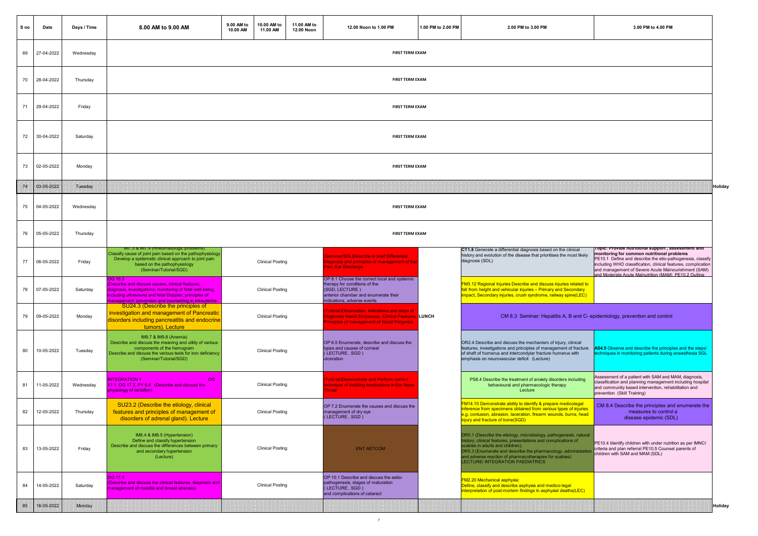| S no | Date | Days / Time | 8.00 AM to 9.00 AM | 9.00 AM to 10.00 AM | 10.00 AM to 11.00 AM | 11.00 AM to 12.00 Noon | 12.00 Noon to 1.00 PM | 1.00 PM to 2.00 PM | 2.00 PM to 3.00 PM | 3.00 PM to 4.00 PM | |
|---|---|---|---|---|---|---|---|---|---|---|---|
| 69 | 27-04-2022 | Wednesday | FIRST TERM EXAM | | | | | | | | |
| 70 | 28-04-2022 | Thursday | FIRST TERM EXAM | | | | | | | | |
| 71 | 29-04-2022 | Friday | FIRST TERM EXAM | | | | | | | | |
| 72 | 30-04-2022 | Saturday | FIRST TERM EXAM | | | | | | | | |
| 73 | 02-05-2022 | Monday | FIRST TERM EXAM | | | | | | | | |
| 74 | 03-05-2022 | Tuesday | | | | | | | | | Holiday |
| 75 | 04-05-2022 | Wednesday | FIRST TERM EXAM | | | | | | | | |
| 76 | 05-05-2022 | Thursday | FIRST TERM EXAM | | | | | | | | |
| 77 | 06-05-2022 | Friday | IM7.3 & IM7.4 (Rheumatologic problems) Classify cause of joint pain based on the pathophysiology Develop a systematic clinical approach to joint pain based on the pathophysiology (Seminar/Tutorial/SGD) | Clinical Posting | | | (Seminar/SDL)Describe in brief Differential Diagnosis and principles of management of Ear Pain, Ear Discharge | LUNCH | CT1.8 Generate a differential diagnosis based on the clinical history and evolution of the disease that prioritises the most likely diagnosis (SDL) | Topic: Provide nutritional support , assessment and monitoring for common nutritional problems PE10.1 Define and describe the etio-pathogenesis, classify including WHO classification, clinical features, complication and management of Severe Acute Malnourishment (SAM) and Moderate Acute Malnutrition (MAM) PE10.2 Outline | |
| 78 | 07-05-2022 | Saturday | OG 16.3 (Describe and discuss causes, clinical features, diagnosis, investigations; monitoring of fetal well-being, including ultrasound and fetal Doppler; principles of management; prevention and counselling in intrauterine | Clinical Posting | | | OP 8.1 Choose the correct local and systemic therapy for conditions of the (SGD, LECTURE ) anterior chamber and enumerate their indications, adverse events | | FM3.12 Regional Injuries Describe and discuss injuries related to fall from height and vehicular injuries – Primary and Secondary impact, Secondary injuries, crush syndrome, railway spine(LEC) | | |
| 79 | 09-05-2022 | Monday | SU24.3 (Describe the principles of investigation and management of Pancreatic disorders including pancreatitis and endocrine tumors). Lecture | Clinical Posting | | | (Tutorial)Observation, Indications and steps of Diagnostic Nasal Endoscopy, Clinical Features, Principles of management of Nasal Polyposis | | CM 8.3 Seminar: Hepatitis A, B and C- epidemiology, prevention and control | | |
| 80 | 10-05-2022 | Tuesday | IM9.7 & IM9.8 (Anemia) Describe and discuss the meaning and utility of various components of the hemogram Describe and discuss the various tests for iron deficiency (Seminar/Tutorial/SGD) | Clinical Posting | | | OP 6.5 Enumerate, describe and discuss the types and causes of corneal ( LECTURE , SGD ) ulceration | | OR2.4 Describe and discuss the mechanism of injury, clinical features, investigations and principles of management of fracture of shaft of humerus and intercondylar fracture humerus with emphasis on neurovascular deficit (Lecture) | AS4.5 Observe and describe the principles and the steps/ techniques in monitoring patients during anaesthesia SGL | |
| 81 | 11-05-2022 | Wednesday | INTEGRATION 1 OG 17.1, OG 17.2, PY 9.8 (Describe and discuss the physiology of lactation) | Clinical Posting | | | (Tutorial)Demonstrate and Perform correct technique of instilling medications in Ear Nose Throat | | PS8.4 Describe the treatment of anxiety disorders including behavioural and pharmacologic therapy Lecture | Assessment of a patient with SAM and MAM, diagnosis, classification and planning management including hospital and community based intervention, rehabilitation and prevention (Skill Training) | |
| 82 | 12-05-2022 | Thursday | SU23.2 (Describe the etiology, clinical features and principles of management of disorders of adrenal gland). Lecture | Clinical Posting | | | OP 7.2 Enumerate the causes and discuss the management of dry eye ( LECTURE , SGD ) | | FM14.10 Demonstrate ability to identify & prepare medicolegal inference from specimens obtained from various types of injuries e.g. contusion, abrasion, laceration, firearm wounds, burns, head injury and fracture of bone(SGD) | CM 8.4 Describe the principles and enumerate the measures to control a disease epidemic (SDL) | |
| 83 | 13-05-2022 | Friday | IM8.4 & IM8.5 (Hypertension) Define and classify hypertension Describe and discuss the differences between primary and secondary hypertension (Lecture) | Clinical Posting | | | ENT AETCOM | | DR5.1 (Describe the etiology, microbiology, pathogenesis, natural history, clinical features, presentations and complications of scabies in adults and children), DR5.3 (Enumerate and describe the pharmacology, administration and adverse reaction of pharmacotherapies for scabies) LECTURE/ INTEGRATION PAEDIATRICS | PE10.4 Identify children with under nutrition as per IMNCI criteria and plan referral PE10.5 Counsel parents of children with SAM and MAM (SDL) | |
| 84 | 14-05-2022 | Saturday | OG 17.3 (Describe and discuss the clinical features, diagnosis and management of mastitis and breast abscess) | Clinical Posting | | | OP 10.1 Describe and discuss the aetio-pathogenesis, stages of maturation ( LECTURE , SGD ) and complications of cataract | | FM2.20 Mechanical asphyxia: Define, classify and describe asphyxia and medico-legal interpretation of post-mortem findings in asphyxial deaths(LEC) | | |
| 85 | 16-05-2022 | Monday | | | | | | | | | Holiday |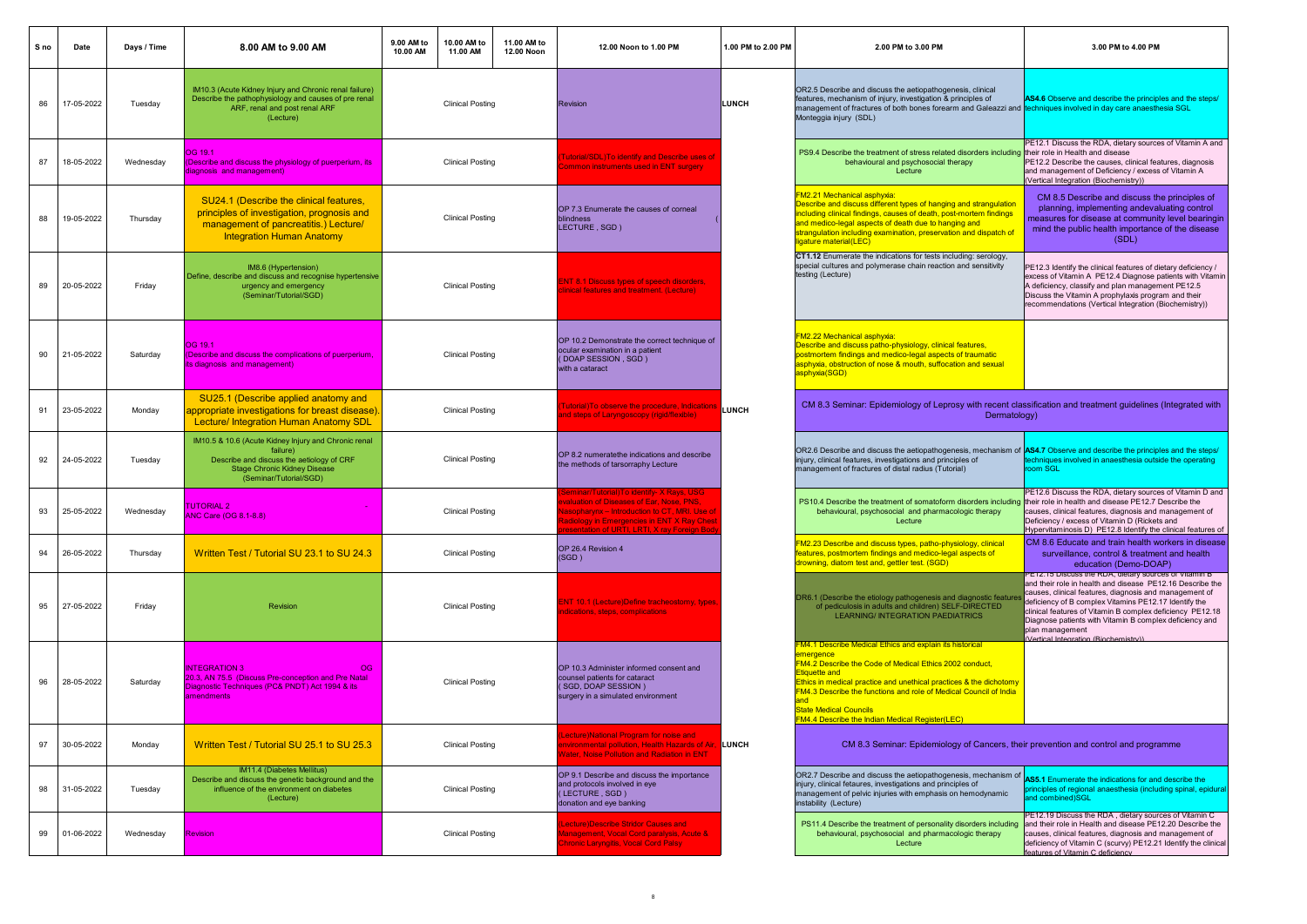| S no | Date | Days / Time | 8.00 AM to 9.00 AM | 9.00 AM to 10.00 AM | 10.00 AM to 11.00 AM | 11.00 AM to 12.00 Noon | 12.00 Noon to 1.00 PM | 1.00 PM to 2.00 PM | 2.00 PM to 3.00 PM | 3.00 PM to 4.00 PM |
|---|---|---|---|---|---|---|---|---|---|---|
| 86 | 17-05-2022 | Tuesday | IM10.3 (Acute Kidney Injury and Chronic renal failure) Describe the pathophysiology and causes of pre renal ARF, renal and post renal ARF (Lecture) | | Clinical Posting | | Revision | LUNCH | OR2.5 Describe and discuss the aetiopathogenesis, clinical features, mechanism of injury, investigation & principles of management of fractures of both bones forearm and Galeazzi and Monteggia injury (SDL) | **AS4.6** Observe and describe the principles and the steps/ techniques involved in day care anaesthesia SGL |
| 87 | 18-05-2022 | Wednesday | OG 19.1 (Describe and discuss the physiology of puerperium, its diagnosis and management) | | Clinical Posting | | (Tutorial/SDL)To identify and Describe uses of Common Instruments used in ENT surgery | | PS9.4 Describe the treatment of stress related disorders including behavioural and psychosocial therapy Lecture | PE12.1 Discuss the RDA, dietary sources of Vitamin A and their role in Health and disease PE12.2 Describe the causes, clinical features, diagnosis and management of Deficiency / excess of Vitamin A (Vertical Integration (Biochemistry)) |
| 88 | 19-05-2022 | Thursday | SU24.1 (Describe the clinical features, principles of investigation, prognosis and management of pancreatitis.) Lecture/ Integration Human Anatomy | | Clinical Posting | | OP 7.3 Enumerate the causes of corneal blindness ( LECTURE , SGD ) | | FM2.21 Mechanical asphyxia: Describe and discuss different types of hanging and strangulation including clinical findings, causes of death, post-mortem findings and medico-legal aspects of death due to hanging and strangulation including examination, preservation and dispatch of ligature material(LEC) | CM 8.5 Describe and discuss the principles of planning, implementing andevaluating control measures for disease at community level bearingin mind the public health importance of the disease (SDL) |
| 89 | 20-05-2022 | Friday | IM8.6 (Hypertension) Define, describe and discuss and recognise hypertensive urgency and emergency (Seminar/Tutorial/SGD) | | Clinical Posting | | ENT 8.1 Discuss types of speech disorders, clinical features and treatment. (Lecture) | | **CT1.12** Enumerate the indications for tests including: serology, special cultures and polymerase chain reaction and sensitivity testing (Lecture) | PE12.3 Identify the clinical features of dietary deficiency / excess of Vitamin A PE12.4 Diagnose patients with Vitamin A deficiency, classify and plan management PE12.5 Discuss the Vitamin A prophylaxis program and their recommendations (Vertical Integration (Biochemistry)) |
| 90 | 21-05-2022 | Saturday | OG 19.1 (Describe and discuss the complications of puerperium, its diagnosis and management) | | Clinical Posting | | OP 10.2 Demonstrate the correct technique of ocular examination in a patient ( DOAP SESSION , SGD ) with a cataract | | FM2.22 Mechanical asphyxia: Describe and discuss patho-physiology, clinical features, postmortem findings and medico-legal aspects of traumatic asphyxia, obstruction of nose & mouth, suffocation and sexual asphyxia(SGD) | |
| 91 | 23-05-2022 | Monday | SU25.1 (Describe applied anatomy and appropriate investigations for breast disease). Lecture/ Integration Human Anatomy SDL | | Clinical Posting | | (Tutorial)To observe the procedure, indications and steps of Laryngoscopy (rigid/flexible) | LUNCH | CM 8.3 Seminar: Epidemiology of Leprosy with recent classification and treatment guidelines (Integrated with Dermatology) | |
| 92 | 24-05-2022 | Tuesday | IM10.5 & 10.6 (Acute Kidney Injury and Chronic renal failure) Describe and discuss the aetiology of CRF Stage Chronic Kidney Disease (Seminar/Tutorial/SGD) | | Clinical Posting | | OP 8.2 numeratethe indications and describe the methods of tarsorraphy Lecture | | OR2.6 Describe and discuss the aetiopathogenesis, mechanism of injury, clinical features, investigations and principles of management of fractures of distal radius (Tutorial) | **AS4.7** Observe and describe the principles and the steps/ techniques involved in anaesthesia outside the operating room SGL |
| 93 | 25-05-2022 | Wednesday | TUTORIAL 2 ANC Care (OG 8.1-8.8) | | Clinical Posting | | (Seminar/Tutorial)To identify- X Rays, USG evaluation of Diseases of Ear, Nose, PNS, Nasopharynx – Introduction to CT, MRI. Use of Radiology in Emergencies in ENT X Ray Chest presentation of URTI, LRTI, X ray Foreign Body | | PS10.4 Describe the treatment of somatoform disorders including behavioural, psychosocial and pharmacologic therapy Lecture | PE12.6 Discuss the RDA, dietary sources of Vitamin D and their role in health and disease PE12.7 Describe the causes, clinical features, diagnosis and management of Deficiency / excess of Vitamin D (Rickets and Hypervitaminosis D) PE12.8 Identify the clinical features of |
| 94 | 26-05-2022 | Thursday | Written Test / Tutorial SU 23.1 to SU 24.3 | | Clinical Posting | | OP 26.4 Revision 4 (SGD ) | | FM2.23 Describe and discuss types, patho-physiology, clinical features, postmortem findings and medico-legal aspects of drowning, diatom test and, gettler test. (SGD) | CM 8.6 Educate and train health workers in disease surveillance, control & treatment and health education (Demo-DOAP) |
| 95 | 27-05-2022 | Friday | Revision | | Clinical Posting | | ENT 10.1 (Lecture)Define tracheostomy, types, indications, steps, complications | | DR6.1 (Describe the etiology pathogenesis and diagnostic features of pediculosis in adults and children) SELF-DIRECTED LEARNING/ INTEGRATION PAEDIATRICS | PE12.15 Discuss the RDA, dietary sources of Vitamin B and their role in health and disease PE12.16 Describe the causes, clinical features, diagnosis and management of deficiency of B complex Vitamins PE12.17 Identify the clinical features of Vitamin B complex deficiency PE12.18 Diagnose patients with Vitamin B complex deficiency and plan management (Vertical Integration (Biochemistry)) |
| 96 | 28-05-2022 | Saturday | INTEGRATION 3 OG 20.3, AN 75.5 (Discuss Pre-conception and Pre Natal Diagnostic Techniques (PC& PNDT) Act 1994 & its amendments | | Clinical Posting | | OP 10.3 Administer informed consent and counsel patients for cataract ( SGD, DOAP SESSION ) surgery in a simulated environment | | FM4.1 Describe Medical Ethics and explain its historical emergence FM4.2 Describe the Code of Medical Ethics 2002 conduct, Etiquette and Ethics in medical practice and unethical practices & the dichotomy FM4.3 Describe the functions and role of Medical Council of India and State Medical Councils FM4.4 Describe the Indian Medical Register(LEC) | |
| 97 | 30-05-2022 | Monday | Written Test / Tutorial SU 25.1 to SU 25.3 | | Clinical Posting | | (Lecture)National Program for noise and environmental pollution, Health Hazards of Air, Water, Noise Pollution and Radiation in ENT | LUNCH | CM 8.3 Seminar: Epidemiology of Cancers, their prevention and control and programme | |
| 98 | 31-05-2022 | Tuesday | IM11.4 (Diabetes Mellitus) Describe and discuss the genetic background and the influence of the environment on diabetes (Lecture) | | Clinical Posting | | OP 9.1 Describe and discuss the importance and protocols involved in eye ( LECTURE , SGD ) donation and eye banking | | OR2.7 Describe and discuss the aetiopathogenesis, mechanism of injury, clinical fetaures, investigations and principles of management of pelvic injuries with emphasis on hemodynamic instability (Lecture) | **AS5.1** Enumerate the indications for and describe the principles of regional anaesthesia (including spinal, epidural and combined)SGL |
| 99 | 01-06-2022 | Wednesday | Revision | | Clinical Posting | | (Lecture)Describe Stridor Causes and Management, Vocal Cord paralysis, Acute & Chronic Laryngitis, Vocal Cord Palsy | | PS11.4 Describe the treatment of personality disorders including behavioural, psychosocial and pharmacologic therapy Lecture | PE12.19 Discuss the RDA , dietary sources of Vitamin C and their role in Health and disease PE12.20 Describe the causes, clinical features, diagnosis and management of deficiency of Vitamin C (scurvy) PE12.21 Identify the clinical features of Vitamin C deficiency |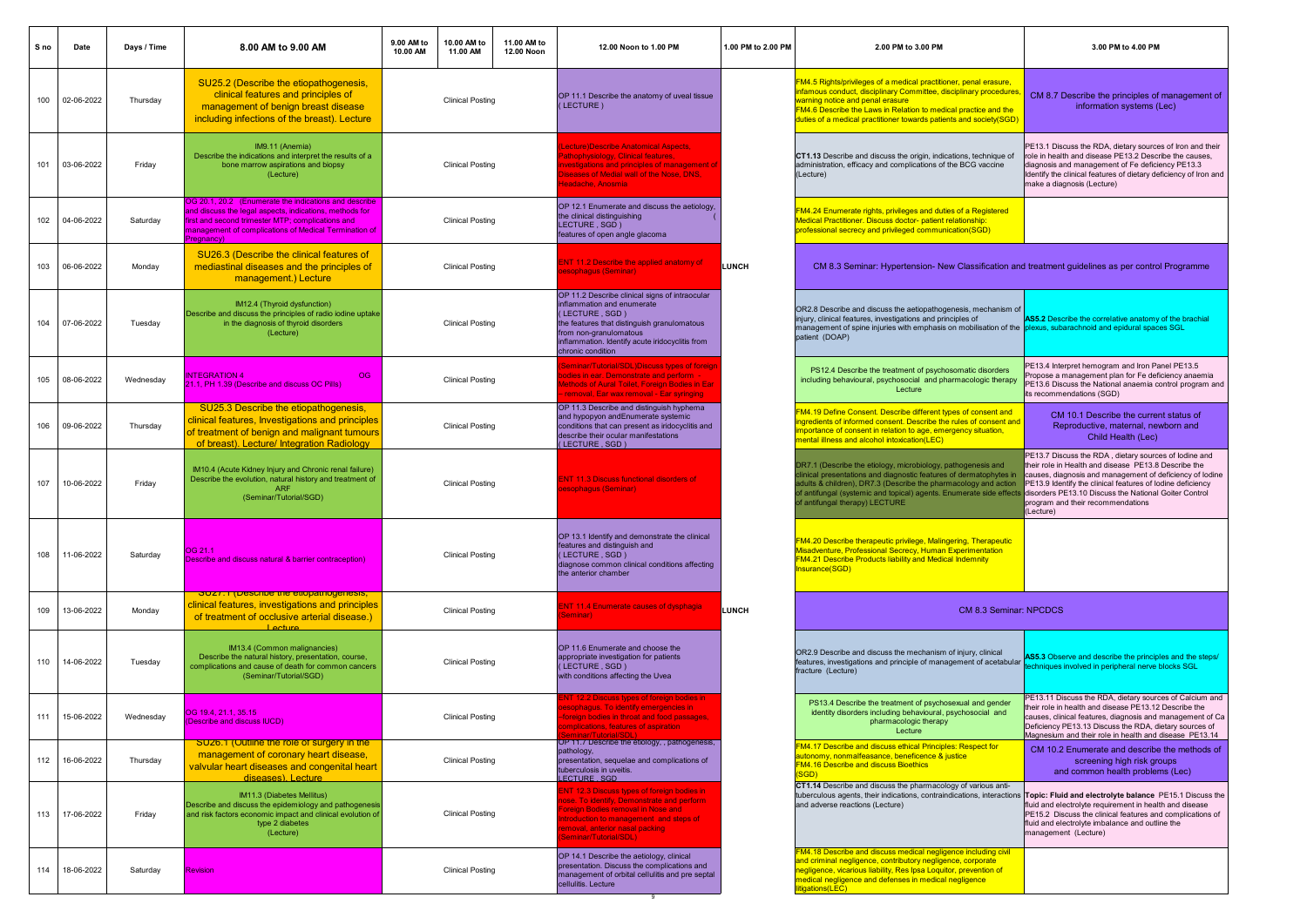| S no | Date | Days / Time | 8.00 AM to 9.00 AM | 9.00 AM to 10.00 AM | 10.00 AM to 11.00 AM | 11.00 AM to 12.00 Noon | 12.00 Noon to 1.00 PM | 1.00 PM to 2.00 PM | 2.00 PM to 3.00 PM | 3.00 PM to 4.00 PM |
|---|---|---|---|---|---|---|---|---|---|---|
| 100 | 02-06-2022 | Thursday | SU25.2 (Describe the etiopathogenesis, clinical features and principles of management of benign breast disease including infections of the breast). Lecture | Clinical Posting | | | OP 11.1 Describe the anatomy of uveal tissue ( LECTURE ) | | FM4.5 Rights/privileges of a medical practitioner, penal erasure, infamous conduct, disciplinary Committee, disciplinary procedures, warning notice and penal erasure FM4.6 Describe the Laws in Relation to medical practice and the duties of a medical practitioner towards patients and society(SGD) | CM 8.7 Describe the principles of management of information systems (Lec) |
| 101 | 03-06-2022 | Friday | IM9.11 (Anemia) Describe the indications and interpret the results of a bone marrow aspirations and biopsy (Lecture) | Clinical Posting | | | (Lecture)Describe Anatomical Aspects, Pathophysiology, Clinical features, investigations and principles of management of Diseases of Medial wall of the Nose, DNS, Headache, Anosmia | | **CT1.13** Describe and discuss the origin, indications, technique of administration, efficacy and complications of the BCG vaccine (Lecture) | PE13.1 Discuss the RDA, dietary sources of Iron and their role in health and disease PE13.2 Describe the causes, diagnosis and management of Fe deficiency PE13.3 Identify the clinical features of dietary deficiency of Iron and make a diagnosis (Lecture) |
| 102 | 04-06-2022 | Saturday | OG 20.1, 20.2 (Enumerate the indications and describe and discuss the legal aspects, indications, methods for first and second trimester MTP; complications and management of complications of Medical Termination of Pregnancy) | Clinical Posting | | | OP 12.1 Enumerate and discuss the aetiology, the clinical distinguishing ( LECTURE , SGD ) features of open angle glacoma | | FM4.24 Enumerate rights, privileges and duties of a Registered Medical Practitioner. Discuss doctor- patient relationship: professional secrecy and privileged communication(SGD) | |
| 103 | 06-06-2022 | Monday | SU26.3 (Describe the clinical features of mediastinal diseases and the principles of management.) Lecture | Clinical Posting | | | ENT 11.2 Describe the applied anatomy of oesophagus (Seminar) | LUNCH | CM 8.3 Seminar: Hypertension- New Classification and treatment guidelines as per control Programme | |
| 104 | 07-06-2022 | Tuesday | IM12.4 (Thyroid dysfunction) Describe and discuss the principles of radio iodine uptake in the diagnosis of thyroid disorders (Lecture) | Clinical Posting | | | OP 11.2 Describe clinical signs of intraocular inflammation and enumerate ( LECTURE , SGD ) the features that distinguish granulomatous from non-granulomatous inflammation. Identify acute iridocyclitis from chronic condition | | OR2.8 Describe and discuss the aetiopathogenesis, mechanism of injury, clinical features, investigations and principles of management of spine injuries with emphasis on mobilisation of the patient (DOAP) | **AS5.2** Describe the correlative anatomy of the brachial plexus, subarachnoid and epidural spaces SGL |
| 105 | 08-06-2022 | Wednesday | INTEGRATION 4 OG 21.1, PH 1.39 (Describe and discuss OC Pills) | Clinical Posting | | | (Seminar/Tutorial/SDL)Discuss types of foreign bodies in ear, Demonstrate and perform - Methods of Aural Toilet, Foreign Bodies in Ear - removal, Ear wax removal - Ear syringing | | PS12.4 Describe the treatment of psychosomatic disorders including behavioural, psychosocial and pharmacologic therapy Lecture | PE13.4 Interpret hemogram and Iron Panel PE13.5 Propose a management plan for Fe deficiency anaemia PE13.6 Discuss the National anaemia control program and its recommendations (SGD) |
| 106 | 09-06-2022 | Thursday | SU25.3 Describe the etiopathogenesis, clinical features, Investigations and principles of treatment of benign and malignant tumours of breast). Lecture/ Integration Radiology | Clinical Posting | | | OP 11.3 Describe and distinguish hyphema and hypopyon andEnumerate systemic conditions that can present as iridocyclitis and describe their ocular manifestations ( LECTURE , SGD ) | | FM4.19 Define Consent. Describe different types of consent and ingredients of informed consent. Describe the rules of consent and importance of consent in relation to age, emergency situation, mental illness and alcohol intoxication(LEC) | CM 10.1 Describe the current status of Reproductive, maternal, newborn and Child Health (Lec) |
| 107 | 10-06-2022 | Friday | IM10.4 (Acute Kidney Injury and Chronic renal failure) Describe the evolution, natural history and treatment of ARF (Seminar/Tutorial/SGD) | Clinical Posting | | | ENT 11.3 Discuss functional disorders of oesophagus (Seminar) | | DR7.1 (Describe the etiology, microbiology, pathogenesis and clinical presentations and diagnostic features of dermatophytes in adults & children), DR7.3 (Describe the pharmacology and action of antifungal (systemic and topical) agents. Enumerate side effects of antifungal therapy) LECTURE | PE13.7 Discuss the RDA , dietary sources of Iodine and their role in Health and disease PE13.8 Describe the causes, diagnosis and management of deficiency of Iodine PE13.9 Identify the clinical features of Iodine deficiency disorders PE13.10 Discuss the National Goiter Control program and their recommendations (Lecture) |
| 108 | 11-06-2022 | Saturday | OG 21.1 Describe and discuss natural & barrier contraception) | Clinical Posting | | | OP 13.1 Identify and demonstrate the clinical features and distinguish and ( LECTURE , SGD ) diagnose common clinical conditions affecting the anterior chamber | | FM4.20 Describe therapeutic privilege, Malingering, Therapeutic Misadventure, Professional Secrecy, Human Experimentation FM4.21 Describe Products liability and Medical Indemnity Insurance(SGD) | |
| 109 | 13-06-2022 | Monday | SU27.1 (Describe the etiopathogenesis, clinical features, investigations and principles of treatment of occlusive arterial disease.) Lecture | Clinical Posting | | | ENT 11.4 Enumerate causes of dysphagia (Seminar) | LUNCH | CM 8.3 Seminar: NPCDCS | |
| 110 | 14-06-2022 | Tuesday | IM13.4 (Common malignancies) Describe the natural history, presentation, course, complications and cause of death for common cancers (Seminar/Tutorial/SGD) | Clinical Posting | | | OP 11.6 Enumerate and choose the appropriate investigation for patients ( LECTURE , SGD ) with conditions affecting the Uvea | | OR2.9 Describe and discuss the mechanism of injury, clinical features, investigations and principle of management of acetabular fracture (Lecture) | **AS5.3** Observe and describe the principles and the steps/ techniques involved in peripheral nerve blocks SGL |
| 111 | 15-06-2022 | Wednesday | OG 19.4, 21.1, 35.15 (Describe and discuss IUCD) | Clinical Posting | | | ENT 12.2 Discuss types of foreign bodies in oesophagus. To identify emergencies in - foreign bodies in throat and food passages, complications, features of aspiration (Seminar/Tutorial/SDL) | | PS13.4 Describe the treatment of psychosexual and gender identity disorders including behavioural, psychosocial and pharmacologic therapy Lecture | PE13.11 Discuss the RDA, dietary sources of Calcium and their role in health and disease PE13.12 Describe the causes, clinical features, diagnosis and management of Ca Deficiency PE13.13 Discuss the RDA, dietary sources of Magnesium and their role in health and disease PE13.14 |
| 112 | 16-06-2022 | Thursday | SU26.1 (Outline the role of surgery in the management of coronary heart disease, valvular heart diseases and congenital heart diseases). Lecture | Clinical Posting | | | OP 11.7 Describe the etiology, , pathogenesis, pathology, presentation, sequelae and complications of tuberculosis in uveitis. LECTURE , SGD | | FM4.17 Describe and discuss ethical Principles: Respect for autonomy, nonmalfeasance, beneficence & justice FM4.16 Describe and discuss Bioethics (SGD) | CM 10.2 Enumerate and describe the methods of screening high risk groups and common health problems (Lec) |
| 113 | 17-06-2022 | Friday | IM11.3 (Diabetes Mellitus) Describe and discuss the epidemiology and pathogenesis and risk factors economic impact and clinical evolution of type 2 diabetes (Lecture) | Clinical Posting | | | ENT 12.3 Discuss types of foreign bodies in nose. To identify, Demonstrate and perform Foreign Bodies removal in Nose and introduction to management and steps of removal, anterior nasal packing (Seminar/Tutorial/SDL) | | **CT1.14** Describe and discuss the pharmacology of various anti-tuberculous agents, their indications, contraindications, interactions and adverse reactions (Lecture) | **Topic: Fluid and electrolyte balance** PE15.1 Discuss the fluid and electrolyte requirement in health and disease PE15.2 Discuss the clinical features and complications of fluid and electrolyte imbalance and outline the management (Lecture) |
| 114 | 18-06-2022 | Saturday | Revision | Clinical Posting | | | OP 14.1 Describe the aetiology, clinical presentation. Discuss the complications and management of orbital cellulitis and pre septal cellulitis. Lecture | | FM4.18 Describe and discuss medical negligence including civil and criminal negligence, contributory negligence, corporate negligence, vicarious liability, Res Ipsa Loquitor, prevention of medical negligence and defenses in medical negligence litigations(LEC) | |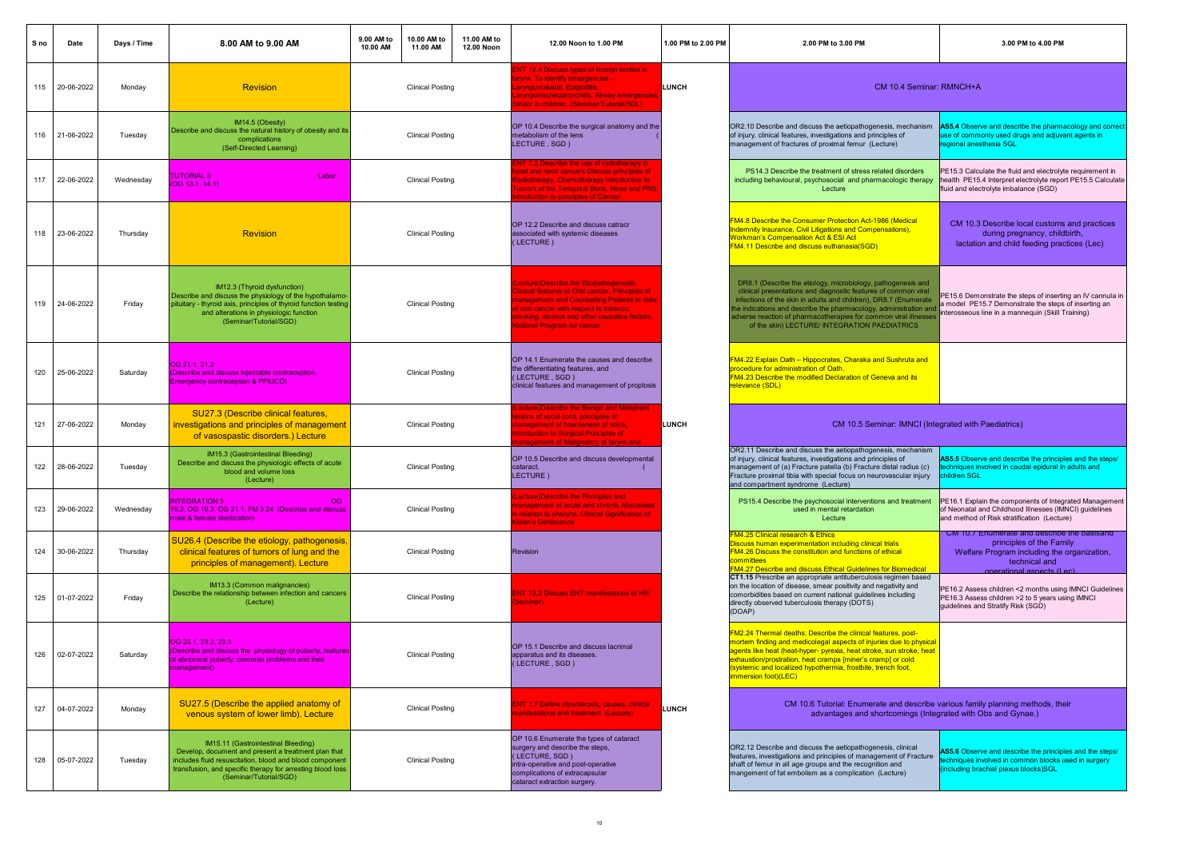| S no | Date | Days / Time | 8.00 AM to 9.00 AM | 9.00 AM to 10.00 AM | 10.00 AM to 11.00 AM | 11.00 AM to 12.00 Noon | 12.00 Noon to 1.00 PM | 1.00 PM to 2.00 PM | 2.00 PM to 3.00 PM | 3.00 PM to 4.00 PM |
|---|---|---|---|---|---|---|---|---|---|---|
| 115 | 20-06-2022 | Monday | Revision | | Clinical Posting | | ENT 12.4 Discuss types of foreign bodies in larynx. To identify emergencies – Laryngomalacia, Epiglottis, Laryngotracheobronchitis, Airway emergencies, Stridor in children. (Seminar/Tutorial/SDL) | LUNCH | CM 10.4 Seminar: RMNCH+A | |
| 116 | 21-06-2022 | Tuesday | IM14.5 (Obesity) Describe and discuss the natural history of obesity and its complications (Self-Directed Learning) | | Clinical Posting | | OP 10.4 Describe the surgical anatomy and the metabolism of the lens ( LECTURE , SGD ) | | OR2.10 Describe and discuss the aetiopathogenesis, mechanism of injury, clinical features, investigations and principles of management of fractures of proximal femur (Lecture) | AS5.4 Observe and describe the pharmacology and correct use of commonly used drugs and adjuvant agents in regional anesthesia SGL |
| 117 | 22-06-2022 | Wednesday | TUTORIAL 3 Labor (OG 13.1, 14.1) | | Clinical Posting | | ENT 7.2 Describe the use of radiotherapy in head and neck cancers Discuss principles of Radiotherapy, Chemotherapy Introduction to Tumors of the Temporal Bone, Nose and PNS, introduction to principles of Cancer | | PS14.3 Describe the treatment of stress related disorders including behavioural, psychosocial and pharmacologic therapy Lecture | PE15.3 Calculate the fluid and electrolyte requirement in health PE15.4 Interpret electrolyte report PE15.5 Calculate fluid and electrolyte imbalance (SGD) |
| 118 | 23-06-2022 | Thursday | Revision | | Clinical Posting | | OP 12.2 Describe and discuss catracr associated with systemic diseases ( LECTURE ) | | FM4.8 Describe the Consumer Protection Act-1986 (Medical Indemnity Insurance, Civil Litigations and Compensations), Workman's Compensation Act & ESI Act FM4.11 Describe and discuss euthanasia(SGD) | CM 10.3 Describe local customs and practices during pregnancy, childbirth, lactation and child feeding practices (Lec) |
| 119 | 24-06-2022 | Friday | IM12.3 (Thyroid dysfunction) Describe and discuss the physiology of the hypothalamo-pituitary - thyroid axis, principles of thyroid function testing and alterations in physiologic function (Seminar/Tutorial/SGD) | | Clinical Posting | | (Lecture)Describe the Etiopathogenesis, Clinical features of Oral cancer, Principles of management and Counselling Patients fo risks of oral cancer with respect to tobacco, smoking, alcohol and other causative factors. National Program for cancer | | DR8.1 (Describe the etiology, microbiology, pathogenesis and clinical presentations and diagnostic features of common viral infections of the skin in adults and children), DR8.7 (Enumerate the indications and describe the pharmacology, administration and adverse reaction of pharmacotherapies for common viral illnesses of the skin) LECTURE/ INTEGRATION PAEDIATRICS | PE15.6 Demonstrate the steps of inserting an IV cannula in a model PE15.7 Demonstrate the steps of inserting an interosseous line in a mannequin (Skill Training) |
| 120 | 25-06-2022 | Saturday | OG 21.1, 21.2 (Describe and discuss Injectable contraception, Emergency contraception & PPIUCD) | | Clinical Posting | | OP 14.1 Enumerate the causes and describe the differentiating features, and ( LECTURE , SGD ) clinical features and management of proptosis | | FM4.22 Explain Oath – Hippocrates, Charaka and Sushruta and procedure for administration of Oath. FM4.23 Describe the modified Declaration of Geneva and its relevance (SDL) | |
| 121 | 27-06-2022 | Monday | SU27.3 (Describe clinical features, investigations and principles of management of vasospastic disorders.) Lecture | | Clinical Posting | | (Lecture)Describe the Benign and Malignant lesions of vocal cord, principles of management of hoarseness of voice, introduction to Surgical Principles of management of Malignancy of larynx and | LUNCH | CM 10.5 Seminar: IMNCI (Integrated with Paediatrics) | |
| 122 | 28-06-2022 | Tuesday | IM15.3 (Gastrointestinal Bleeding) Describe and discuss the physiologic effects of acute blood and volume loss (Lecture) | | Clinical Posting | | OP 10.5 Describe and discuss developmental cataract. ( LECTURE ) | | OR2.11 Describe and discuss the aetiopathogenesis, mechanism of injury, clinical features, investigations and principles of management of (a) Fracture patella (b) Fracture distal radius (c) Fracture proximal tibia with special focus on neurovascular injury and compartment syndrome (Lecture) | AS5.5 Observe and describe the principles and the steps/ techniques involved in caudal epidural in adults and children SGL |
| 123 | 29-06-2022 | Wednesday | INTEGRATION 5 OG 19.2, OG 19.3, OG 21.1, FM 3.24 (Describe and discuss male & female sterilization) | | Clinical Posting | | (Lecture)Describe the Principles and management of acute and chronic Abscesses in relation to pharynx, Clinical Significance of Killian's Dehiscence | | PS14.4 Describe the psychosocial interventions and treatment used in mental retardation Lecture | PE16.1 Explain the components of Integrated Management of Neonatal and Childhood Illnesses (IMNCI) guidelines and method of Risk stratification (Lecture) |
| 124 | 30-06-2022 | Thursday | SU26.4 (Describe the etiology, pathogenesis, clinical features of tumors of lung and the principles of management). Lecture | | Clinical Posting | | Revision | | FM4.25 Clinical research & Ethics Discuss human experimentation including clinical trials FM4.26 Discuss the constitution and functions of ethical committees FM4.27 Describe and discuss Ethical Guidelines for Biomedical | CM 10.7 Enumerate and describe the basisand principles of the Family Welfare Program including the organization, technical and operational aspects (Lec) |
| 125 | 01-07-2022 | Friday | IM13.3 (Common malignancies) Describe the relationship between infection and cancers (Lecture) | | Clinical Posting | | ENT 13.2 Discuss ENT manifestaions of HIV (Seminar) | | CT1.15 Prescribe an appropriate antituberculosis regimen based on the location of disease, smear positivity and negativity and comorbidities based on current national guidelines including directly observed tuberculosis therapy (DOTS) (DOAP) | PE16.2 Assess children <2 months using IMNCI Guidelines PE16.3 Assess children >2 to 5 years using IMNCI guidelines and Stratify Risk (SGD) |
| 126 | 02-07-2022 | Saturday | OG 23.1, 23.2, 23.3 (Describe and discuss the physiology of puberty, features of abnormal puberty, common problems and their management) | | Clinical Posting | | OP 15.1 Describe and discuss lacrimal apparatus and its diseases. ( LECTURE , SGD ) | | FM2.24 Thermal deaths: Describe the clinical features, post-mortem finding and medicolegal aspects of injuries due to physical agents like heat (heat-hyper- pyrexia, heat stroke, sun stroke, heat exhaustion/prostration, heat cramps [miner's cramp] or cold (systemic and localized hypothermia, frostbite, trench foot, immersion foot)(LEC) | |
| 127 | 04-07-2022 | Monday | SU27.5 (Describe the applied anatomy of venous system of lower limb). Lecture | | Clinical Posting | | ENT 1.7 Define otosclerosis, causes, clinical manifestaions and treatment (Lecture) | LUNCH | CM 10.6 Tutorial: Enumerate and describe various family planning methods, their advantages and shortcomings (Integrated with Obs and Gynae.) | |
| 128 | 05-07-2022 | Tuesday | IM15.11 (Gastrointestinal Bleeding) Develop, document and present a treatment plan that includes fluid resuscitation, blood and blood component transfusion, and specific therapy for arresting blood loss (Seminar/Tutorial/SGD) | | Clinical Posting | | OP 10.6 Enumerate the types of cataract surgery and describe the steps, ( LECTURE, SGD ) intra-operative and post-operative complications of extracapsular cataract extraction surgery. | | OR2.12 Describe and discuss the aetiopathogenesis, clinical features, investigations and principles of management of Fracture shaft of femur in all age groups and the recognition and mangement of fat embolism as a complication (Lecture) | AS5.6 Observe and describe the principles and the steps/ techniques involved in common blocks used in surgery (including brachial plexus blocks)SGL |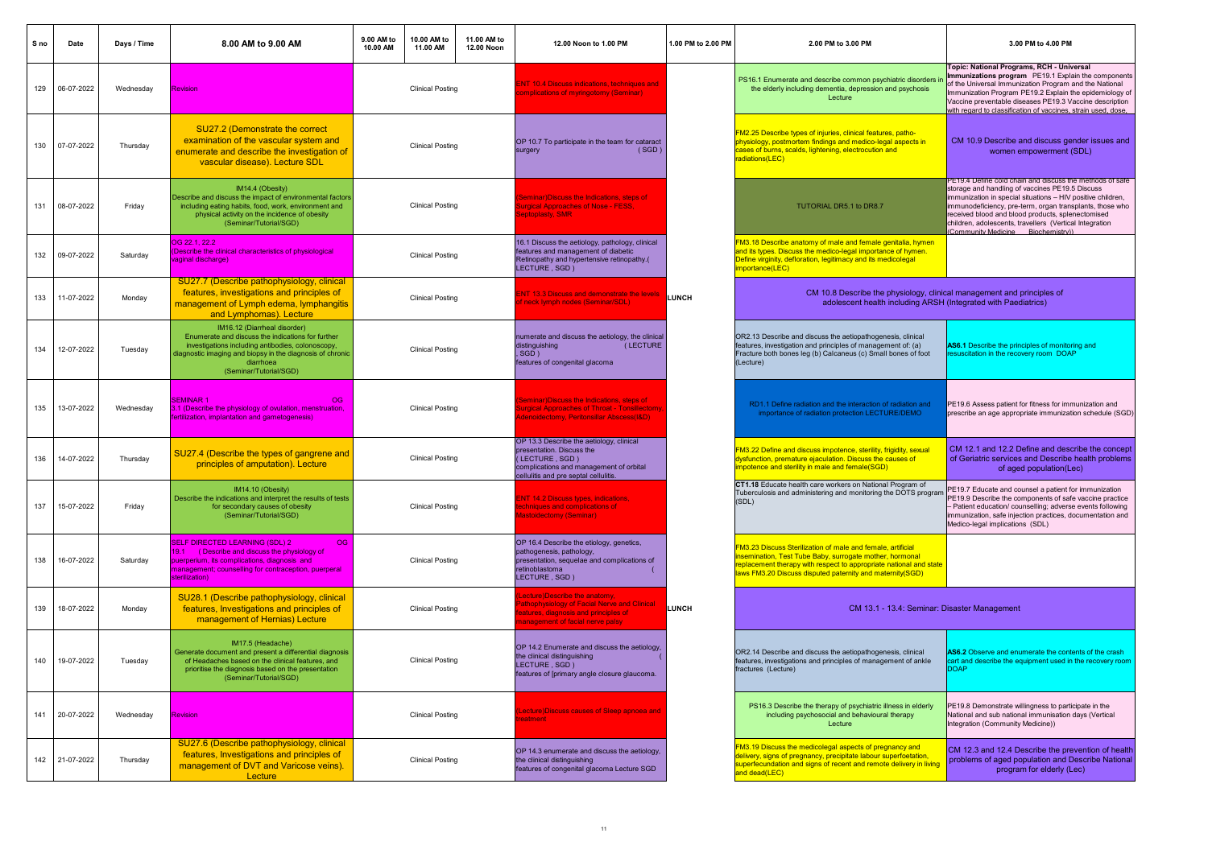| S no | Date | Days / Time | 8.00 AM to 9.00 AM | 9.00 AM to 10.00 AM | 10.00 AM to 11.00 AM | 11.00 AM to 12.00 Noon | 12.00 Noon to 1.00 PM | 1.00 PM to 2.00 PM | 2.00 PM to 3.00 PM | 3.00 PM to 4.00 PM |
|---|---|---|---|---|---|---|---|---|---|---|
| 129 | 06-07-2022 | Wednesday | Revision | | Clinical Posting | | ENT 10.4 Discuss indications, techniques and complications of myringotomy (Seminar) | | PS16.1 Enumerate and describe common psychiatric disorders in the elderly including dementia, depression and psychosis Lecture | Topic: National Programs, RCH - Universal Immunizations program PE19.1 Explain the components of the Universal Immunization Program and the National Immunization Program PE19.2 Explain the epidemiology of Vaccine preventable diseases PE19.3 Vaccine description with regard to classification of vaccines, strain used, dose, |
| 130 | 07-07-2022 | Thursday | SU27.2 (Demonstrate the correct examination of the vascular system and enumerate and describe the investigation of vascular disease). Lecture SDL | | Clinical Posting | | OP 10.7 To participate in the team for cataract surgery (SGD) | | FM2.25 Describe types of injuries, clinical features, patho-physiology, postmortem findings and medico-legal aspects in cases of burns, scalds, lightening, electrocution and radiations(LEC) | CM 10.9 Describe and discuss gender issues and women empowerment (SDL) |
| 131 | 08-07-2022 | Friday | IM14.4 (Obesity) Describe and discuss the impact of environmental factors including eating habits, food, work, environment and physical activity on the incidence of obesity (Seminar/Tutorial/SGD) | | Clinical Posting | | (Seminar)Discuss the Indications, steps of Surgical Approaches of Nose - FESS, Septoplasty, SMR | | TUTORIAL DR5.1 to DR8.7 | PE19.4 Define cold chain and discuss the methods of safe storage and handling of vaccines PE19.5 Discuss immunization in special situations – HIV positive children, immunodeficiency, pre-term, organ transplants, those who received blood and blood products, splenectomised children, adolescents, travellers (Vertical Integration (Community Medicine Biochemistry)) |
| 132 | 09-07-2022 | Saturday | OG 22.1, 22.2 (Describe the clinical characteristics of physiological vaginal discharge) | | Clinical Posting | | 16.1 Discuss the aetiology, pathology, clinical features and management of diabetic Retinopathy and hypertensive retinopathy.( LECTURE , SGD ) | | FM3.18 Describe anatomy of male and female genitalia, hymen and its types. Discuss the medico-legal importance of hymen. Define virginity, defloration, legitimacy and its medicolegal importance(LEC) | |
| 133 | 11-07-2022 | Monday | SU27.7 (Describe pathophysiology, clinical features, investigations and principles of management of Lymph edema, lymphangitis and Lymphomas). Lecture | | Clinical Posting | | ENT 13.3 Discuss and demonstrate the levels of neck lymph nodes (Seminar/SDL) | LUNCH | CM 10.8 Describe the physiology, clinical management and principles of adolescent health including ARSH (Integrated with Paediatrics) | |
| 134 | 12-07-2022 | Tuesday | IM16.12 (Diarrheal disorder) Enumerate and discuss the indications for further investigations including antibodies, colonoscopy, diagnostic imaging and biopsy in the diagnosis of chronic diarrhoea (Seminar/Tutorial/SGD) | | Clinical Posting | | numerate and discuss the aetiology, the clinical distinguishing (LECTURE , SGD ) features of congenital glacoma | | OR2.13 Describe and discuss the aetiopathogenesis, clinical features, investigation and principles of management of: (a) Fracture both bones leg (b) Calcaneus (c) Small bones of foot (Lecture) | **AS6.1** Describe the principles of monitoring and resuscitation in the recovery room DOAP |
| 135 | 13-07-2022 | Wednesday | SEMINAR 1 OG 3.1 (Describe the physiology of ovulation, menstruation, fertilization, implantation and gametogenesis) | | Clinical Posting | | (Seminar)Discuss the Indications, steps of Surgical Approaches of Throat - Tonsillectomy, Adenoidectomy, Peritonsillar Abscess(ISD) | | RD1.1 Define radiation and the interaction of radiation and importance of radiation protection LECTURE/DEMO | PE19.6 Assess patient for fitness for immunization and prescribe an age appropriate immunization schedule (SGD) |
| 136 | 14-07-2022 | Thursday | SU27.4 (Describe the types of gangrene and principles of amputation). Lecture | | Clinical Posting | | OP 13.3 Describe the aetiology, clinical presentation. Discuss the ( LECTURE , SGD ) complications and management of orbital cellulitis and pre septal cellulitis. | | FM3.22 Define and discuss impotence, sterility, frigidity, sexual dysfunction, premature ejaculation. Discuss the causes of impotence and sterility in male and female(SGD) | CM 12.1 and 12.2 Define and describe the concept of Geriatric services and Describe health problems of aged population(Lec) |
| 137 | 15-07-2022 | Friday | IM14.10 (Obesity) Describe the indications and interpret the results of tests for secondary causes of obesity (Seminar/Tutorial/SGD) | | Clinical Posting | | ENT 14.2 Discuss types, indications, techniques and complications of Mastoidectomy (Seminar) | | **CT1.18** Educate health care workers on National Program of Tuberculosis and administering and monitoring the DOTS program (SDL) | PE19.7 Educate and counsel a patient for immunization PE19.9 Describe the components of safe vaccine practice – Patient education/ counselling; adverse events following immunization, safe injection practices, documentation and Medico-legal implications (SDL) |
| 138 | 16-07-2022 | Saturday | SELF DIRECTED LEARNING (SDL) 2 OG 19.1 (Describe and discuss the physiology of puerperium, its complications, diagnosis and management; counselling for contraception, puerperal sterilization) | | Clinical Posting | | OP 16.4 Describe the etiology, genetics, pathogenesis, pathology, presentation, sequelae and complications of retinoblastoma ( LECTURE , SGD ) | | FM3.23 Discuss Sterilization of male and female, artificial insemination, Test Tube Baby, surrogate mother, hormonal replacement therapy with respect to appropriate national and state laws FM3.20 Discuss disputed paternity and maternity(SGD) | |
| 139 | 18-07-2022 | Monday | SU28.1 (Describe pathophysiology, clinical features, Investigations and principles of management of Hernias) Lecture | | Clinical Posting | | (Lecture)Describe the anatomy, Pathophysiology of Facial Nerve and Clinical features, diagnose and principles of management of facial nerve palsy | LUNCH | CM 13.1 - 13.4: Seminar: Disaster Management | |
| 140 | 19-07-2022 | Tuesday | IM17.5 (Headache) Generate document and present a differential diagnosis of Headaches based on the clinical features, and prioritise the diagnosis based on the presentation (Seminar/Tutorial/SGD) | | Clinical Posting | | OP 14.2 Enumerate and discuss the aetiology, the clinical distinguishing ( LECTURE , SGD ) features of [primary angle closure glaucoma. | | OR2.14 Describe and discuss the aetiopathogenesis, clinical features, investigations and principles of management of ankle fractures (Lecture) | **AS6.2** Observe and enumerate the contents of the crash cart and describe the equipment used in the recovery room DOAP |
| 141 | 20-07-2022 | Wednesday | Revision | | Clinical Posting | | (Lecture)Discuss causes of Sleep apnoea and treatment | | PS16.3 Describe the therapy of psychiatric illness in elderly including psychosocial and behavioural therapy Lecture | PE19.8 Demonstrate willingness to participate in the National and sub national immunisation days (Vertical Integration (Community Medicine)) |
| 142 | 21-07-2022 | Thursday | SU27.6 (Describe pathophysiology, clinical features, Investigations and principles of management of DVT and Varicose veins). Lecture | | Clinical Posting | | OP 14.3 enumerate and discuss the aetiology, the clinical distinguishing features of congenital glaucoma Lecture SGD | | FM3.19 Discuss the medicolegal aspects of pregnancy and delivery, signs of pregnancy, precipitate labour superfoetation, superfecundation and signs of recent and remote delivery in living and dead(LEC) | CM 12.3 and 12.4 Describe the prevention of health problems of aged population and Describe National program for elderly (Lec) |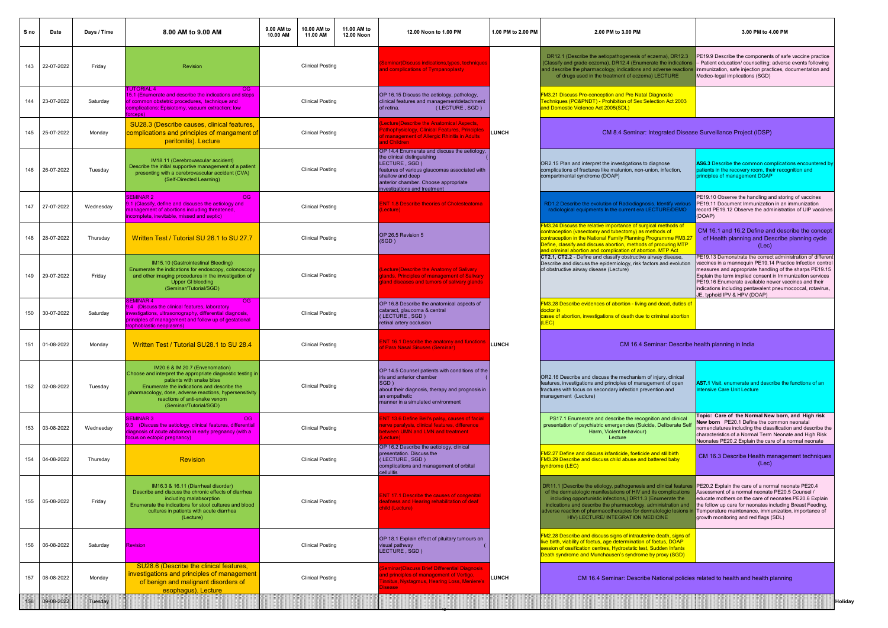| S no | Date | Days / Time | 8.00 AM to 9.00 AM | 9.00 AM to 10.00 AM | 10.00 AM to 11.00 AM | 11.00 AM to 12.00 Noon | 12.00 Noon to 1.00 PM | 1.00 PM to 2.00 PM | 2.00 PM to 3.00 PM | 3.00 PM to 4.00 PM |
|---|---|---|---|---|---|---|---|---|---|---|
| 143 | 22-07-2022 | Friday | Revision | | Clinical Posting | | (Seminar)Discuss indications,types, techniques and complications of Tympanoplasty | | DR12.1 (Describe the aetiopathogenesis of eczema), DR12.3 (Classify and grade eczema), DR12.4 (Enumerate the indications and describe the pharmacology, indications and adverse reactions of drugs used in the treatment of eczema) LECTURE | PE19.9 Describe the components of safe vaccine practice – Patient education/ counselling; adverse events following immunization, safe injection practices, documentation and Medico-legal implications (SGD) |
| 144 | 23-07-2022 | Saturday | TUTORIAL 4 OG 15.1 (Enumerate and describe the indications and steps of common obstetric procedures, technique and complications: Episiotomy, vacuum extraction; low forceps) | | Clinical Posting | | OP 16.15 Discuss the aetiology, pathology, clinical features and managementdetachment of retina. ( LECTURE , SGD ) | | FM3.21 Discuss Pre-conception and Pre Natal Diagnostic Techniques (PC&PNDT) - Prohibition of Sex Selection Act 2003 and Domestic Violence Act 2005(SDL) | |
| 145 | 25-07-2022 | Monday | SU28.3 (Describe causes, clinical features, complications and principles of mangament of peritonitis). Lecture | | Clinical Posting | | (Lecture)Describe the Anatomical Aspects, Pathophysiology, Clinical Features, Principles of management of Allergic Rhinitis in Adults and Children | LUNCH | CM 8.4 Seminar: Integrated Disease Surveillance Project (IDSP) | |
| 146 | 26-07-2022 | Tuesday | IM18.11 (Cerebrovascular accident) Describe the initial supportive management of a patient presenting with a cerebrovascular accident (CVA) (Self-Directed Learning) | | Clinical Posting | | OP 14.4 Enumerate and discuss the aetiology, the clinical distinguishing ( LECTURE , SGD ) features of various glaucomas associated with shallow and deep anterior chamber. Choose appropriate investigations and treatment | | OR2.15 Plan and interpret the investigations to diagnose complications of fractures like malunion, non-union, infection, compartmental syndrome (DOAP) | **AS6.3** Describe the common complications encountered by patients in the recovery room, their recognition and principles of management DOAP |
| 147 | 27-07-2022 | Wednesday | SEMINAR 2 OG 9.1 (Classify, define and discuses the aetiology and management of abortions including threatened, incomplete, inevitable, missed and septic) | | Clinical Posting | | ENT 1.5 Describe theories of Cholesteatoma (Lecture) | | RD1.2 Describe the evolution of Radiodiagnosis. Identify various radiological equipments In the current era LECTURE/DEMO | PE19.10 Observe the handling and storing of vaccines PE19.11 Document Immunization in an immunization record PE19.12 Observe the administration of UIP vaccines (DOAP) |
| 148 | 28-07-2022 | Thursday | Written Test / Tutorial SU 26.1 to SU 27.7 | | Clinical Posting | | OP 26.5 Revision 5 (SGD ) | | FM3.24 Discuss the relative importance of surgical methods of contraception (vasectomy and tubectomy) as methods of contraception in the National Family Planning Programme FM3.27 Define, classify and discuss abortion, methods of procuring MTP and criminal abortion and complication of abortion. MTP Act | CM 16.1 and 16.2 Define and describe the concept of Health planning and Describe planning cycle (Lec) |
| 149 | 29-07-2022 | Friday | IM15.10 (Gastrointestinal Bleeding) Enumerate the indications for endoscopy, colonoscopy and other imaging procedures in the investigation of Upper GI bleeding (Seminar/Tutorial/SGD) | | Clinical Posting | | (Lecture)Describe the Anatomy of Salivary glands, Principles of management of Salivary gland diseases and tumors of salivary glands | | **CT2.1, CT2.2** - Define and classify obstructive airway disease, Describe and discuss the epidemiology, risk factors and evolution of obstructive airway disease (Lecture) | PE19.13 Demonstrate the correct administration of different vaccines in a mannequin PE19.14 Practice Infection control measures and appropriate handling of the sharps PE19.15 Explain the term implied consent in Immunization services PE19.16 Enumerate available newer vaccines and their indications including pentavalent pneumococcal, rotavirus, JE, typhoid IPV & HPV (DOAP) |
| 150 | 30-07-2022 | Saturday | SEMINAR 4 OG 9.4 (Discuss the clinical features, laboratory investigations, ultrasonography, differential diagnosis, principles of management and follow up of gestational trophoblastic neoplasms) | | Clinical Posting | | OP 16.8 Describe the anatomical aspects of cataract, glaucoma & central ( LECTURE , SGD ) retinal artery occlusion | | FM3.28 Describe evidences of abortion - living and dead, duties of doctor in cases of abortion, investigations of death due to criminal abortion (LEC) | |
| 151 | 01-08-2022 | Monday | Written Test / Tutorial SU28.1 to SU 28.4 | | Clinical Posting | | ENT 16.1 Describe the anatomy and functions of Para Nasal Sinuses (Seminar) | LUNCH | CM 16.4 Seminar: Describe health planning in India | |
| 152 | 02-08-2022 | Tuesday | IM20.6 & IM 20.7 (Envenomation) Choose and interpret the appropriate diagnostic testing in patients with snake bites Enumerate the indications and describe the pharmacology, dose, adverse reactions, hypersensitivity reactions of anti-snake venom (Seminar/Tutorial/SGD) | | Clinical Posting | | OP 14.5 Counsel patients with conditions of the iris and anterior chamber ( SGD ) about their diagnosis, therapy and prognosis in an empathetic manner in a simulated environment | | OR2.16 Describe and discuss the mechanism of injury, clinical features, investigations and principles of management of open fractures with focus on secondary infection prevention and management (Lecture) | **AS7.1** Visit, enumerate and describe the functions of an Intensive Care Unit Lecture |
| 153 | 03-08-2022 | Wednesday | SEMINAR 3 OG 9.3 (Discuss the aetiology, clinical features, differential diagnosis of acute abdomen in early pregnancy (with a focus on ectopic pregnancy) | | Clinical Posting | | ENT 13.6 Define Bell's palsy, causes of facial nerve paralysis, clinical features, difference between UMN and LMN and treatment (Lecture) | | PS17.1 Enumerate and describe the recognition and clinical presentation of psychiatric emergencies (Suicide, Deliberate Self Harm, Violent behaviour) Lecture | **Topic: Care of the Normal New born, and High risk New born** PE20.1 Define the common neonatal nomenclatures including the classification and describe the characteristics of a Normal Term Neonate and High Risk Neonates PE20.2 Explain the care of a normal neonate |
| 154 | 04-08-2022 | Thursday | Revision | | Clinical Posting | | OP 16.2 Describe the aetiology, clinical presentation. Discuss the ( LECTURE , SGD ) complications and management of orbital cellulitis | | FM2.27 Define and discuss infanticide, foeticide and stillbirth FM3.29 Describe and discuss child abuse and battered baby syndrome (LEC) | CM 16.3 Describe Health management techniques (Lec) |
| 155 | 05-08-2022 | Friday | IM16.3 & 16.11 (Diarrheal disorder) Describe and discuss the chronic effects of diarrhea including malabsorption Enumerate the indications for stool cultures and blood cultures in patients with acute diarrhea (Lecture) | | Clinical Posting | | ENT 17.1 Describe the causes of congenital deafness and Hearing rehabilitation of deaf child (Lecture) | | DR11.1 (Describe the etiology, pathogenesis and clinical features of the dermatologic manifestations of HIV and its complications including opportunistic infections,) DR11.3 (Enumerate the indications and describe the pharmacology, administration and adverse reaction of pharmacotherapies for dermatologic lesions in HIV) LECTURE/ INTEGRATION MEDICINE | PE20.2 Explain the care of a normal neonate PE20.4 Assessment of a normal neonate PE20.5 Counsel / educate mothers on the care of neonates PE20.6 Explain the follow up care for neonates including Breast Feeding, Temperature maintenance, immunization, importance of growth monitoring and red flags (SDL) |
| 156 | 06-08-2022 | Saturday | Revision | | Clinical Posting | | OP 18.1 Explain effect of pituitary tumours on visual pathway ( LECTURE , SGD ) | | FM2.28 Describe and discuss signs of intrauterine death, signs of live birth, viability of foetus, age determination of foetus, DOAP session of ossification centres, Hydrostatic test, Sudden Infants Death syndrome and Munchausen's syndrome by proxy (SGD) | |
| 157 | 08-08-2022 | Monday | SU28.6 (Describe the clinical features, investigations and principles of management of benign and malignant disorders of esophagus). Lecture | | Clinical Posting | | (Seminar)Discuss Brief Differential Diagnosis and principles of management of Vertigo, Tinnitus, Nystagmus, Hearing Loss, Meniere's Disease | LUNCH | CM 16.4 Seminar: Describe National policies related to health and health planning | |
| 158 | 09-08-2022 | Tuesday | | | | | | | | Holiday |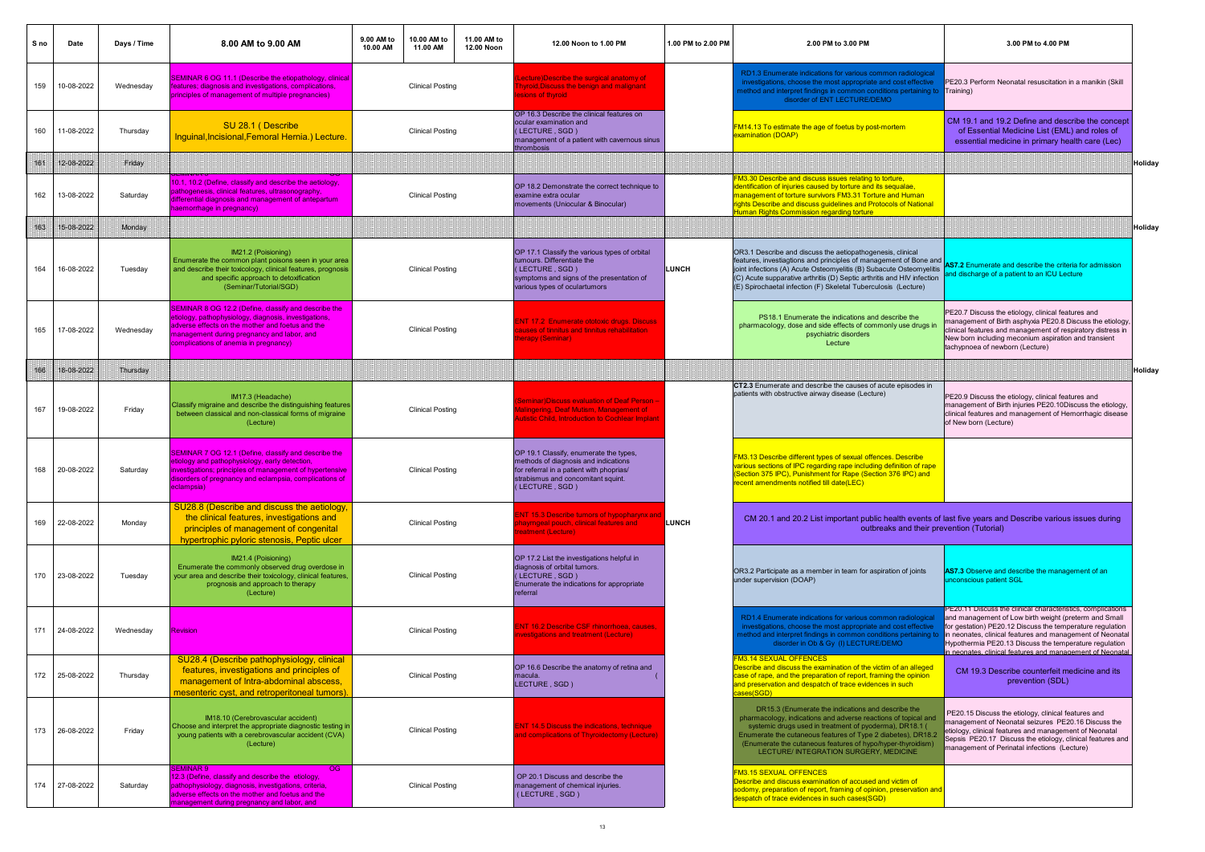| S no | Date | Days / Time | 8.00 AM to 9.00 AM | 9.00 AM to 10.00 AM | 10.00 AM to 11.00 AM | 11.00 AM to 12.00 Noon | 12.00 Noon to 1.00 PM | 1.00 PM to 2.00 PM | 2.00 PM to 3.00 PM | 3.00 PM to 4.00 PM | |
|---|---|---|---|---|---|---|---|---|---|---|---|
| 159 | 10-08-2022 | Wednesday | SEMINAR 6 OG 11.1 (Describe the etiopathology, clinical features, diagnosis and investigations, complications, principles of management of multiple pregnancies) | | Clinical Posting | | (Lecture)Describe the surgical anatomy of Thyroid,Discuss the benign and malignant lesions of thyroid | | RD1.3 Enumerate indications for various common radiological investigations, choose the most appropriate and cost effective method and interpret findings in common conditions pertaining to disorder of ENT LECTURE/DEMO | PE20.3 Perform Neonatal resuscitation in a manikin (Skill Training) | |
| 160 | 11-08-2022 | Thursday | SU 28.1 ( Describe Inguinal,Incisional,Femoral Hernia.) Lecture. | | Clinical Posting | | OP 16.3 Describe the clinical features on ocular examination and ( LECTURE , SGD ) management of a patient with cavernous sinus thrombosis | | FM14.13 To estimate the age of foetus by post-mortem examination (DOAP) | CM 19.1 and 19.2 Define and describe the concept of Essential Medicine List (EML) and roles of essential medicine in primary health care (Lec) | |
| 161 | 12-08-2022 | Friday | | | | | | | | | Holiday |
| 162 | 13-08-2022 | Saturday | 10.1, 10.2 (Define, classify and describe the aetiology, pathogenesis, clinical features, ultrasonography, differential diagnosis and management of antepartum haemorrhage in pregnancy) | | Clinical Posting | | OP 18.2 Demonstrate the correct technique to examine extra ocular movements (Uniocular & Binocular) | | FM3.30 Describe and discuss issues relating to torture, identification of injuries caused by torture and its sequalae, management of torture survivors FM3.31 Torture and Human rights Describe and discuss guidelines and Protocols of National Human Rights Commission regarding torture | | |
| 163 | 15-08-2022 | Monday | | | | | | | | | Holiday |
| 164 | 16-08-2022 | Tuesday | IM21.2 (Poisoning) Enumerate the common plant poisons seen in your area and describe their toxicology, clinical features, prognosis and specific approach to detoxification (Seminar/Tutorial/SGD) | | Clinical Posting | | OP 17.1 Classify the various types of orbital tumours. Differentiate the ( LECTURE , SGD ) symptoms and signs of the presentation of various types of oculartumors | LUNCH | OR3.1 Describe and discuss the aetiopathogenesis, clinical features, investiagtions and principles of management of Bone and joint infections (A) Acute Osteomyelitis (B) Subacute Osteomyelitis (C) Acute supparative arthritis (D) Septic arthritis and HIV infection (E) Spirochaetal infection (F) Skeletal Tuberculosis (Lecture) | **AS7.2** Enumerate and describe the criteria for admission and discharge of a patient to an ICU Lecture | |
| 165 | 17-08-2022 | Wednesday | SEMINAR 8 OG 12.2 (Define, classify and describe the etiology, pathophysiology, diagnosis, investigations, adverse effects on the mother and foetus and the management during pregnancy and labor, and complications of anemia in pregnancy) | | Clinical Posting | | ENT 17.2 Enumerate ototoxic drugs. Discuss causes of tinnitus and tinnitus rehabilitation therapy (Seminar) | | PS18.1 Enumerate the indications and describe the pharmacology, dose and side effects of commonly use drugs in psychiatric disorders Lecture | PE20.7 Discuss the etiology, clinical features and management of Birth asphyxia PE20.8 Discuss the etiology, clinical features and management of respiratory distress in New born including meconium aspiration and transient tachypnoea of newborn (Lecture) | |
| 166 | 18-08-2022 | Thursday | | | | | | | | | Holiday |
| 167 | 19-08-2022 | Friday | IM17.3 (Headache) Classify migraine and describe the distinguishing features between classical and non-classical forms of migraine (Lecture) | | Clinical Posting | | (Seminar)Discuss evaluation of Deaf Person - Malingering, Deaf Mutism, Management of Autistic Child, Introduction to Cochlear Implant | | **CT2.3** Enumerate and describe the causes of acute episodes in patients with obstructive airway disease (Lecture) | PE20.9 Discuss the etiology, clinical features and management of Birth injuries PE20.10Discuss the etiology, clinical features and management of Hemorrhagic disease of New born (Lecture) | |
| 168 | 20-08-2022 | Saturday | SEMINAR 7 OG 12.1 (Define, classify and describe the etiology and pathophysiology, early detection, investigations; principles of management of hypertensive disorders of pregnancy and eclampsia, complications of eclampsia) | | Clinical Posting | | OP 19.1 Classify, enumerate the types, methods of diagnosis and indications for referral in a patient with phoprias/ strabismus and concomitant squint. ( LECTURE , SGD ) | | FM3.13 Describe different types of sexual offences. Describe various sections of IPC regarding rape including definition of rape (Section 375 IPC), Punishment for Rape (Section 376 IPC) and recent amendments notified till date(LEC) | | |
| 169 | 22-08-2022 | Monday | SU28.8 (Describe and discuss the aetiology, the clinical features, investigations and principles of management of congenital hypertrophic pyloric stenosis, Peptic ulcer | | Clinical Posting | | ENT 15.3 Describe tumors of hypopharynx and pharyngeal pouch, clinical features and treatment (Lecture) | LUNCH | CM 20.1 and 20.2 List important public health events of last five years and Describe various issues during outbreaks and their prevention (Tutorial) | | |
| 170 | 23-08-2022 | Tuesday | IM21.4 (Poisoning) Enumerate the commonly observed drug overdose in your area and describe their toxicology, clinical features, prognosis and approach to therapy (Lecture) | | Clinical Posting | | OP 17.2 List the investigations helpful in diagnosis of orbital tumors. ( LECTURE , SGD ) Enumerate the indications for appropriate referral | | OR3.2 Participate as a member in team for aspiration of joints under supervision (DOAP) | **AS7.3** Observe and describe the management of an unconscious patient SGL | |
| 171 | 24-08-2022 | Wednesday | Revision | | Clinical Posting | | ENT 16.2 Describe CSF rhinorrhoea, causes, investigations and treatment (Lecture) | | RD1.4 Enumerate indications for various common radiological investigations, choose the most appropriate and cost effective method and interpret findings in common conditions pertaining to disorder in Ob & Gy (I) LECTURE/DEMO | PE20.11 Discuss the clinical characteristics, complications and management of Low birth weight (preterm and Small for gestation) PE20.12 Discuss the temperature regulation in neonates, clinical features and management of Neonatal Hypothermia PE20.13 Discuss the temperature regulation in neonates, clinical features and management of Neonatal | |
| 172 | 25-08-2022 | Thursday | SU28.4 (Describe pathophysiology, clinical features, investigations and principles of management of Intra-abdominal abscess, mesenteric cyst, and retroperitoneal tumors). | | Clinical Posting | | OP 16.6 Describe the anatomy of retina and macula. ( LECTURE , SGD ) | | FM3.14 SEXUAL OFFENCES Describe and discuss the examination of the victim of an alleged case of rape, and the preparation of report, framing the opinion and preservation and despatch of trace evidences in such cases(SGD) | CM 19.3 Describe counterfeit medicine and its prevention (SDL) | |
| 173 | 26-08-2022 | Friday | IM18.10 (Cerebrovascular accident) Choose and interpret the appropriate diagnostic testing in young patients with a cerebrovascular accident (CVA) (Lecture) | | Clinical Posting | | ENT 14.5 Discuss the indications, technique and complications of Thyroidectomy (Lecture) | | DR15.3 (Enumerate the indications and describe the pharmacology, indications and adverse reactions of topical and systemic drugs used in treatment of pyoderma), DR18.1 ( Enumerate the cutaneous features of Type 2 diabetes), DR18.2 (Enumerate the cutaneous features of hypo/hyper-thyroidism) LECTURE/ INTEGRATION SURGERY, MEDICINE | PE20.15 Discuss the etiology, clinical features and management of Neonatal seizures PE20.16 Discuss the etiology, clinical features and management of Neonatal Sepsis PE20.17 Discuss the etiology, clinical features and management of Perinatal infections (Lecture) | |
| 174 | 27-08-2022 | Saturday | SEMINAR 9 OG 12.3 (Define, classify and describe the etiology, pathophysiology, diagnosis, investigations, criteria, adverse effects on the mother and foetus and the management during pregnancy and labor, and | | Clinical Posting | | OP 20.1 Discuss and describe the management of chemical injuries. ( LECTURE , SGD ) | | FM3.15 SEXUAL OFFENCES Describe and discuss examination of accused and victim of sodomy, preparation of report, framing of opinion, preservation and despatch of trace evidences in such cases(SGD) | | |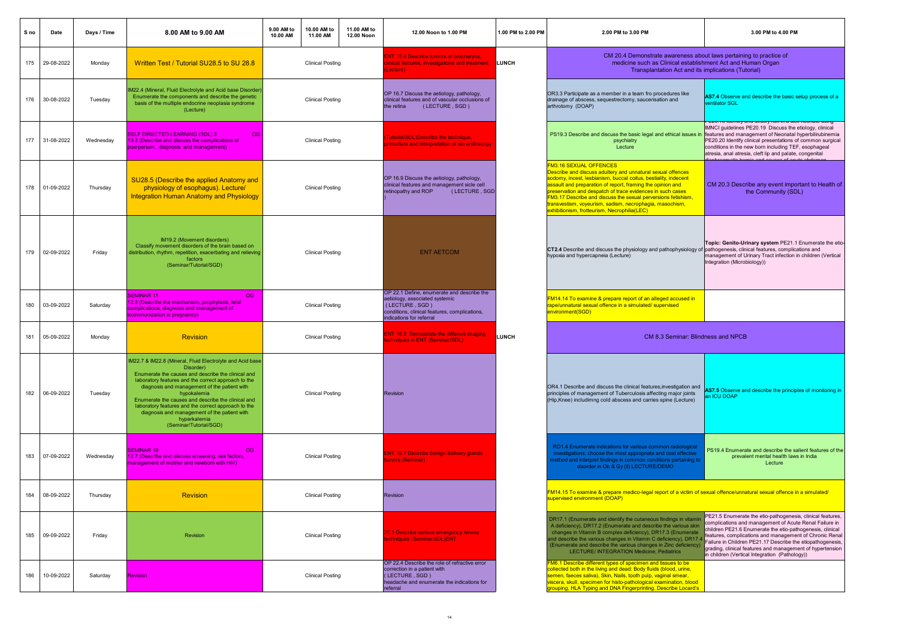| S no | Date | Days / Time | 8.00 AM to 9.00 AM | 9.00 AM to 10.00 AM | 10.00 AM to 11.00 AM | 11.00 AM to 12.00 Noon | 12.00 Noon to 1.00 PM | 1.00 PM to 2.00 PM | 2.00 PM to 3.00 PM | 3.00 PM to 4.00 PM |
|---|---|---|---|---|---|---|---|---|---|---|
| 175 | 29-08-2022 | Monday | Written Test / Tutorial SU28.5 to SU 28.8 | Clinical Posting | | | ENT 15.4 Describe tumors of oropharynx, clinical features, investigations and treatment (Lecture) | LUNCH | CM 20.4 Demonstrate awareness about laws pertaining to practice of medicine such as Clinical establishment Act and Human Organ Transplantation Act and its implications (Tutorial) | |
| 176 | 30-08-2022 | Tuesday | IM22.4 (Mineral, Fluid Electrolyte and Acid base Disorder) Enumerate the components and describe the genetic basis of the multiple endocrine neoplasia syndrome (Lecture) | Clinical Posting | | | OP 16.7 Discuss the aetiology, pathology, clinical features and of occlusions of the retina (LECTURE , SGD ) | | OR3.3 Participate as a member in a team fro procedures like drainage of abscess, sequestrectomy, saucerisation and arthrotomy (DOAP) | **AS7.4** Observe and describe the basic setup process of a ventilator SGL |
| 177 | 31-08-2022 | Wednesday | SELF DIRECTED LEARNING (SDL) 3 OG 19.2 (Describe and discuss the complications of puerperium, diagnosis and management) | Clinical Posting | | | (Tutorial/SDL)Describe the technique, procedure and interpretation of o to endoscopy | | PS19.3 Describe and discuss the basic legal and ethical issues in psychiatry Lecture | PE20.16 Identify and stratify risk in a sick neonate using IMNCI guidelines PE20.19 Discuss the etiology, clinical features and management of Neonatal hyperbilirubinemia PE20.20 Identify clinical presentations of common surgical conditions in the new born including TEF, esophageal atresia, anal atresia, cleft lip and palate, congenital diaphragmatic hernia and causes of acute abdomen |
| 178 | 01-09-2022 | Thursday | SU28.5 (Describe the applied Anatomy and physiology of esophagus). Lecture/ Integration Human Anatomy and Physiology | Clinical Posting | | | OP 16.9 Discuss the aetiology, pathology, clinical features and management sickle cell retinopathy and ROP (LECTURE , SGD ) | | FM3.16 SEXUAL OFFENCES Describe and discuss adultery and unnatural sexual offences sodomy, incest, lesbianism, buccal coitus, bestiality, indecent assault and preparation of report, framing the opinion and preservation and despatch of trace evidences in such cases FM3.17 Describe and discuss the sexual perversions fetishism, transvestism, voyeurism, sadism, necrophagia, masochism, exhibitionism, frotteurism, Necrophilia(LEC) | CM 20.3 Describe any event important to Health of the Community (SDL) |
| 179 | 02-09-2022 | Friday | IM19.2 (Movement disorders) Classify movement disorders of the brain based on distribution, rhythm, repetition, exacerbating and relieving factors (Seminar/Tutorial/SGD) | Clinical Posting | | | ENT AETCOM | | **CT2.4** Describe and discuss the physiology and pathophysiology of hypoxia and hypercapneia (Lecture) | **Topic: Genito-Urinary system** PE21.1 Enumerate the etio-pathogenesis, clinical features, complications and management of Urinary Tract infection in children (Vertical Integration (Microbiology)) |
| 180 | 03-09-2022 | Saturday | SEMINAR 11 OG 12.8 (Describe the mechanism, prophylaxis, fetal complications, diagnosis and management of isoimmunization in pregnancy) | Clinical Posting | | | OP 22.1 Define, enumerate and describe the aetiology, associated systemic (LECTURE , SGD ) conditions, clinical features, complications, indications for referral | | FM14.14 To examine & prepare report of an alleged accused in rape/unnatural sexual offence in a simulated/ supervised environment(SGD) | |
| 181 | 05-09-2022 | Monday | Revision | Clinical Posting | | | ENT 18.2 Demonstrate the different imaging techniques in ENT (Seminar/SDL) | LUNCH | CM 8.3 Seminar: Blindness and NPCB | |
| 182 | 06-09-2022 | Tuesday | IM22.7 & IM22.8 (Mineral, Fluid Electrolyte and Acid base Disorder) Enumerate the causes and describe the clinical and laboratory features and the correct approach to the diagnosis and management of the patient with hypokalemia Enumerate the causes and describe the clinical and laboratory features and the correct approach to the diagnosis and management of the patient with hyperkalemia (Seminar/Tutorial/SGD) | Clinical Posting | | | Revision | | OR4.1 Describe and discuss the clinical features,investigation and principles of management of Tuberculosis affecting major joints (Hip,Knee) includimng cold abscess and carries spine (Lecture) | **AS7.5** Observe and describe the principles of monitoring in an ICU DOAP |
| 183 | 07-09-2022 | Wednesday | SEMINAR 10 OG 12.7 (Describe and discuss screening, risk factors, management of mother and newborn with HIV) | Clinical Posting | | | ENT 19.1 Describe benign Salivary glands tumors (Seminar) | | RD1.4 Enumerate indications for various common radiological investigations, choose the most appropriate and cost effective method and interpret findings in common conditions pertaining to disorder in Ob & Gy (II) LECTURE/DEMO | PS19.4 Enumerate and describe the salient features of the prevalent mental health laws in India Lecture |
| 184 | 08-09-2022 | Thursday | Revision | Clinical Posting | | | Revision | | FM14.15 To examine & prepare medico-legal report of a victim of sexual offence/unnatural sexual offence in a simulated/ supervised environment (DOAP) | |
| 185 | 09-09-2022 | Friday | Revision | Clinical Posting | | | 20.1 Describe various emergency Airway techniques (Seminar/SDL)ENT | | DR17.1 (Enumerate and identify the cutaneous findings in vitamin A deficiency), DR17.2 (Enumerate and describe the various skin changes in Vitamin B complex deficiency), DR17.3 (Enumerate and describe the various changes in Vitamin C deficiency), DR17.4 (Enumerate and describe the various changes in Zinc deficiency) LECTURE/ INTEGRATION Medicine, Pediatrics | PE21.5 Enumerate the etio-pathogenesis, clinical features, complications and management of Acute Renal Failure in children PE21.6 Enumerate the etio-pathogenesis, clinical features, complications and management of Chronic Renal Failure in Children PE21.17 Describe the etiopathogenesis, grading, clinical features and management of hypertension in children (Vertical Integration (Pathology)) |
| 186 | 10-09-2022 | Saturday | Revision | Clinical Posting | | | OP 22.4 Describe the role of refractive error correction in a patient with (LECTURE , SGD ) headache and enumerate the indications for referral | | FM6.1 Describe different types of specimen and tissues to be collected both in the living and dead: Body fluids (blood, urine, semen, faeces saliva), Skin, Nails, tooth pulp, vaginal smear, viscera, skull, specimen for histo-pathological examination, blood grouping, HLA Typing and DNA Fingerprinting. Describe Locard's | |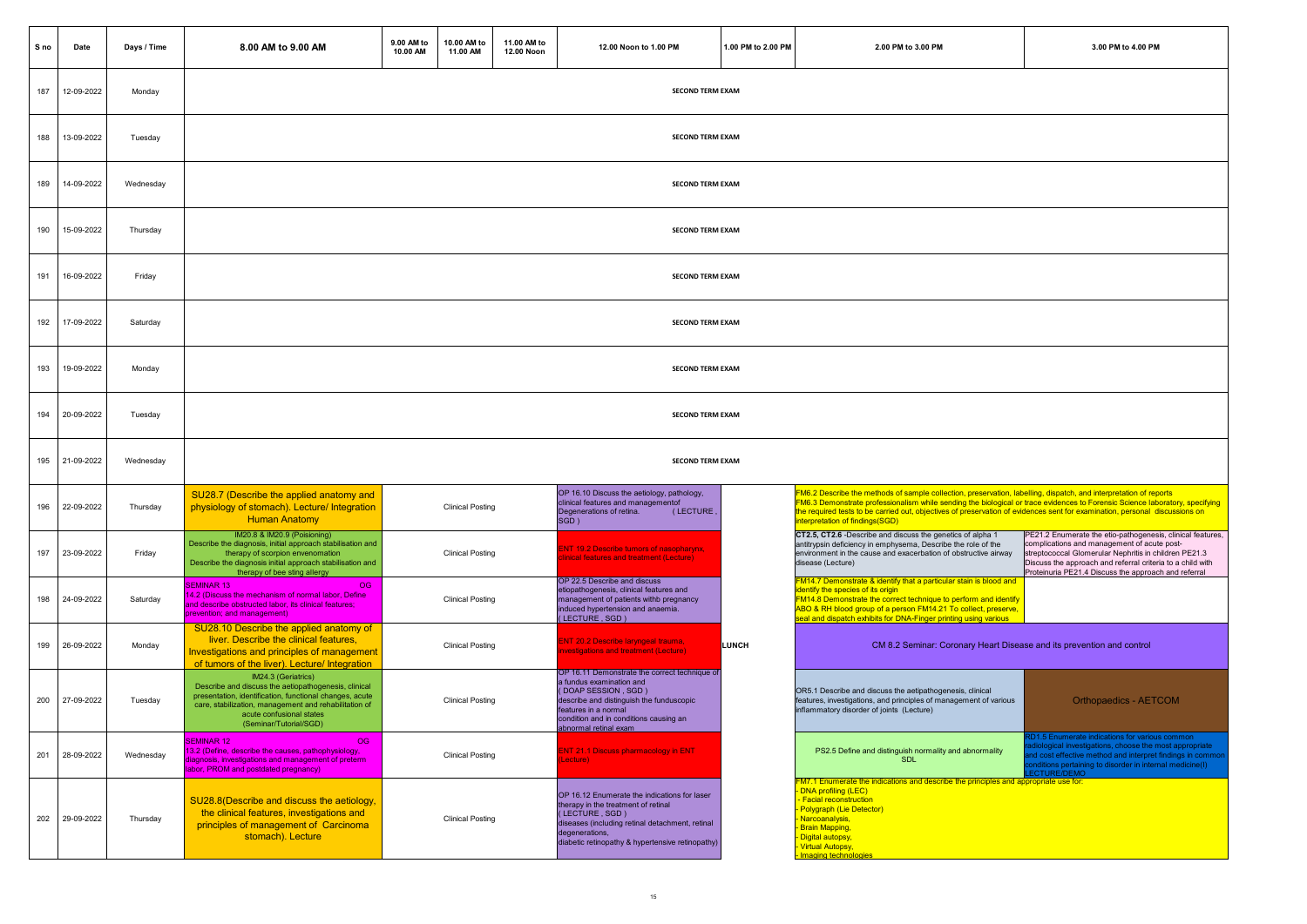| S no | Date | Days / Time | 8.00 AM to 9.00 AM | 9.00 AM to 10.00 AM | 10.00 AM to 11.00 AM | 11.00 AM to 12.00 Noon | 12.00 Noon to 1.00 PM | 1.00 PM to 2.00 PM | 2.00 PM to 3.00 PM | 3.00 PM to 4.00 PM |
|---|---|---|---|---|---|---|---|---|---|---|
| 187 | 12-09-2022 | Monday | SECOND TERM EXAM | | | | | | | |
| 188 | 13-09-2022 | Tuesday | SECOND TERM EXAM | | | | | | | |
| 189 | 14-09-2022 | Wednesday | SECOND TERM EXAM | | | | | | | |
| 190 | 15-09-2022 | Thursday | SECOND TERM EXAM | | | | | | | |
| 191 | 16-09-2022 | Friday | SECOND TERM EXAM | | | | | | | |
| 192 | 17-09-2022 | Saturday | SECOND TERM EXAM | | | | | | | |
| 193 | 19-09-2022 | Monday | SECOND TERM EXAM | | | | | | | |
| 194 | 20-09-2022 | Tuesday | SECOND TERM EXAM | | | | | | | |
| 195 | 21-09-2022 | Wednesday | SECOND TERM EXAM | | | | | | | |
| 196 | 22-09-2022 | Thursday | SU28.7 (Describe the applied anatomy and physiology of stomach). Lecture/ Integration Human Anatomy | Clinical Posting | | | OP 16.10 Discuss the aetiology, pathology, clinical features and managementof Degenerations of retina. (LECTURE, SGD) | LUNCH | FM6.2 Describe the methods of sample collection, preservation, labelling, dispatch, and interpretation of reports FM6.3 Demonstrate professionalism while sending the biological or trace evidences to Forensic Science laboratory, specifying the required tests to be carried out, objectives of preservation of evidences sent for examination, personal discussions on interpretation of findings(SGD) | |
| 197 | 23-09-2022 | Friday | IM20.8 & IM20.9 (Poisoning) Describe the diagnosis, initial approach stabilisation and therapy of scorpion envenomation Describe the diagnosis initial approach stabilisation and therapy of bee sting allergy | Clinical Posting | | | ENT 19.2 Describe tumors of nasopharynx, clinical features and treatment (Lecture) | | CT2.5, CT2.6 -Describe and discuss the genetics of alpha 1 antitrypsin deficiency in emphysema, Describe the role of the environment in the cause and exacerbation of obstructive airway disease (Lecture) | PE21.2 Enumerate the etio-pathogenesis, clinical features, complications and management of acute post-streptococcal Glomerular Nephritis in children PE21.3 Discuss the approach and referral criteria to a child with Proteinuria PE21.4 Discuss the approach and referral |
| 198 | 24-09-2022 | Saturday | SEMINAR 13 OG 14.2 (Discuss the mechanism of normal labor, Define and describe obstructed labor, its clinical features; prevention; and management) | Clinical Posting | | | OP 22.5 Describe and discuss etiopathogenesis, clinical features and management of patients withb pregnancy induced hypertension and anaemia. (LECTURE, SGD) | | FM14.7 Demonstrate & identify that a particular stain is blood and identify the species of its origin FM14.8 Demonstrate the correct technique to perform and identify ABO & RH blood group of a person FM14.21 To collect, preserve, seal and dispatch exhibits for DNA-Finger printing using various | |
| 199 | 26-09-2022 | Monday | SU28.10 Describe the applied anatomy of liver. Describe the clinical features, Investigations and principles of management of tumors of the liver). Lecture/ Integration | Clinical Posting | | | ENT 20.2 Describe laryngeal trauma, investigations and treatment (Lecture) | | CM 8.2 Seminar: Coronary Heart Disease and its prevention and control | |
| 200 | 27-09-2022 | Tuesday | IM24.3 (Geriatrics) Describe and discuss the aetiopathogenesis, clinical presentation, identification, functional changes, acute care, stabilization, management and rehabilitation of acute confusional states (Seminar/Tutorial/SGD) | Clinical Posting | | | OP 16.11 Demonstrate the correct technique of a fundus examination and (DOAP SESSION, SGD) describe and distinguish the funduscopic features in a normal condition and in conditions causing an abnormal retinal exam | | OR5.1 Describe and discuss the aetipathogenesis, clinical features, investigations, and principles of management of various inflammatory disorder of joints (Lecture) | Orthopaedics - AETCOM |
| 201 | 28-09-2022 | Wednesday | SEMINAR 12 OG 13.2 (Define, describe the causes, pathophysiology, diagnosis, investigations and management of preterm labor, PROM and postdated pregnancy) | Clinical Posting | | | ENT 21.1 Discuss pharmacology in ENT (Lecture) | | PS2.5 Define and distinguish normality and abnormality SDL | RD1.5 Enumerate indications for various common radiological investigations, choose the most appropriate and cost effective method and interpret findings in common conditions pertaining to disorder in internal medicine(I) LECTURE/DEMO |
| 202 | 29-09-2022 | Thursday | SU28.8(Describe and discuss the aetiology, the clinical features, investigations and principles of management of Carcinoma stomach). Lecture | Clinical Posting | | | OP 16.12 Enumerate the indications for laser therapy in the treatment of retinal (LECTURE, SGD) diseases (including retinal detachment, retinal degenerations, diabetic retinopathy & hypertensive retinopathy) | | FM7.1 Enumerate the indications and describe the principles and appropriate use for: - DNA profiling (LEC) - Facial reconstruction - Polygraph (Lie Detector) - Narcoanalysis, - Brain Mapping, - Digital autopsy, - Virtual Autopsy, - Imaging technologies | |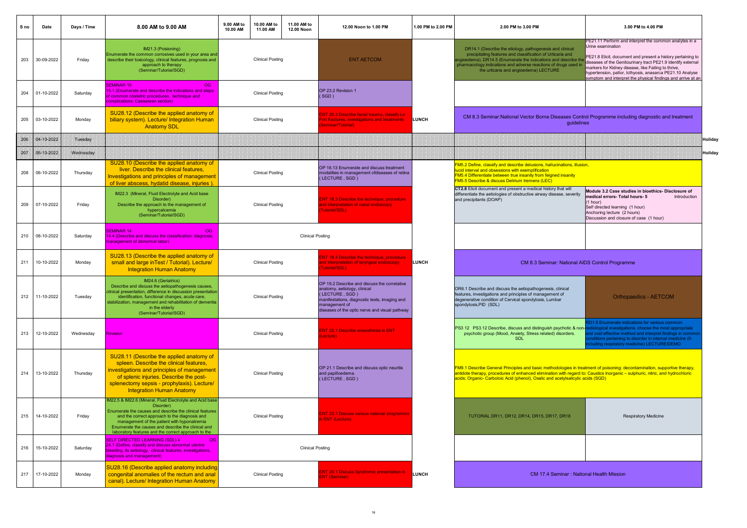| S no | Date | Days / Time | 8.00 AM to 9.00 AM | 9.00 AM to 10.00 AM | 10.00 AM to 11.00 AM | 11.00 AM to 12.00 Noon | 12.00 Noon to 1.00 PM | 1.00 PM to 2.00 PM | 2.00 PM to 3.00 PM | 3.00 PM to 4.00 PM | |
|---|---|---|---|---|---|---|---|---|---|---|---|
| 203 | 30-09-2022 | Friday | IM21.3 (Poisoning) Enumerate the common corrosives used in your area and describe their toxicology, clinical features, prognosis and approach to therapy (Seminar/Tutorial/SGD) | Clinical Posting | | | ENT AETCOM | | DR14.1 (Describe the etiology, pathogenesis and clinical precipitating features and classification of Urticaria and angioedema), DR14.5 (Enumerate the indications and describe the pharmacology indications and adverse reactions of drugs used in the urticaria and angioedema) LECTURE | PE21.11 Perform and interpret the common analytes in a Urine examination PE21.8 Elicit, document and present a history pertaining to diseases of the Genitourinary tract PE21.9 Identify external markers for Kidney disease, like Failing to thrive, hypertension, pallor, Icthyosis, anasarca PE21.10 Analyse symptom and interpret the physical findings and arrive at an | |
| 204 | 01-10-2022 | Saturday | SEMINAR 15 OG 15.1 (Enumerate and describe the indications and steps of common obstetric procedures, technique and complications: Caesarean section) | Clinical Posting | | | OP 23.2 Revision 1 ( SGD ) | | | | |
| 205 | 03-10-2022 | Monday | SU28.12 (Describe the applied anatomy of biliary system). Lecture/ Integration Human Anatomy SDL | Clinical Posting | | | ENT 20.3 Describe facial trauma, classify Le Fort fractures, investigations and treatments (Seminar/Tutorial) | LUNCH | CM 8.3 Seminar:National Vector Borne Diseases Control Programme including diagnostic and treatment guidelines | | |
| 206 | 04-10-2022 | Tuesday | | | | | | | | | Holiday |
| 207 | 05-10-2022 | Wednesday | | | | | | | | | Holiday |
| 208 | 06-10-2022 | Thursday | SU28.10 (Describe the applied anatomy of liver. Describe the clinical features, Investigations and principles of management of liver abscess, hydatid disease, injuries ). | Clinical Posting | | | OP 16.13 Enumerate and discuss treatment modalities in management ofdiseases of retina ( LECTURE , SGD ) | | FM5.2 Define, classify and describe delusions, hallucinations, illusion, lucid interval and obsessions with exemplification FM5.4 Differentiate between true insanity from feigned insanity FM5.5 Describe & discuss Delirium tremens (LEC) | | |
| 209 | 07-10-2022 | Friday | IM22.3 (Mineral, Fluid Electrolyte and Acid base Disorder) Describe the approach to the management of hypercalcemia (Seminar/Tutorial/SGD) | Clinical Posting | | | ENT 16.3 Describe the technique, procedure and interpretation of nasal endoscopy (Tutorial/SDL) | | CT2.8 Elicit document and present a medical history that will differentiate the aetiologies of obstructive airway disease, severity and precipitants (DOAP) | Module 3.2 Case studies in bioethics- Disclosure of medical errors- Total hours- 5 Introduction (1 hour) Self directed learning (1 hour) Anchoring lecture (2 hours) Discussion and closure of case (1 hour) | |
| 210 | 08-10-2022 | Saturday | SEMINAR 14 OG 14.4 (Describe and discuss the classification; diagnosis; management of abnormal labor) | Clinical Posting | | | | | | | |
| 211 | 10-10-2022 | Monday | SU28.13 (Describe the applied anatomy of small and large inTest / Tutorial). Lecture/ Integration Human Anatomy | Clinical Posting | | | ENT 18.4 Describe the technique, procedure and interpretation of laryngeal endoscopy (Tutorial/SDL) | LUNCH | CM 8.3 Seminar: National AIDS Control Programme | | |
| 212 | 11-10-2022 | Tuesday | IM24.6 (Geriatrics) Describe and discuss the aetiopathogenesis causes, clinical presentation, difference in discussion presentation identification, functional changes, acute care, stabilization, management and rehabilitation of dementia in the elderly (Seminar/Tutorial/SGD) | Clinical Posting | | | OP 19.2 Describe and discuss the correlative anatomy, aetiology, clinical ( LECTURE , SGD ) manifestations, diagnostic tests, imaging and management of diseases of the optic nerve and visual pathway | | OR6.1 Describe and discuss the aetiopathogenesis, clinical features, investigations and principles of management of degenerative condition of Cervical spondylosis, Lumbar spondylosis,PID (SDL) | Orthopaedics - AETCOM | |
| 213 | 12-10-2022 | Wednesday | Revision | Clinical Posting | | | ENT 22.1 Describe anaesthesia in ENT (Lecture) | | PS3.12 PS3.12 Describe, discuss and distinguish psychotic & non-psychotic group (Mood, Anxiety, Stress related) disorders. SDL | RD1.5 Enumerate indications for various common radiological investigations, choose the most appropriate and cost effective method and interpret findings in common conditions pertaining to disorder in internal medicine (II-including respiratory medicine) LECTURE/DEMO | |
| 214 | 13-10-2022 | Thursday | SU28.11 (Describe the applied anatomy of spleen. Describe the clinical features, investigations and principles of management of splenic injuries. Describe the post-splenectomy sepsis - prophylaxis). Lecture/ Integration Human Anatomy | Clinical Posting | | | OP 21.1 Describe and discuss optic neuritis and papilloedema. ( LECTURE , SGD ) | | FM9.1 Describe General Principles and basic methodologies in treatment of poisoning: decontamination, supportive therapy, antidote therapy, procedures of enhanced elimination with regard to: Caustics Inorganic – sulphuric, nitric, and hydrochloric acids; Organic- Carboloic Acid (phenol), Oxalic and acetylsalicylic acids (SGD) | | |
| 215 | 14-10-2022 | Friday | IM22.5 & IM22.6 (Mineral, Fluid Electrolyte and Acid base Disorder) Enumerate the causes and describe the clinical features and the correct approach to the diagnosis and management of the patient with hyponatremia Enumerate the causes and describe the clinical and laboratory features and the correct approach to the | Clinical Posting | | | ENT 23.1 Discuss various national programme in ENT (Lecture) | | TUTORIAL DR11, DR12, DR14, DR15, DR17, DR18 | Respiratory Medicine | |
| 216 | 15-10-2022 | Saturday | SELF DIRECTED LEARNING (SDL) 4 OG 24.1 (Define, classify and discuss abnormal uterine bleeding, its aetiology, clinical features, investigations, diagnosis and management) | Clinical Posting | | | | | | | |
| 217 | 17-10-2022 | Monday | SU28.16 (Describe applied anatomy including congenital anomalies of the rectum and anal canal). Lecture/ Integration Human Anatomy | Clinical Posting | | | ENT 24.1 Discuss Syndromic presentation in ENT (Seminar) | LUNCH | CM 17.4 Seminar : National Health Mission | | |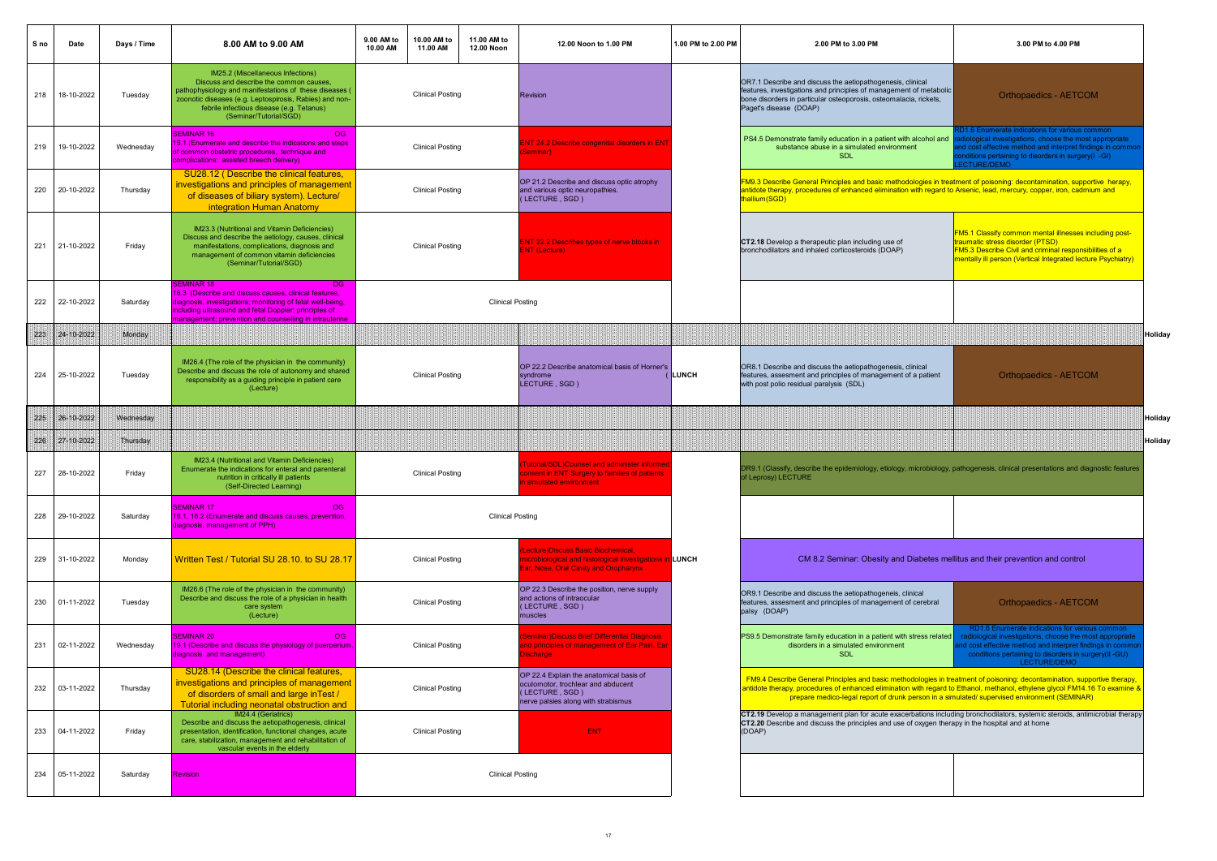| S no | Date | Days / Time | 8.00 AM to 9.00 AM | 9.00 AM to 10.00 AM | 10.00 AM to 11.00 AM | 11.00 AM to 12.00 Noon | 12.00 Noon to 1.00 PM | 1.00 PM to 2.00 PM | 2.00 PM to 3.00 PM | 3.00 PM to 4.00 PM |
|---|---|---|---|---|---|---|---|---|---|---|
| 218 | 18-10-2022 | Tuesday | IM25.2 (Miscellaneous Infections) Discuss and describe the common causes, pathophysiology and manifestations of these diseases ( zoonotic diseases (e.g. Leptospirosis, Rabies) and non-febrile infectious disease (e.g. Tetanus) (Seminar/Tutorial/SGD) | | Clinical Posting | | Revision | | OR7.1 Describe and discuss the aetiopathogenesis, clinical features, investigations and principles of management of metabolic bone disorders in particular osteoporosis, osteomalacia, rickets, Paget's disease (DOAP) | Orthopaedics - AETCOM |
| 219 | 19-10-2022 | Wednesday | SEMINAR 16 OG 15.1 (Enumerate and describe the indications and steps of common obstetric procedures, technique and complications: assisted breech delivery) | | Clinical Posting | | ENT 24.2 Describe congenital disorders in ENT (Seminar) | | PS4.5 Demonstrate family education in a patient with alcohol and substance abuse in a simulated environment SDL | RD1.6 Enumerate indications for various common radiological investigations, choose the most appropriate and cost effective method and interpret findings in common conditions pertaining to disorders in surgery(I -GI) LECTURE/DEMO |
| 220 | 20-10-2022 | Thursday | SU28.12 ( Describe the clinical features, investigations and principles of management of diseases of biliary system). Lecture/ integration Human Anatomy | | Clinical Posting | | OP 21.2 Describe and discuss optic atrophy and various optic neuropathies. ( LECTURE , SGD ) | | FM9.3 Describe General Principles and basic methodologies in treatment of poisoning: decontamination, supportive herapy, antidote therapy, procedures of enhanced elimination with regard to Arsenic, lead, mercury, copper, iron, cadmium and thallium(SGD) | |
| 221 | 21-10-2022 | Friday | IM23.3 (Nutritional and Vitamin Deficiencies) Discuss and describe the aetiology, causes, clinical manifestations, complications, diagnosis and management of common vitamin deficiencies (Seminar/Tutorial/SGD) | | Clinical Posting | | ENT 22.2 Describes types of nerve blocks in ENT (Lecture) | | CT2.18 Develop a therapeutic plan including use of bronchodilators and inhaled corticosteroids (DOAP) | FM5.1 Classify common mental illnesses including post-traumatic stress disorder (PTSD) FM5.3 Describe Civil and criminal responsibilities of a mentally ill person (Vertical Integrated lecture Psychiatry) |
| 222 | 22-10-2022 | Saturday | SEMINAR 18 OG 16.3 (Describe and discuss causes, clinical features, diagnosis, investigations; monitoring of fetal well-being, including ultrasound and fetal Doppler; principles of management; prevention and counselling in intrauterine | | | Clinical Posting | | | | |
| 223 | 24-10-2022 | Monday | | | | | | | | Holiday |
| 224 | 25-10-2022 | Tuesday | IM26.4 (The role of the physician in the community) Describe and discuss the role of autonomy and shared responsibility as a guiding principle in patient care (Lecture) | | Clinical Posting | | OP 22.2 Describe anatomical basis of Horner's syndrome ( LECTURE , SGD ) | LUNCH | OR8.1 Describe and discuss the aetiopathogenesis, clinical features, assesment and principles of management of a patient with post polio residual paralysis (SDL) | Orthopaedics - AETCOM |
| 225 | 26-10-2022 | Wednesday | | | | | | | | Holiday |
| 226 | 27-10-2022 | Thursday | | | | | | | | Holiday |
| 227 | 28-10-2022 | Friday | IM23.4 (Nutritional and Vitamin Deficiencies) Enumerate the indications for enteral and parenteral nutrition in critically ill patients (Self-Directed Learning) | | Clinical Posting | | (Tutorial/SDL)Counsel and administer informed consent in ENT Surgery to families of patients in simulated environment | | DR9.1 (Classify, describe the epidemiology, etiology, microbiology, pathogenesis, clinical presentations and diagnostic features of Leprosy) LECTURE | |
| 228 | 29-10-2022 | Saturday | SEMINAR 17 OG 16.1, 16.2 (Enumerate and discuss causes, prevention, diagnosis, management of PPH) | | | Clinical Posting | | | | |
| 229 | 31-10-2022 | Monday | Written Test / Tutorial SU 28.10. to SU 28.17 | | Clinical Posting | | (Lecture)Discuss Basic Biochemical, microbiological and histological investigations in Ear, Nose, Oral Cavity and Oropharynx | LUNCH | CM 8.2 Seminar: Obesity and Diabetes mellitus and their prevention and control | |
| 230 | 01-11-2022 | Tuesday | IM26.6 (The role of the physician in the community) Describe and discuss the role of a physician in health care system (Lecture) | | Clinical Posting | | OP 22.3 Describe the position, nerve supply and actions of intraocular ( LECTURE , SGD ) muscles | | OR9.1 Describe and discuss the aetiopathogeneis, clinical features, assesment and principles of management of cerebral palsy (DOAP) | Orthopaedics - AETCOM |
| 231 | 02-11-2022 | Wednesday | SEMINAR 20 OG 19.1 (Describe and discuss the physiology of puerperium, diagnosis and management) | | Clinical Posting | | (Seminar)Discuss Brief Differential Diagnosis and principles of management of Ear Pain, Ear Discharge | | PS9.5 Demonstrate family education in a patient with stress related disorders in a simulated environment SDL | RD1.6 Enumerate indications for various common radiological investigations, choose the most appropriate and cost effective method and interpret findings in common conditions pertaining to disorders in surgery(II -GU) LECTURE/DEMO |
| 232 | 03-11-2022 | Thursday | SU28.14 (Describe the clinical features, investigations and principles of management of disorders of small and large inTest / Tutorial including neonatal obstruction and | | Clinical Posting | | OP 22.4 Explain the anatomical basis of oculomotor, trochlear and abducent ( LECTURE , SGD ) nerve palsies along with strabismus | | FM9.4 Describe General Principles and basic methodologies in treatment of poisoning: decontamination, supportive therapy, antidote therapy, procedures of enhanced elimination with regard to Ethanol, methanol, ethylene glycol FM14.16 To examine & prepare medico-legal report of drunk person in a simulated/ supervised environment (SEMINAR) | |
| 233 | 04-11-2022 | Friday | IM24.4 (Geriatrics) Describe and discuss the aetiopathogenesis, clinical presentation, identification, functional changes, acute care, stabilization, management and rehabilitation of vascular events in the elderly | | Clinical Posting | | ENT | | CT2.19 Develop a management plan for acute exacerbations including bronchodilators, systemic steroids, antimicrobial therapy CT2.20 Describe and discuss the principles and use of oxygen therapy in the hospital and at home (DOAP) | |
| 234 | 05-11-2022 | Saturday | Revision | | | Clinical Posting | | | | |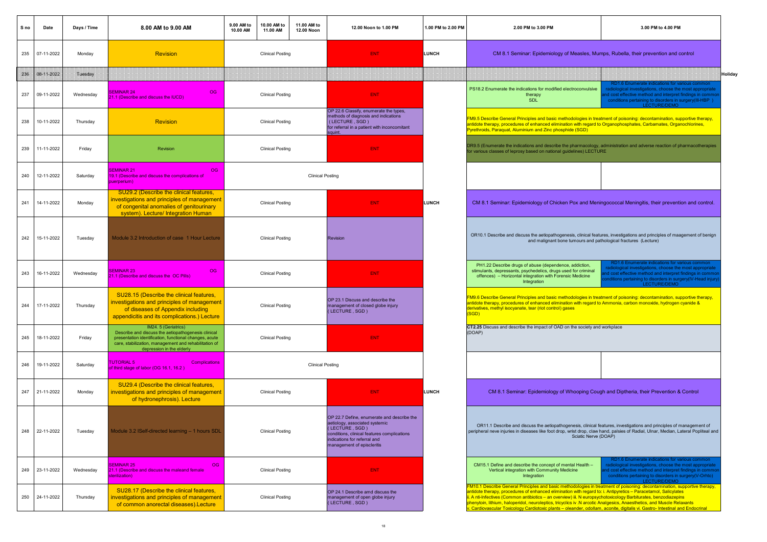| S no | Date | Days / Time | 8.00 AM to 9.00 AM | 9.00 AM to 10.00 AM | 10.00 AM to 11.00 AM | 11.00 AM to 12.00 Noon | 12.00 Noon to 1.00 PM | 1.00 PM to 2.00 PM | 2.00 PM to 3.00 PM | 3.00 PM to 4.00 PM |
|---|---|---|---|---|---|---|---|---|---|---|
| 235 | 07-11-2022 | Monday | Revision | Clinical Posting | | | ENT | LUNCH | CM 8.1 Seminar: Epidemiology of Measles, Mumps, Rubella, their prevention and control | |
| 236 | 08-11-2022 | Tuesday | | | | | | | | Holiday |
| 237 | 09-11-2022 | Wednesday | SEMINAR 24 OG 21.1 (Describe and discuss the IUCD) | Clinical Posting | | | ENT | | PS18.2 Enumerate the indications for modified electroconvulsive therapy SDL | RD1.6 Enumerate indications for various common radiological investigations, choose the most appropriate and cost effective method and interpret findings in common conditions pertaining to disorders in surgery(III-HBP ) LECTURE/DEMO |
| 238 | 10-11-2022 | Thursday | Revision | Clinical Posting | | | OP 22.6 Classify, enumerate the types, methods of diagnosis and indications ( LECTURE , SGD ) for referral in a patient with inconcomitant squint. | | FM9.5 Describe General Principles and basic methodologies in treatment of poisoning: decontamination, supportive therapy, antidote therapy, procedures of enhanced elimination with regard to Organophosphates, Carbamates, Organochlorines, Pyrethroids, Paraquat, Aluminium and Zinc phosphide (SGD) | |
| 239 | 11-11-2022 | Friday | Revision | Clinical Posting | | | ENT | | DR9.5 (Enumerate the indications and describe the pharmacology, administration and adverse reaction of pharmacotherapies for various classes of leprosy based on national guidelines) LECTURE | |
| 240 | 12-11-2022 | Saturday | SEMINAR 21 OG 19.1 (Describe and discuss the complications of puerperium) | Clinical Posting | | | | | | |
| 241 | 14-11-2022 | Monday | SU29.2 (Describe the clinical features, investigations and principles of management of congenital anomalies of genitourinary system). Lecture/ Integration Human | Clinical Posting | | | ENT | LUNCH | CM 8.1 Seminar: Epidemiology of Chicken Pox and Meningococcal Meningitis, their prevention and control. | |
| 242 | 15-11-2022 | Tuesday | Module 3.2 Introduction of case 1 Hour Lecture | Clinical Posting | | | Revision | | OR10.1 Describe and discuss the aetiopathogenesis, clinical features, investigations and principles of maagement of benign and malignant bone tumours and pathological fractures (Lecture) | |
| 243 | 16-11-2022 | Wednesday | SEMINAR 23 OG 21.1 (Describe and discuss the OC Pills) | Clinical Posting | | | ENT | | PH1.22 Describe drugs of abuse (dependence, addiction, stimulants, depressants, psychedelics, drugs used for criminal offences) – Horizontal integration with Forensic Medicine Integration | RD1.6 Enumerate indications for various common radiological investigations, choose the most appropriate and cost effective method and interpret findings in common conditions pertaining to disorders in surgery(IV-Head injury) LECTURE/DEMO |
| 244 | 17-11-2022 | Thursday | SU28.15 (Describe the clinical features, investigations and principles of management of diseases of Appendix including appendicitis and its complications.) Lecture | Clinical Posting | | | OP 23.1 Discuss and describe the management of closed globe injury ( LECTURE , SGD ) | | FM9.6 Describe General Principles and basic methodologies in treatment of poisoning: decontamination, supportive therapy, antidote therapy, procedures of enhanced elimination with regard to Ammonia, carbon monoxide, hydrogen cyanide & derivatives, methyl isocyanate, tear (riot control) gases (SGD) | |
| 245 | 18-11-2022 | Friday | IM24. 5 (Geriatrics) Describe and discuss the aetiopathogenesis clinical presentation identification, functional changes, acute care, stabilization, management and rehabilitation of depression in the elderly | Clinical Posting | | | ENT | | CT2.25 Discuss and describe the impact of OAD on the society and workplace (DOAP) | |
| 246 | 19-11-2022 | Saturday | TUTORIAL 5 Complications of third stage of labor (OG 16.1, 16.2 ) | Clinical Posting | | | | | | |
| 247 | 21-11-2022 | Monday | SU29.4 (Describe the clinical features, investigations and principles of management of hydronephrosis). Lecture | Clinical Posting | | | ENT | LUNCH | CM 8.1 Seminar: Epidemiology of Whooping Cough and Diptheria, their Prevention & Control | |
| 248 | 22-11-2022 | Tuesday | Module 3.2 ISelf-directed learning – 1 hours SDL | Clinical Posting | | | OP 22.7 Define, enumerate and describe the aetiology, associated systemic ( LECTURE , SGD ) conditions, clinical features complications indications for referral and management of episcleritis | | OR11.1 Describe and discuss the aetiopathogenesis, clinical features, investigations and principles of management of peripheral neve injuries in diseases like foot drop, wrist drop, claw hand, palsies of Radial, Ulnar, Median, Lateral Popliteal and Sciatic Nerve (DOAP) | |
| 249 | 23-11-2022 | Wednesday | SEMINAR 25 OG 21.1 (Describe and discuss the maleand female sterilization) | Clinical Posting | | | ENT | | CM15.1 Define and describe the concept of mental Health – Vertical integration with Community Medicine Integration | RD1.6 Enumerate indications for various common radiological investigations, choose the most appropriate and cost effective method and interpret findings in common conditions pertaining to disorders in surgery(V-Orhto) LECTURE/DEMO |
| 250 | 24-11-2022 | Thursday | SU28.17 (Describe the clinical features, investigations and principles of management of common anorectal diseases).Lecture | Clinical Posting | | | OP 24.1 Describe amd discuss the management of open globe injury ( LECTURE , SGD ) | | FM10.1 Describe General Principles and basic methodologies in treatment of poisoning: decontamination, supportive therapy, antidote therapy, procedures of enhanced elimination with regard to: i. Antipyretics – Paracetamol, Salicylates ii. A nti-Infectives (Common antibiotics – an overview) iii. N europsychotoxicology Barbiturates, benzodiazepins phenytoin, lithium, haloperidol, neuroleptics, tricyclics iv .N arcotic Analgesics, Anaesthetics, and Muscle Relaxants v. Cardiovascular Toxicology Cardiotoxic plants – oleander, odollam, aconite, digitalis vi. Gastro- Intestinal and Endocrinal | |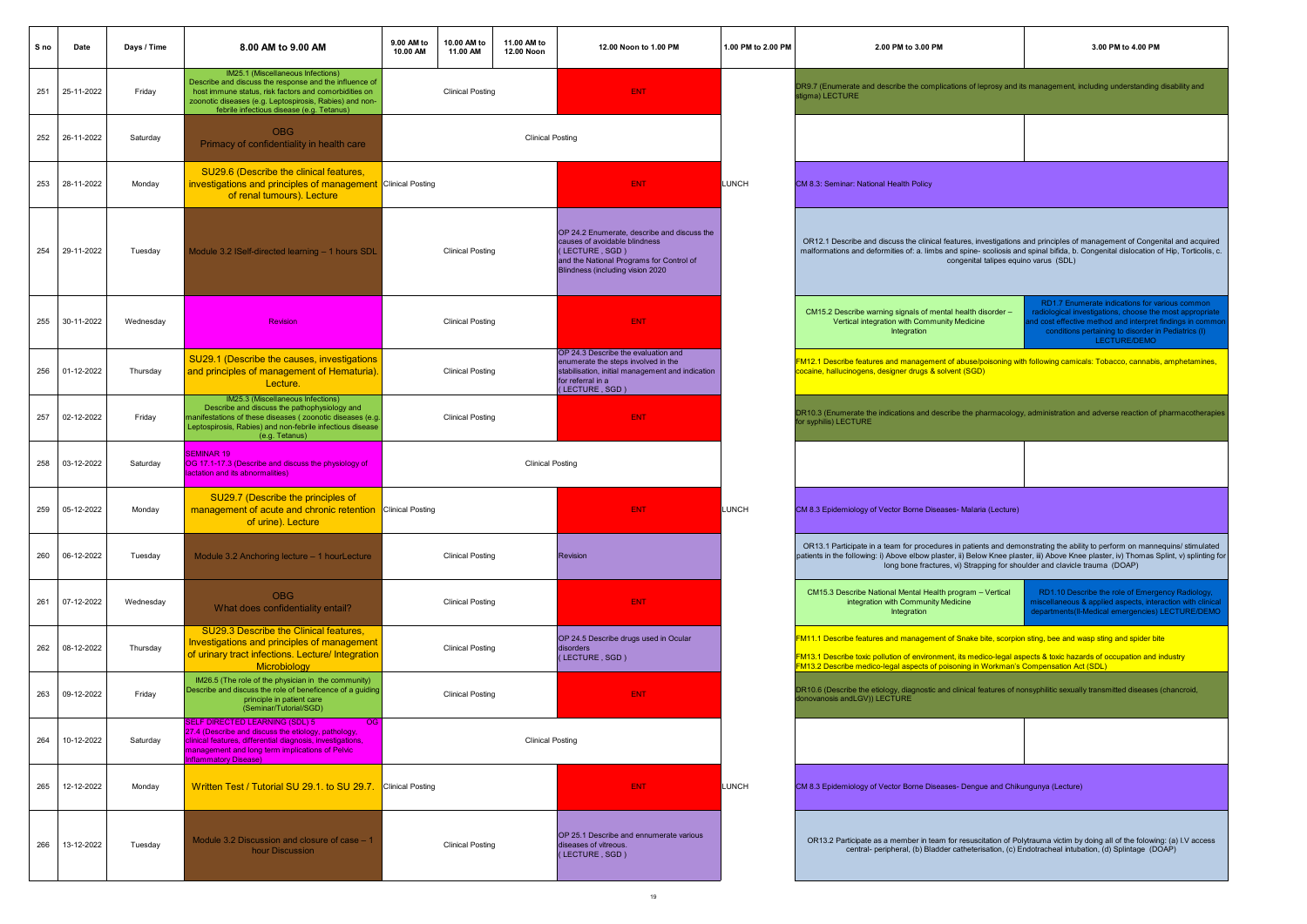| S no | Date | Days / Time | 8.00 AM to 9.00 AM | 9.00 AM to 10.00 AM | 10.00 AM to 11.00 AM | 11.00 AM to 12.00 Noon | 12.00 Noon to 1.00 PM | 1.00 PM to 2.00 PM | 2.00 PM to 3.00 PM | 3.00 PM to 4.00 PM |
|---|---|---|---|---|---|---|---|---|---|---|
| 251 | 25-11-2022 | Friday | IM25.1 (Miscellaneous Infections) Describe and discuss the response and the influence of host immune status, risk factors and comorbidities on zoonotic diseases (e.g. Leptospirosis, Rabies) and non-febrile infectious disease (e.g. Tetanus) | | Clinical Posting | | ENT | | DR9.7 (Enumerate and describe the complications of leprosy and its management, including understanding disability and stigma) LECTURE | |
| 252 | 26-11-2022 | Saturday | OBG Primacy of confidentiality in health care | | | Clinical Posting | | | | |
| 253 | 28-11-2022 | Monday | SU29.6 (Describe the clinical features, investigations and principles of management of renal tumours). Lecture | Clinical Posting | | | ENT | LUNCH | CM 8.3: Seminar: National Health Policy | |
| 254 | 29-11-2022 | Tuesday | Module 3.2 ISelf-directed learning – 1 hours SDL | | Clinical Posting | | OP 24.2 Enumerate, describe and discuss the causes of avoidable blindness ( LECTURE , SGD ) and the National Programs for Control of Blindness (including vision 2020 | | OR12.1 Describe and discuss the clinical features, investigations and principles of management of Congenital and acquired malformations and deformities of: a. limbs and spine- scoliosis and spinal bifida, b. Congenital dislocation of Hip, Torticolis, c. congenital talipes equino varus (SDL) | |
| 255 | 30-11-2022 | Wednesday | Revision | | Clinical Posting | | ENT | | CM15.2 Describe warning signals of mental health disorder – Vertical integration with Community Medicine Integration | RD1.7 Enumerate indications for various common radiological investigations, choose the most appropriate and cost effective method and interpret findings in common conditions pertaining to disorder in Pediatrics (I) LECTURE/DEMO |
| 256 | 01-12-2022 | Thursday | SU29.1 (Describe the causes, investigations and principles of management of Hematuria). Lecture. | | Clinical Posting | | OP 24.3 Describe the evaluation and enumerate the steps involved in the stabilisation, initial management and indication for referral in a ( LECTURE , SGD ) | | FM12.1 Describe features and management of abuse/poisoning with following camicals: Tobacco, cannabis, amphetamines, cocaine, hallucinogens, designer drugs & solvent (SGD) | |
| 257 | 02-12-2022 | Friday | IM25.3 (Miscellaneous Infections) Describe and discuss the pathophysiology and manifestations of these diseases ( zoonotic diseases (e.g. Leptospirosis, Rabies) and non-febrile infectious disease (e.g. Tetanus) | | Clinical Posting | | ENT | | DR10.3 (Enumerate the indications and describe the pharmacology, administration and adverse reaction of pharmacotherapies for syphilis) LECTURE | |
| 258 | 03-12-2022 | Saturday | SEMINAR 19 OG 17.1-17.3 (Describe and discuss the physiology of lactation and its abnormalities) | | | Clinical Posting | | | | |
| 259 | 05-12-2022 | Monday | SU29.7 (Describe the principles of management of acute and chronic retention of urine). Lecture | Clinical Posting | | | ENT | LUNCH | CM 8.3 Epidemiology of Vector Borne Diseases- Malaria (Lecture) | |
| 260 | 06-12-2022 | Tuesday | Module 3.2 Anchoring lecture – 1 hourLecture | | Clinical Posting | | Revision | | OR13.1 Participate in a team for procedures in patients and demonstrating the ability to perform on mannequins/ stimulated patients in the following: i) Above elbow plaster, ii) Below Knee plaster, iii) Above Knee plaster, iv) Thomas Splint, v) splinting for long bone fractures, vi) Strapping for shoulder and clavicle trauma (DOAP) | |
| 261 | 07-12-2022 | Wednesday | OBG What does confidentiality entail? | | Clinical Posting | | ENT | | CM15.3 Describe National Mental Health program – Vertical integration with Community Medicine Integration | RD1.10 Describe the role of Emergency Radiology, miscellaneous & applied aspects, interaction with clinical departments(II-Medical emergencies) LECTURE/DEMO |
| 262 | 08-12-2022 | Thursday | SU29.3 Describe the Clinical features, Investigations and principles of management of urinary tract infections. Lecture/ Integration Microbiology | | Clinical Posting | | OP 24.5 Describe drugs used in Ocular disorders ( LECTURE , SGD ) | | FM11.1 Describe features and management of Snake bite, scorpion sting, bee and wasp sting and spider bite FM13.1 Describe toxic pollution of environment, its medico-legal aspects & toxic hazards of occupation and industry FM13.2 Describe medico-legal aspects of poisoning in Workman's Compensation Act (SDL) | |
| 263 | 09-12-2022 | Friday | IM26.5 (The role of the physician in the community) Describe and discuss the role of beneficence of a guiding principle in patient care (Seminar/Tutorial/SGD) | | Clinical Posting | | ENT | | DR10.6 (Describe the etiology, diagnostic and clinical features of nonsyphilitic sexually transmitted diseases (chancroid, donovanosis andLGV)) LECTURE | |
| 264 | 10-12-2022 | Saturday | SELF DIRECTED LEARNING (SDL) 5 OG 27.4 (Describe and discuss the etiology, pathology, clinical features, differential diagnosis, investigations, management and long term implications of Pelvic Inflammatory Disease) | | | Clinical Posting | | | | |
| 265 | 12-12-2022 | Monday | Written Test / Tutorial SU 29.1. to SU 29.7. | Clinical Posting | | | ENT | LUNCH | CM 8.3 Epidemiology of Vector Borne Diseases- Dengue and Chikungunya (Lecture) | |
| 266 | 13-12-2022 | Tuesday | Module 3.2 Discussion and closure of case – 1 hour Discussion | | Clinical Posting | | OP 25.1 Describe and ennumerate various diseases of vitreous. ( LECTURE , SGD ) | | OR13.2 Participate as a member in team for resuscitation of Polytrauma victim by doing all of the folowing: (a) I.V access central- peripheral, (b) Bladder catheterisation, (c) Endotracheal intubation, (d) Splintage (DOAP) | |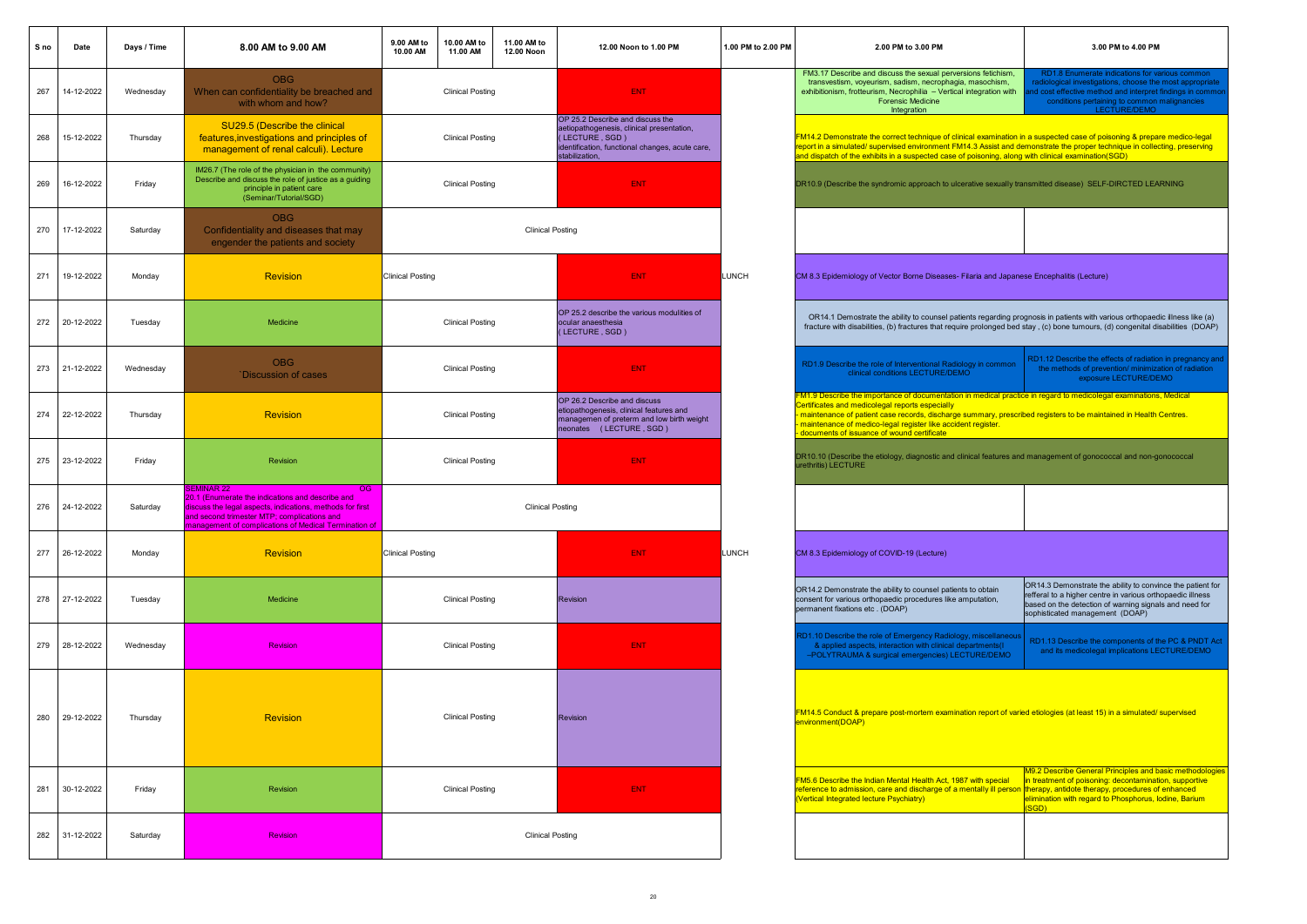| S no | Date | Days / Time | 8.00 AM to 9.00 AM | 9.00 AM to 10.00 AM | 10.00 AM to 11.00 AM | 11.00 AM to 12.00 Noon | 12.00 Noon to 1.00 PM | 1.00 PM to 2.00 PM | 2.00 PM to 3.00 PM | 3.00 PM to 4.00 PM |
|---|---|---|---|---|---|---|---|---|---|---|
| 267 | 14-12-2022 | Wednesday | OBG When can confidentiality be breached and with whom and how? | Clinical Posting | | | ENT | | FM3.17 Describe and discuss the sexual perversions fetichism, transvestism, voyeurism, sadism, necrophagia, masochism, exhibitionism, frotteurism, Necrophilia – Vertical integration with Forensic Medicine Integration | RD1.8 Enumerate indications for various common radiological investigations, choose the most appropriate and cost effective method and interpret findings in common conditions pertaining to common malignancies LECTURE/DEMO |
| 268 | 15-12-2022 | Thursday | SU29.5 (Describe the clinical features,investigations and principles of management of renal calculi). Lecture | Clinical Posting | | | OP 25.2 Describe and discuss the aetiopathogenesis, clinical presentation, ( LECTURE , SGD ) identification, functional changes, acute care, stabilization, | | FM14.2 Demonstrate the correct technique of clinical examination in a suspected case of poisoning & prepare medico-legal report in a simulated/ supervised environment FM14.3 Assist and demonstrate the proper technique in collecting, preserving and dispatch of the exhibits in a suspected case of poisoning, along with clinical examination(SGD) | |
| 269 | 16-12-2022 | Friday | IM26.7 (The role of the physician in the community) Describe and discuss the role of justice as a guiding principle in patient care (Seminar/Tutorial/SGD) | Clinical Posting | | | ENT | | DR10.9 (Describe the syndromic approach to ulcerative sexually transmitted disease) SELF-DIRCTED LEARNING | |
| 270 | 17-12-2022 | Saturday | OBG Confidentiality and diseases that may engender the patients and society | Clinical Posting | | | | | | |
| 271 | 19-12-2022 | Monday | Revision | Clinical Posting | | | ENT | LUNCH | CM 8.3 Epidemiology of Vector Borne Diseases- Filaria and Japanese Encephalitis (Lecture) | |
| 272 | 20-12-2022 | Tuesday | Medicine | Clinical Posting | | | OP 25.2 describe the various modulities of ocular anaesthesia ( LECTURE , SGD ) | | OR14.1 Demostrate the ability to counsel patients regarding prognosis in patients with various orthopaedic illness like (a) fracture with disabilities, (b) fractures that require prolonged bed stay , (c) bone tumours, (d) congenital disabilities (DOAP) | |
| 273 | 21-12-2022 | Wednesday | OBG `Discussion of cases | Clinical Posting | | | ENT | | RD1.9 Describe the role of Interventional Radiology in common clinical conditions LECTURE/DEMO | RD1.12 Describe the effects of radiation in pregnancy and the methods of prevention/ minimization of radiation exposure LECTURE/DEMO |
| 274 | 22-12-2022 | Thursday | Revision | Clinical Posting | | | OP 26.2 Describe and discuss etiopathogenesis, clinical features and managemen of preterm and low birth weight neonates ( LECTURE , SGD ) | | FM1.9 Describe the importance of documentation in medical practice in regard to medicolegal examinations, Medical Certificates and medicolegal reports especially - maintenance of patient case records, discharge summary, prescribed registers to be maintained in Health Centres. - maintenance of medico-legal register like accident register. - documents of issuance of wound certificate | |
| 275 | 23-12-2022 | Friday | Revision | Clinical Posting | | | ENT | | DR10.10 (Describe the etiology, diagnostic and clinical features and management of gonococcal and non-gonococcal urethritis) LECTURE | |
| 276 | 24-12-2022 | Saturday | SEMINAR 22 OG 20.1 (Enumerate the indications and describe and discuss the legal aspects, indications, methods for first and second trimester MTP; complications and management of complications of Medical Termination of | Clinical Posting | | | | | | |
| 277 | 26-12-2022 | Monday | Revision | Clinical Posting | | | ENT | LUNCH | CM 8.3 Epidemiology of COVID-19 (Lecture) | |
| 278 | 27-12-2022 | Tuesday | Medicine | Clinical Posting | | | Revision | | OR14.2 Demonstrate the ability to counsel patients to obtain consent for various orthopaedic procedures like amputation, permanent fixations etc . (DOAP) | OR14.3 Demonstrate the ability to convince the patient for refferal to a higher centre in various orthopaedic illness based on the detection of warning signals and need for sophisticated management (DOAP) |
| 279 | 28-12-2022 | Wednesday | Revision | Clinical Posting | | | ENT | | RD1.10 Describe the role of Emergency Radiology, miscellaneous & applied aspects, interaction with clinical departments() –POLYTRAUMA & surgical emergencies) LECTURE/DEMO | RD1.13 Describe the components of the PC & PNDT Act and its medicolegal implications LECTURE/DEMO |
| 280 | 29-12-2022 | Thursday | Revision | Clinical Posting | | | Revision | | FM14.5 Conduct & prepare post-mortem examination report of varied etiologies (at least 15) in a simulated/ supervised environment(DOAP) | |
| 281 | 30-12-2022 | Friday | Revision | Clinical Posting | | | ENT | | FM5.6 Describe the Indian Mental Health Act, 1987 with special reference to admission, care and discharge of a mentally ill person (Vertical Integrated lecture Psychiatry) | M9.2 Describe General Principles and basic methodologies in treatment of poisoning: decontamination, supportive therapy, antidote therapy, procedures of enhanced elimination with regard to Phosphorus, Iodine, Barium (SGD) |
| 282 | 31-12-2022 | Saturday | Revision | Clinical Posting | | | | | | |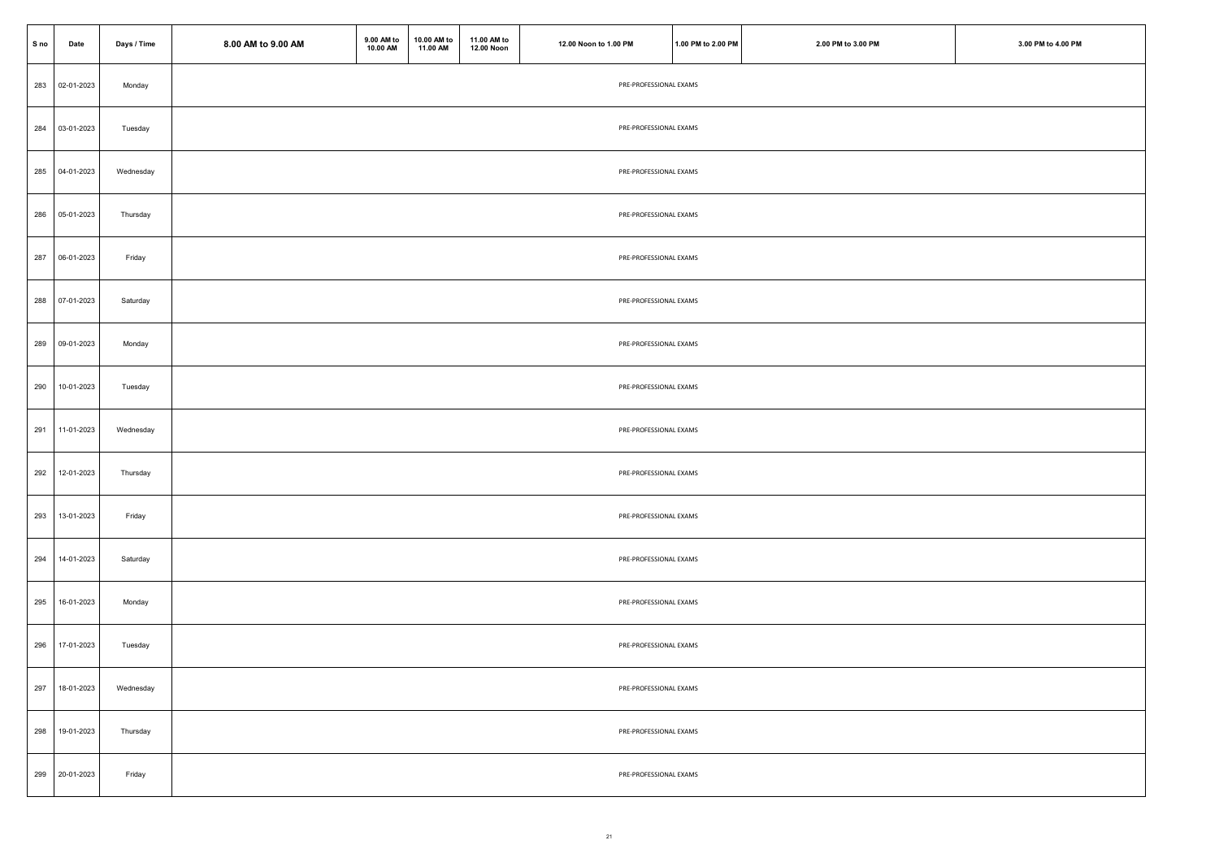| S no | Date | Days / Time | 8.00 AM to 9.00 AM | 9.00 AM to 10.00 AM | 10.00 AM to 11.00 AM | 11.00 AM to 12.00 Noon | 12.00 Noon to 1.00 PM | 1.00 PM to 2.00 PM | 2.00 PM to 3.00 PM | 3.00 PM to 4.00 PM |
|---|---|---|---|---|---|---|---|---|---|---|
| 283 | 02-01-2023 | Monday | PRE-PROFESSIONAL EXAMS | | | | | | | |
| 284 | 03-01-2023 | Tuesday | PRE-PROFESSIONAL EXAMS | | | | | | | |
| 285 | 04-01-2023 | Wednesday | PRE-PROFESSIONAL EXAMS | | | | | | | |
| 286 | 05-01-2023 | Thursday | PRE-PROFESSIONAL EXAMS | | | | | | | |
| 287 | 06-01-2023 | Friday | PRE-PROFESSIONAL EXAMS | | | | | | | |
| 288 | 07-01-2023 | Saturday | PRE-PROFESSIONAL EXAMS | | | | | | | |
| 289 | 09-01-2023 | Monday | PRE-PROFESSIONAL EXAMS | | | | | | | |
| 290 | 10-01-2023 | Tuesday | PRE-PROFESSIONAL EXAMS | | | | | | | |
| 291 | 11-01-2023 | Wednesday | PRE-PROFESSIONAL EXAMS | | | | | | | |
| 292 | 12-01-2023 | Thursday | PRE-PROFESSIONAL EXAMS | | | | | | | |
| 293 | 13-01-2023 | Friday | PRE-PROFESSIONAL EXAMS | | | | | | | |
| 294 | 14-01-2023 | Saturday | PRE-PROFESSIONAL EXAMS | | | | | | | |
| 295 | 16-01-2023 | Monday | PRE-PROFESSIONAL EXAMS | | | | | | | |
| 296 | 17-01-2023 | Tuesday | PRE-PROFESSIONAL EXAMS | | | | | | | |
| 297 | 18-01-2023 | Wednesday | PRE-PROFESSIONAL EXAMS | | | | | | | |
| 298 | 19-01-2023 | Thursday | PRE-PROFESSIONAL EXAMS | | | | | | | |
| 299 | 20-01-2023 | Friday | PRE-PROFESSIONAL EXAMS | | | | | | | |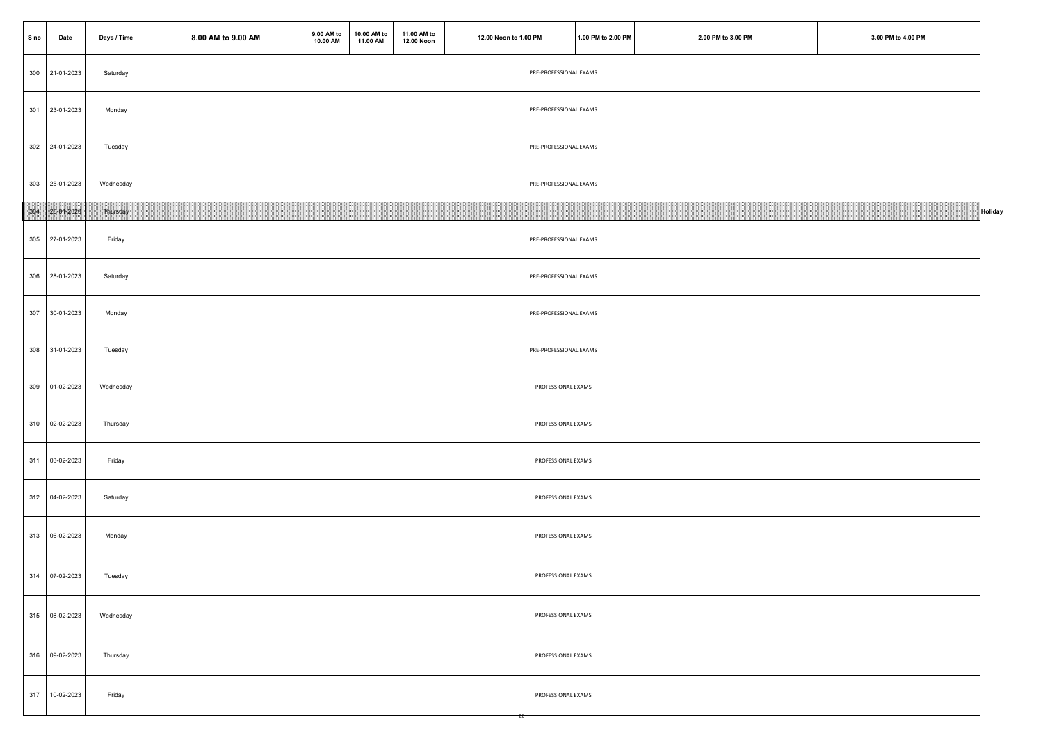| S no | Date | Days / Time | 8.00 AM to 9.00 AM | 9.00 AM to 10.00 AM | 10.00 AM to 11.00 AM | 11.00 AM to 12.00 Noon | 12.00 Noon to 1.00 PM | 1.00 PM to 2.00 PM | 2.00 PM to 3.00 PM | 3.00 PM to 4.00 PM | |
|---|---|---|---|---|---|---|---|---|---|---|---|
| 300 | 21-01-2023 | Saturday | PRE-PROFESSIONAL EXAMS | | | | | | | | |
| 301 | 23-01-2023 | Monday | PRE-PROFESSIONAL EXAMS | | | | | | | | |
| 302 | 24-01-2023 | Tuesday | PRE-PROFESSIONAL EXAMS | | | | | | | | |
| 303 | 25-01-2023 | Wednesday | PRE-PROFESSIONAL EXAMS | | | | | | | | |
| 304 | 26-01-2023 | Thursday | | | | | | | | | Holiday |
| 305 | 27-01-2023 | Friday | PRE-PROFESSIONAL EXAMS | | | | | | | | |
| 306 | 28-01-2023 | Saturday | PRE-PROFESSIONAL EXAMS | | | | | | | | |
| 307 | 30-01-2023 | Monday | PRE-PROFESSIONAL EXAMS | | | | | | | | |
| 308 | 31-01-2023 | Tuesday | PRE-PROFESSIONAL EXAMS | | | | | | | | |
| 309 | 01-02-2023 | Wednesday | PROFESSIONAL EXAMS | | | | | | | | |
| 310 | 02-02-2023 | Thursday | PROFESSIONAL EXAMS | | | | | | | | |
| 311 | 03-02-2023 | Friday | PROFESSIONAL EXAMS | | | | | | | | |
| 312 | 04-02-2023 | Saturday | PROFESSIONAL EXAMS | | | | | | | | |
| 313 | 06-02-2023 | Monday | PROFESSIONAL EXAMS | | | | | | | | |
| 314 | 07-02-2023 | Tuesday | PROFESSIONAL EXAMS | | | | | | | | |
| 315 | 08-02-2023 | Wednesday | PROFESSIONAL EXAMS | | | | | | | | |
| 316 | 09-02-2023 | Thursday | PROFESSIONAL EXAMS | | | | | | | | |
| 317 | 10-02-2023 | Friday | PROFESSIONAL EXAMS | | | | | | | | |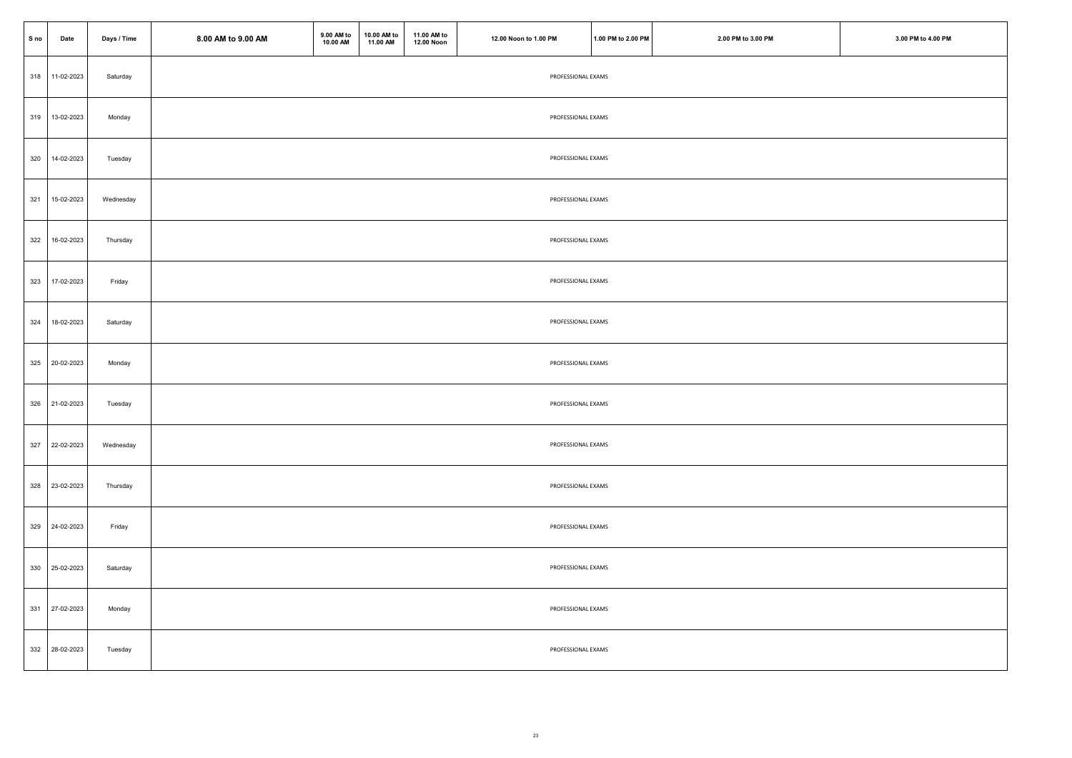| S no | Date | Days / Time | 8.00 AM to 9.00 AM | 9.00 AM to 10.00 AM | 10.00 AM to 11.00 AM | 11.00 AM to 12.00 Noon | 12.00 Noon to 1.00 PM | 1.00 PM to 2.00 PM | 2.00 PM to 3.00 PM | 3.00 PM to 4.00 PM |
|---|---|---|---|---|---|---|---|---|---|---|
| 318 | 11-02-2023 | Saturday | PROFESSIONAL EXAMS | | | | | | | |
| 319 | 13-02-2023 | Monday | PROFESSIONAL EXAMS | | | | | | | |
| 320 | 14-02-2023 | Tuesday | PROFESSIONAL EXAMS | | | | | | | |
| 321 | 15-02-2023 | Wednesday | PROFESSIONAL EXAMS | | | | | | | |
| 322 | 16-02-2023 | Thursday | PROFESSIONAL EXAMS | | | | | | | |
| 323 | 17-02-2023 | Friday | PROFESSIONAL EXAMS | | | | | | | |
| 324 | 18-02-2023 | Saturday | PROFESSIONAL EXAMS | | | | | | | |
| 325 | 20-02-2023 | Monday | PROFESSIONAL EXAMS | | | | | | | |
| 326 | 21-02-2023 | Tuesday | PROFESSIONAL EXAMS | | | | | | | |
| 327 | 22-02-2023 | Wednesday | PROFESSIONAL EXAMS | | | | | | | |
| 328 | 23-02-2023 | Thursday | PROFESSIONAL EXAMS | | | | | | | |
| 329 | 24-02-2023 | Friday | PROFESSIONAL EXAMS | | | | | | | |
| 330 | 25-02-2023 | Saturday | PROFESSIONAL EXAMS | | | | | | | |
| 331 | 27-02-2023 | Monday | PROFESSIONAL EXAMS | | | | | | | |
| 332 | 28-02-2023 | Tuesday | PROFESSIONAL EXAMS | | | | | | | |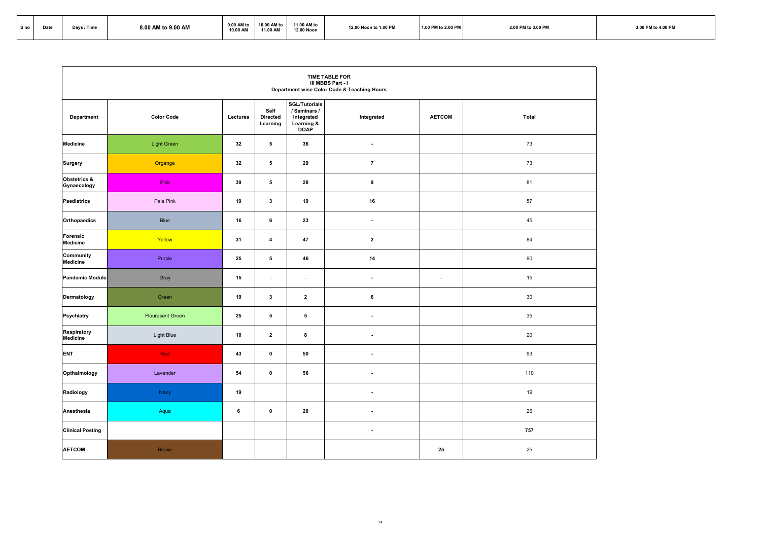| S no | Date | Days / Time | 8.00 AM to 9.00 AM | 9.00 AM to 10.00 AM | 10.00 AM to 11.00 AM | 11.00 AM to 12.00 Noon | 12.00 Noon to 1.00 PM | 1.00 PM to 2.00 PM | 2.00 PM to 3.00 PM | 3.00 PM to 4.00 PM |
|---|---|---|---|---|---|---|---|---|---|---|

**TIME TABLE FOR**
**III MBBS Part - I**
**Department wise Color Code & Teaching Hours**

| Department | Color Code | Lectures | Self Directed Learning | SGL/Tutorials / Seminars / Integrated Learning & DOAP | Integrated | AETCOM | Total |
|---|---|---|---|---|---|---|---|
| Medicine | Light Green | 32 | 5 | 36 | - | | 73 |
| Surgery | Organge | 32 | 5 | 29 | 7 | | 73 |
| Obstetrics & Gynaecology | Pink | 39 | 5 | 28 | 9 | | 81 |
| Paediatrics | Pale Pink | 19 | 3 | 19 | 16 | | 57 |
| Orthopaedics | Blue | 16 | 6 | 23 | - | | 45 |
| Forensic Medicine | Yellow | 31 | 4 | 47 | 2 | | 84 |
| Community Medicine | Purple | 25 | 5 | 46 | 14 | | 90 |
| Pandemic Module | Gray | 15 | - | - | - | - | 15 |
| Dermatology | Green | 19 | 3 | 2 | 6 | | 30 |
| Psychiatry | Flouresent Green | 25 | 5 | 5 | - | | 35 |
| Respiratory Medicine | Light Blue | 10 | 2 | 8 | - | | 20 |
| ENT | Red | 43 | 0 | 50 | - | | 93 |
| Opthalmology | Lavender | 54 | 0 | 56 | - | | 110 |
| Radiology | Navy | 19 | | | - | | 19 |
| Anesthesia | Aqua | 6 | 0 | 20 | - | | 26 |
| Clinical Posting | | | | | - | | 757 |
| AETCOM | Brown | | | | | 25 | 25 |